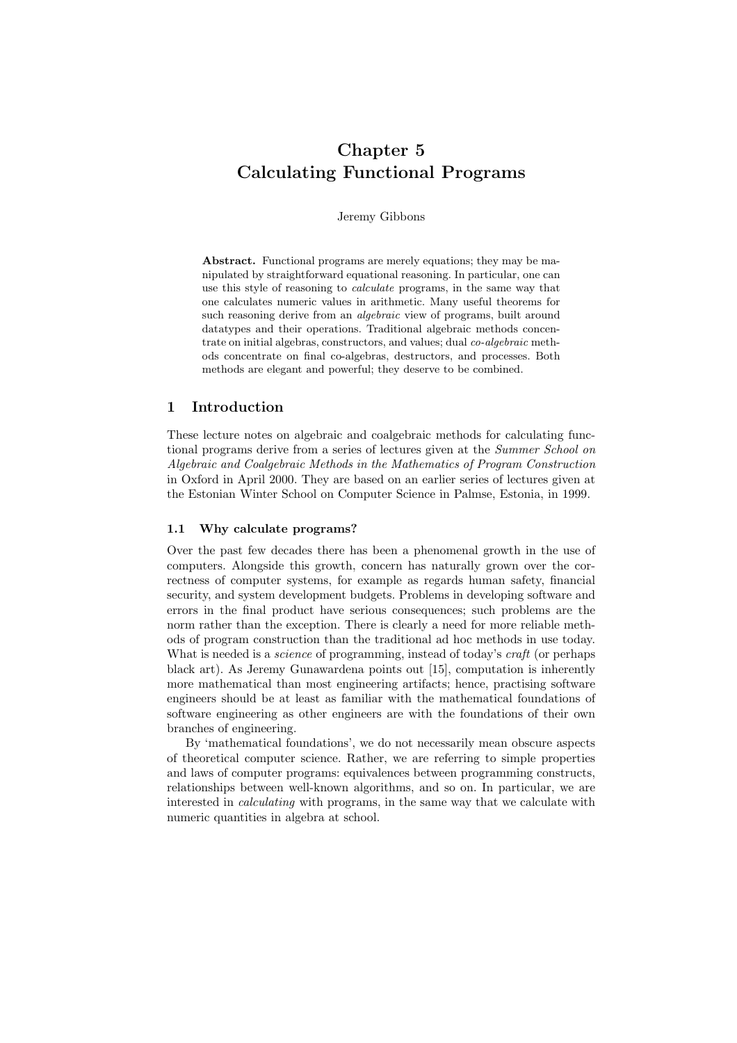# Chapter 5
# Calculating Functional Programs

Jeremy Gibbons

**Abstract.** Functional programs are merely equations; they may be manipulated by straightforward equational reasoning. In particular, one can use this style of reasoning to *calculate* programs, in the same way that one calculates numeric values in arithmetic. Many useful theorems for such reasoning derive from an *algebraic* view of programs, built around datatypes and their operations. Traditional algebraic methods concentrate on initial algebras, constructors, and values; dual *co-algebraic* methods concentrate on final co-algebras, destructors, and processes. Both methods are elegant and powerful; they deserve to be combined.

## 1 Introduction

These lecture notes on algebraic and coalgebraic methods for calculating functional programs derive from a series of lectures given at the *Summer School on Algebraic and Coalgebraic Methods in the Mathematics of Program Construction* in Oxford in April 2000. They are based on an earlier series of lectures given at the Estonian Winter School on Computer Science in Palmse, Estonia, in 1999.

### 1.1 Why calculate programs?

Over the past few decades there has been a phenomenal growth in the use of computers. Alongside this growth, concern has naturally grown over the correctness of computer systems, for example as regards human safety, financial security, and system development budgets. Problems in developing software and errors in the final product have serious consequences; such problems are the norm rather than the exception. There is clearly a need for more reliable methods of program construction than the traditional ad hoc methods in use today. What is needed is a *science* of programming, instead of today's *craft* (or perhaps black art). As Jeremy Gunawardena points out [15], computation is inherently more mathematical than most engineering artifacts; hence, practising software engineers should be at least as familiar with the mathematical foundations of software engineering as other engineers are with the foundations of their own branches of engineering.

By 'mathematical foundations', we do not necessarily mean obscure aspects of theoretical computer science. Rather, we are referring to simple properties and laws of computer programs: equivalences between programming constructs, relationships between well-known algorithms, and so on. In particular, we are interested in *calculating* with programs, in the same way that we calculate with numeric quantities in algebra at school.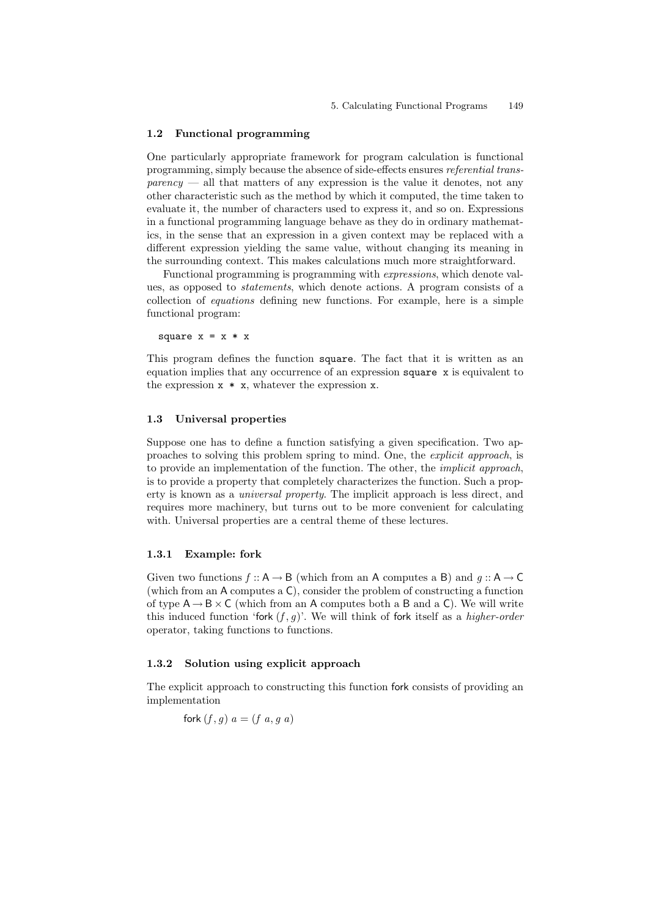### 1.2 Functional programming

One particularly appropriate framework for program calculation is functional programming, simply because the absence of side-effects ensures *referential transparency* — all that matters of any expression is the value it denotes, not any other characteristic such as the method by which it computed, the time taken to evaluate it, the number of characters used to express it, and so on. Expressions in a functional programming language behave as they do in ordinary mathematics, in the sense that an expression in a given context may be replaced with a different expression yielding the same value, without changing its meaning in the surrounding context. This makes calculations much more straightforward.

Functional programming is programming with *expressions*, which denote values, as opposed to *statements*, which denote actions. A program consists of a collection of *equations* defining new functions. For example, here is a simple functional program:

```
square x = x * x
```

This program defines the function `square`. The fact that it is written as an equation implies that any occurrence of an expression `square x` is equivalent to the expression `x * x`, whatever the expression `x`.

### 1.3 Universal properties

Suppose one has to define a function satisfying a given specification. Two approaches to solving this problem spring to mind. One, the *explicit approach*, is to provide an implementation of the function. The other, the *implicit approach*, is to provide a property that completely characterizes the function. Such a property is known as a *universal property*. The implicit approach is less direct, and requires more machinery, but turns out to be more convenient for calculating with. Universal properties are a central theme of these lectures.

#### 1.3.1 Example: fork

Given two functions $f :: \mathsf{A} \to \mathsf{B}$ (which from an A computes a B) and $g :: \mathsf{A} \to \mathsf{C}$ (which from an A computes a C), consider the problem of constructing a function of type $\mathsf{A} \to \mathsf{B} \times \mathsf{C}$ (which from an A computes both a B and a C). We will write this induced function '$\mathsf{fork}\ (f, g)$'. We will think of fork itself as a *higher-order* operator, taking functions to functions.

#### 1.3.2 Solution using explicit approach

The explicit approach to constructing this function fork consists of providing an implementation

$$\mathsf{fork}\ (f, g)\ a = (f\ a, g\ a)$$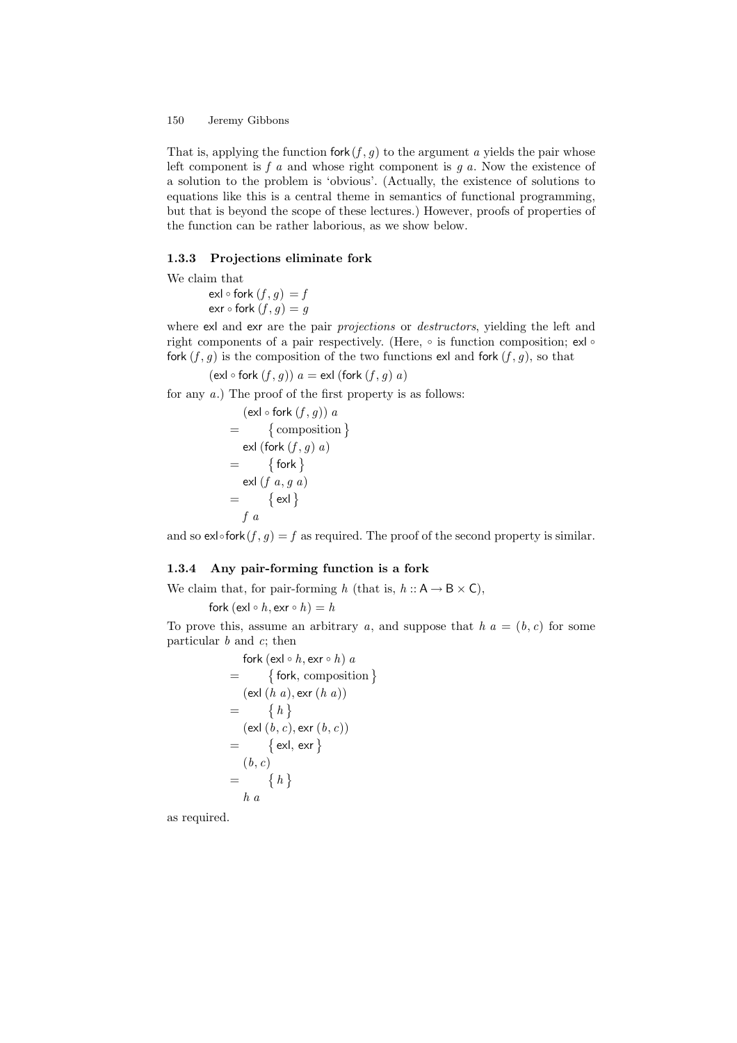That is, applying the function $\mathsf{fork}\,(f, g)$ to the argument $a$ yields the pair whose left component is $f\ a$ and whose right component is $g\ a$. Now the existence of a solution to the problem is 'obvious'. (Actually, the existence of solutions to equations like this is a central theme in semantics of functional programming, but that is beyond the scope of these lectures.) However, proofs of properties of the function can be rather laborious, as we show below.

### 1.3.3 Projections eliminate fork

We claim that

$$\begin{aligned} \mathsf{exl} \circ \mathsf{fork}\,(f, g) &= f \\ \mathsf{exr} \circ \mathsf{fork}\,(f, g) &= g \end{aligned}$$

where $\mathsf{exl}$ and $\mathsf{exr}$ are the pair *projections* or *destructors*, yielding the left and right components of a pair respectively. (Here, $\circ$ is function composition; $\mathsf{exl} \circ \mathsf{fork}\,(f, g)$ is the composition of the two functions $\mathsf{exl}$ and $\mathsf{fork}\,(f, g)$, so that

$$(\mathsf{exl} \circ \mathsf{fork}\,(f, g))\ a = \mathsf{exl}\ (\mathsf{fork}\,(f, g)\ a)$$

for any $a$.) The proof of the first property is as follows:

$$\begin{aligned} & (\mathsf{exl} \circ \mathsf{fork}\,(f, g))\ a \\ = & \quad \{\ \text{composition}\ \} \\ & \mathsf{exl}\ (\mathsf{fork}\,(f, g)\ a) \\ = & \quad \{\ \mathsf{fork}\ \} \\ & \mathsf{exl}\ (f\ a, g\ a) \\ = & \quad \{\ \mathsf{exl}\ \} \\ & f\ a \end{aligned}$$

and so $\mathsf{exl} \circ \mathsf{fork}\,(f, g) = f$ as required. The proof of the second property is similar.

### 1.3.4 Any pair-forming function is a fork

We claim that, for pair-forming $h$ (that is, $h :: \mathsf{A} \rightarrow \mathsf{B} \times \mathsf{C}$),

$$\mathsf{fork}\ (\mathsf{exl} \circ h, \mathsf{exr} \circ h) = h$$

To prove this, assume an arbitrary $a$, and suppose that $h\ a = (b, c)$ for some particular $b$ and $c$; then

$$\begin{aligned} & \mathsf{fork}\ (\mathsf{exl} \circ h, \mathsf{exr} \circ h)\ a \\ = & \quad \{\ \mathsf{fork},\ \text{composition}\ \} \\ & (\mathsf{exl}\ (h\ a), \mathsf{exr}\ (h\ a)) \\ = & \quad \{\ h\ \} \\ & (\mathsf{exl}\ (b, c), \mathsf{exr}\ (b, c)) \\ = & \quad \{\ \mathsf{exl},\ \mathsf{exr}\ \} \\ & (b, c) \\ = & \quad \{\ h\ \} \\ & h\ a \end{aligned}$$

as required.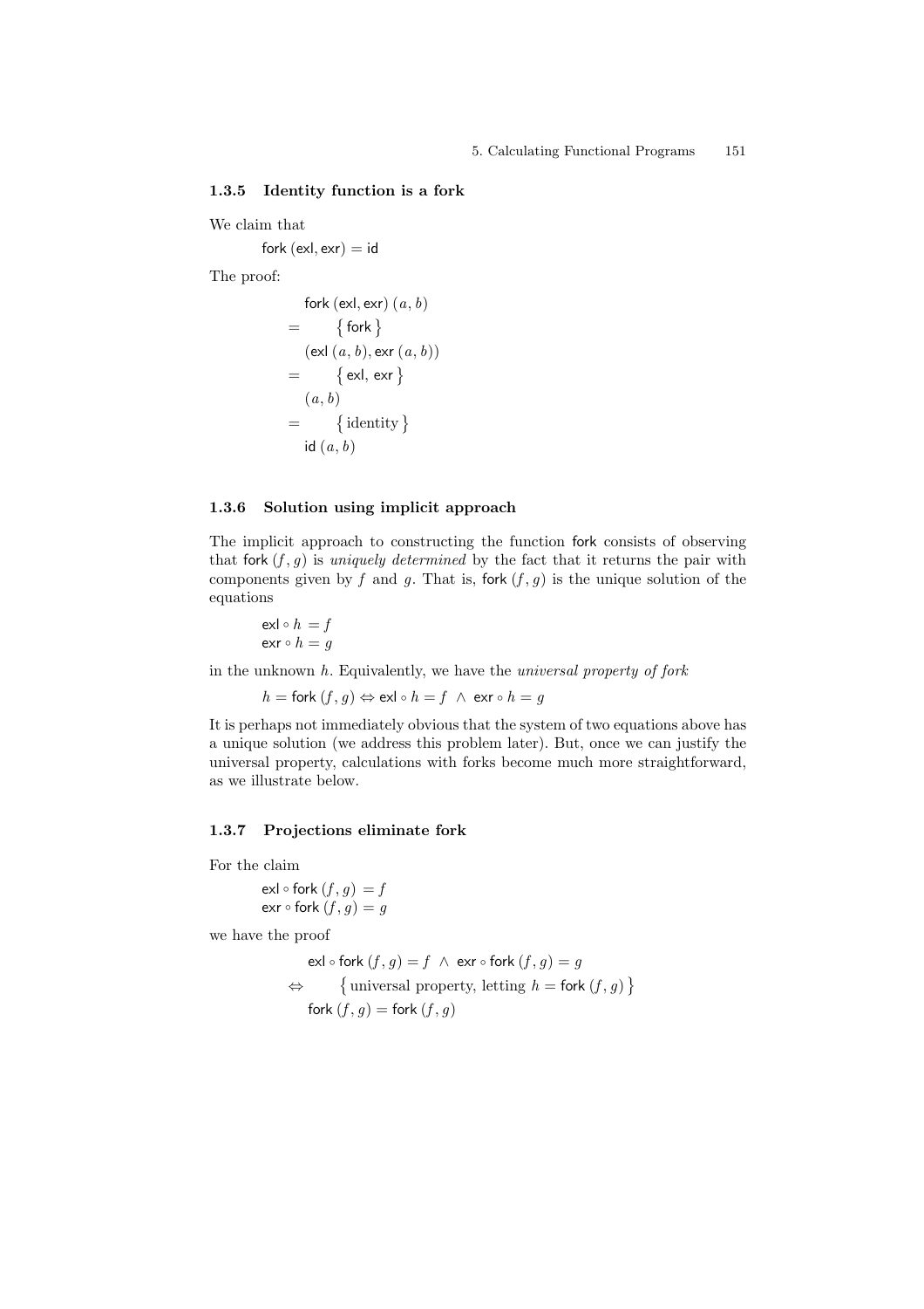### 1.3.5 Identity function is a fork

We claim that

$$\mathsf{fork}\ (\mathsf{exl}, \mathsf{exr}) = \mathsf{id}$$

The proof:

$$
\begin{array}{ll}
 & \mathsf{fork}\ (\mathsf{exl}, \mathsf{exr})\ (a, b) \\
= & \quad \{\ \mathsf{fork}\ \} \\
 & (\mathsf{exl}\ (a, b), \mathsf{exr}\ (a, b)) \\
= & \quad \{\ \mathsf{exl},\ \mathsf{exr}\ \} \\
 & (a, b) \\
= & \quad \{\ \text{identity}\ \} \\
 & \mathsf{id}\ (a, b)
\end{array}
$$

### 1.3.6 Solution using implicit approach

The implicit approach to constructing the function fork consists of observing that $\mathsf{fork}\ (f, g)$ is *uniquely determined* by the fact that it returns the pair with components given by $f$ and $g$. That is, $\mathsf{fork}\ (f, g)$ is the unique solution of the equations

$$
\begin{aligned}
\mathsf{exl} \circ h &= f \\
\mathsf{exr} \circ h &= g
\end{aligned}
$$

in the unknown $h$. Equivalently, we have the *universal property of fork*

$$h = \mathsf{fork}\ (f, g) \Leftrightarrow \mathsf{exl} \circ h = f\ \wedge\ \mathsf{exr} \circ h = g$$

It is perhaps not immediately obvious that the system of two equations above has a unique solution (we address this problem later). But, once we can justify the universal property, calculations with forks become much more straightforward, as we illustrate below.

### 1.3.7 Projections eliminate fork

For the claim

$$
\begin{aligned}
\mathsf{exl} \circ \mathsf{fork}\ (f, g) &= f \\
\mathsf{exr} \circ \mathsf{fork}\ (f, g) &= g
\end{aligned}
$$

we have the proof

$$
\begin{array}{ll}
 & \mathsf{exl} \circ \mathsf{fork}\ (f, g) = f\ \wedge\ \mathsf{exr} \circ \mathsf{fork}\ (f, g) = g \\
\Leftrightarrow & \quad \{\ \text{universal property, letting } h = \mathsf{fork}\ (f, g)\ \} \\
 & \mathsf{fork}\ (f, g) = \mathsf{fork}\ (f, g)
\end{array}
$$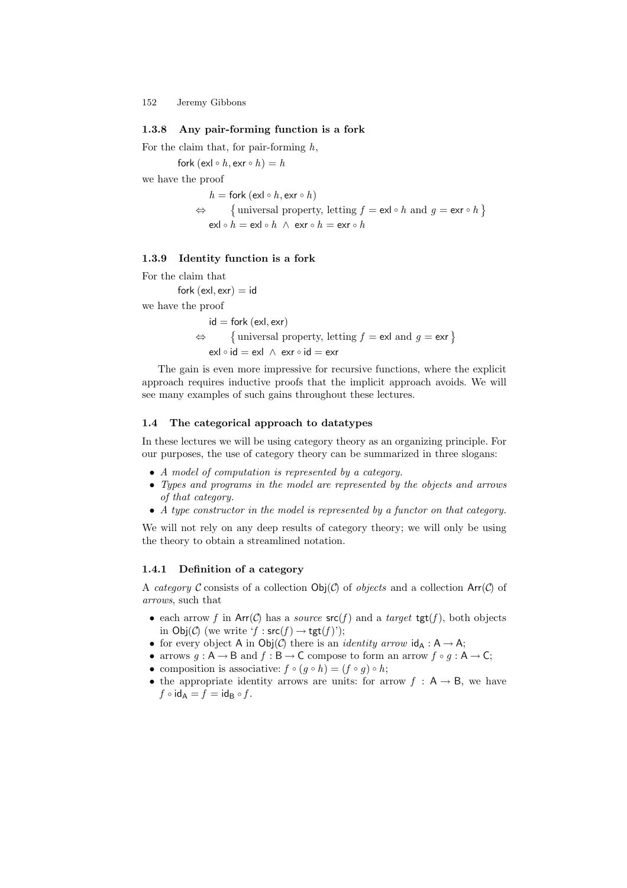### 1.3.8 Any pair-forming function is a fork

For the claim that, for pair-forming $h$,

$$\mathsf{fork}\ (\mathsf{exl} \circ h, \mathsf{exr} \circ h) = h$$

we have the proof

$$
\begin{array}{ll}
 & h = \mathsf{fork}\ (\mathsf{exl} \circ h, \mathsf{exr} \circ h) \\
\Leftrightarrow & \quad \{ \text{universal property, letting } f = \mathsf{exl} \circ h \text{ and } g = \mathsf{exr} \circ h \} \\
 & \mathsf{exl} \circ h = \mathsf{exl} \circ h \ \wedge\ \mathsf{exr} \circ h = \mathsf{exr} \circ h
\end{array}
$$

### 1.3.9 Identity function is a fork

For the claim that

$$\mathsf{fork}\ (\mathsf{exl}, \mathsf{exr}) = \mathsf{id}$$

we have the proof

$$
\begin{array}{ll}
 & \mathsf{id} = \mathsf{fork}\ (\mathsf{exl}, \mathsf{exr}) \\
\Leftrightarrow & \quad \{ \text{universal property, letting } f = \mathsf{exl} \text{ and } g = \mathsf{exr} \} \\
 & \mathsf{exl} \circ \mathsf{id} = \mathsf{exl} \ \wedge\ \mathsf{exr} \circ \mathsf{id} = \mathsf{exr}
\end{array}
$$

The gain is even more impressive for recursive functions, where the explicit approach requires inductive proofs that the implicit approach avoids. We will see many examples of such gains throughout these lectures.

## 1.4 The categorical approach to datatypes

In these lectures we will be using category theory as an organizing principle. For our purposes, the use of category theory can be summarized in three slogans:

- *A model of computation is represented by a category.*
- *Types and programs in the model are represented by the objects and arrows of that category.*
- *A type constructor in the model is represented by a functor on that category.*

We will not rely on any deep results of category theory; we will only be using the theory to obtain a streamlined notation.

### 1.4.1 Definition of a category

A *category* $\mathcal{C}$ consists of a collection $\mathsf{Obj}(\mathcal{C})$ of *objects* and a collection $\mathsf{Arr}(\mathcal{C})$ of *arrows*, such that

- each arrow $f$ in $\mathsf{Arr}(\mathcal{C})$ has a *source* $\mathsf{src}(f)$ and a *target* $\mathsf{tgt}(f)$, both objects in $\mathsf{Obj}(\mathcal{C})$ (we write '$f : \mathsf{src}(f) \to \mathsf{tgt}(f)$');
- for every object $\mathsf{A}$ in $\mathsf{Obj}(\mathcal{C})$ there is an *identity arrow* $\mathsf{id}_\mathsf{A} : \mathsf{A} \to \mathsf{A}$;
- arrows $g : \mathsf{A} \to \mathsf{B}$ and $f : \mathsf{B} \to \mathsf{C}$ compose to form an arrow $f \circ g : \mathsf{A} \to \mathsf{C}$;
- composition is associative: $f \circ (g \circ h) = (f \circ g) \circ h$;
- the appropriate identity arrows are units: for arrow $f : \mathsf{A} \to \mathsf{B}$, we have $f \circ \mathsf{id}_\mathsf{A} = f = \mathsf{id}_\mathsf{B} \circ f$.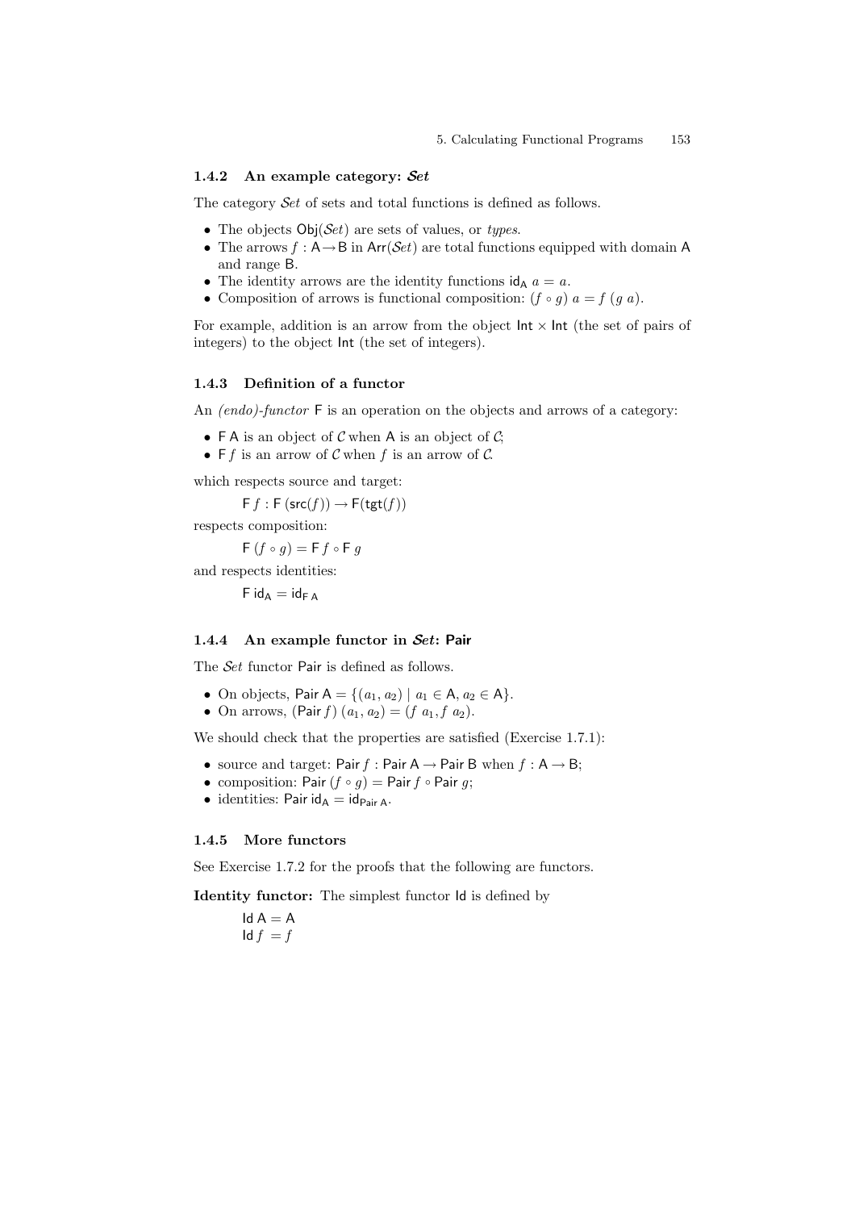### 1.4.2 An example category: *Set*

The category *Set* of sets and total functions is defined as follows.

- The objects $\mathsf{Obj}(\mathcal{S}et)$ are sets of values, or *types*.
- The arrows $f : \mathsf{A} \to \mathsf{B}$ in $\mathsf{Arr}(\mathcal{S}et)$ are total functions equipped with domain $\mathsf{A}$ and range $\mathsf{B}$.
- The identity arrows are the identity functions $\mathsf{id_A}\ a = a$.
- Composition of arrows is functional composition: $(f \circ g)\ a = f\ (g\ a)$.

For example, addition is an arrow from the object $\mathsf{Int} \times \mathsf{Int}$ (the set of pairs of integers) to the object $\mathsf{Int}$ (the set of integers).

### 1.4.3 Definition of a functor

An *(endo)-functor* $\mathsf{F}$ is an operation on the objects and arrows of a category:

- $\mathsf{F\ A}$ is an object of $\mathcal{C}$ when $\mathsf{A}$ is an object of $\mathcal{C}$;
- $\mathsf{F}\ f$ is an arrow of $\mathcal{C}$ when $f$ is an arrow of $\mathcal{C}$.

which respects source and target:

$$\mathsf{F}\ f : \mathsf{F}\ (\mathsf{src}(f)) \to \mathsf{F}(\mathsf{tgt}(f))$$

respects composition:

$$\mathsf{F}\ (f \circ g) = \mathsf{F}\ f \circ \mathsf{F}\ g$$

and respects identities:

$$\mathsf{F\ id_A} = \mathsf{id_{F\ A}}$$

### 1.4.4 An example functor in *Set*: Pair

The *Set* functor $\mathsf{Pair}$ is defined as follows.

- On objects, $\mathsf{Pair\ A} = \{(a_1, a_2) \mid a_1 \in \mathsf{A}, a_2 \in \mathsf{A}\}$.
- On arrows, $(\mathsf{Pair}\ f)\ (a_1, a_2) = (f\ a_1, f\ a_2)$.

We should check that the properties are satisfied (Exercise 1.7.1):

- source and target: $\mathsf{Pair}\ f : \mathsf{Pair\ A} \to \mathsf{Pair\ B}$ when $f : \mathsf{A} \to \mathsf{B}$;
- composition: $\mathsf{Pair}\ (f \circ g) = \mathsf{Pair}\ f \circ \mathsf{Pair}\ g$;
- identities: $\mathsf{Pair\ id_A} = \mathsf{id_{Pair\ A}}$.

### 1.4.5 More functors

See Exercise 1.7.2 for the proofs that the following are functors.

**Identity functor:** The simplest functor $\mathsf{Id}$ is defined by

$$\mathsf{Id\ A} = \mathsf{A}$$
$$\mathsf{Id}\ f = f$$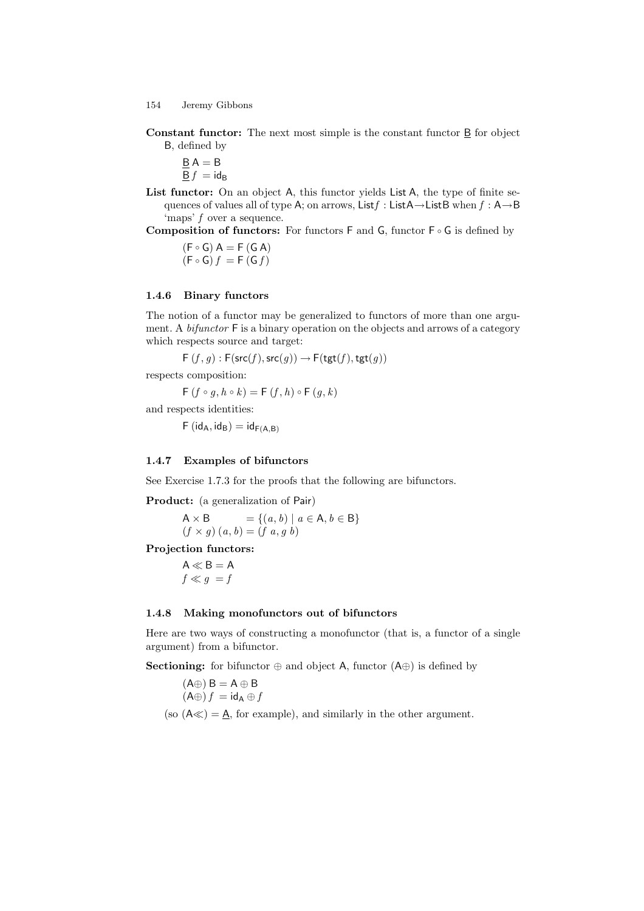**Constant functor:** The next most simple is the constant functor $\underline{\mathsf{B}}$ for object $\mathsf{B}$, defined by

$$\underline{\mathsf{B}}\,\mathsf{A} = \mathsf{B}$$
$$\underline{\mathsf{B}}\,f \;= \mathsf{id_B}$$

**List functor:** On an object $\mathsf{A}$, this functor yields $\mathsf{List\,A}$, the type of finite sequences of values all of type $\mathsf{A}$; on arrows, $\mathsf{List}f : \mathsf{ListA} \to \mathsf{ListB}$ when $f : \mathsf{A} \to \mathsf{B}$ 'maps' $f$ over a sequence.

**Composition of functors:** For functors $\mathsf{F}$ and $\mathsf{G}$, functor $\mathsf{F} \circ \mathsf{G}$ is defined by

$$(\mathsf{F} \circ \mathsf{G})\,\mathsf{A} = \mathsf{F}\,(\mathsf{G}\,\mathsf{A})$$
$$(\mathsf{F} \circ \mathsf{G})\,f \;= \mathsf{F}\,(\mathsf{G}\,f)$$

### 1.4.6 Binary functors

The notion of a functor may be generalized to functors of more than one argument. A *bifunctor* $\mathsf{F}$ is a binary operation on the objects and arrows of a category which respects source and target:

$$\mathsf{F}\,(f, g) : \mathsf{F}(\mathsf{src}(f), \mathsf{src}(g)) \to \mathsf{F}(\mathsf{tgt}(f), \mathsf{tgt}(g))$$

respects composition:

$$\mathsf{F}\,(f \circ g, h \circ k) = \mathsf{F}\,(f, h) \circ \mathsf{F}\,(g, k)$$

and respects identities:

$$\mathsf{F}\,(\mathsf{id_A}, \mathsf{id_B}) = \mathsf{id}_{\mathsf{F(A,B)}}$$

### 1.4.7 Examples of bifunctors

See Exercise 1.7.3 for the proofs that the following are bifunctors.

**Product:** (a generalization of $\mathsf{Pair}$)

$$\mathsf{A} \times \mathsf{B} \qquad\quad = \{(a, b) \mid a \in \mathsf{A}, b \in \mathsf{B}\}$$
$$(f \times g)\,(a, b) = (f\ a, g\ b)$$

**Projection functors:**

$$\mathsf{A} \ll \mathsf{B} = \mathsf{A}$$
$$f \ll g \;= f$$

### 1.4.8 Making monofunctors out of bifunctors

Here are two ways of constructing a monofunctor (that is, a functor of a single argument) from a bifunctor.

**Sectioning:** for bifunctor $\oplus$ and object $\mathsf{A}$, functor $(\mathsf{A}\oplus)$ is defined by

$$(\mathsf{A}\oplus)\,\mathsf{B} = \mathsf{A} \oplus \mathsf{B}$$
$$(\mathsf{A}\oplus)\,f \;= \mathsf{id_A} \oplus f$$

(so $(\mathsf{A}\ll) = \underline{\mathsf{A}}$, for example), and similarly in the other argument.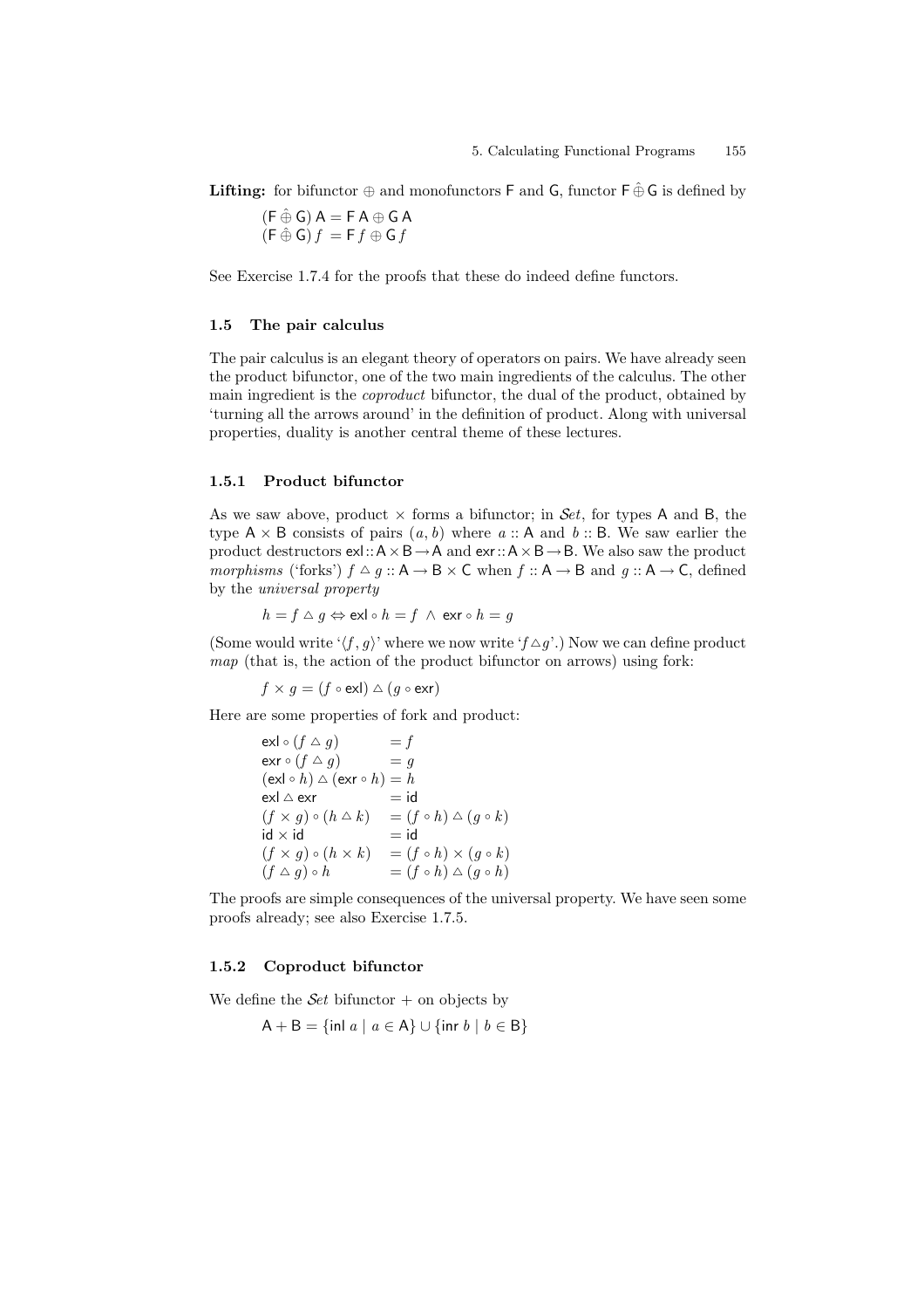**Lifting:** for bifunctor $\oplus$ and monofunctors $\mathsf{F}$ and $\mathsf{G}$, functor $\mathsf{F} \mathbin{\hat{\oplus}} \mathsf{G}$ is defined by

$$
\begin{aligned}
(\mathsf{F} \mathbin{\hat{\oplus}} \mathsf{G})\ \mathsf{A} &= \mathsf{F}\ \mathsf{A} \oplus \mathsf{G}\ \mathsf{A} \\
(\mathsf{F} \mathbin{\hat{\oplus}} \mathsf{G})\ f &= \mathsf{F}\ f \oplus \mathsf{G}\ f
\end{aligned}
$$

See Exercise 1.7.4 for the proofs that these do indeed define functors.

## 1.5 The pair calculus

The pair calculus is an elegant theory of operators on pairs. We have already seen the product bifunctor, one of the two main ingredients of the calculus. The other main ingredient is the *coproduct* bifunctor, the dual of the product, obtained by 'turning all the arrows around' in the definition of product. Along with universal properties, duality is another central theme of these lectures.

### 1.5.1 Product bifunctor

As we saw above, product $\times$ forms a bifunctor; in $\mathcal{S}et$, for types $\mathsf{A}$ and $\mathsf{B}$, the type $\mathsf{A} \times \mathsf{B}$ consists of pairs $(a, b)$ where $a :: \mathsf{A}$ and $b :: \mathsf{B}$. We saw earlier the product destructors $\mathsf{exl} :: \mathsf{A} \times \mathsf{B} \to \mathsf{A}$ and $\mathsf{exr} :: \mathsf{A} \times \mathsf{B} \to \mathsf{B}$. We also saw the product *morphisms* ('forks') $f \vartriangle g :: \mathsf{A} \to \mathsf{B} \times \mathsf{C}$ when $f :: \mathsf{A} \to \mathsf{B}$ and $g :: \mathsf{A} \to \mathsf{C}$, defined by the *universal property*

$$
h = f \vartriangle g \Leftrightarrow \mathsf{exl} \circ h = f \ \wedge\ \mathsf{exr} \circ h = g
$$

(Some would write '$\langle f, g \rangle$' where we now write '$f \vartriangle g$'.) Now we can define product *map* (that is, the action of the product bifunctor on arrows) using fork:

$$
f \times g = (f \circ \mathsf{exl}) \vartriangle (g \circ \mathsf{exr})
$$

Here are some properties of fork and product:

$$
\begin{aligned}
\mathsf{exl} \circ (f \vartriangle g) &= f \\
\mathsf{exr} \circ (f \vartriangle g) &= g \\
(\mathsf{exl} \circ h) \vartriangle (\mathsf{exr} \circ h) &= h \\
\mathsf{exl} \vartriangle \mathsf{exr} &= \mathsf{id} \\
(f \times g) \circ (h \vartriangle k) &= (f \circ h) \vartriangle (g \circ k) \\
\mathsf{id} \times \mathsf{id} &= \mathsf{id} \\
(f \times g) \circ (h \times k) &= (f \circ h) \times (g \circ k) \\
(f \vartriangle g) \circ h &= (f \circ h) \vartriangle (g \circ h)
\end{aligned}
$$

The proofs are simple consequences of the universal property. We have seen some proofs already; see also Exercise 1.7.5.

### 1.5.2 Coproduct bifunctor

We define the $\mathcal{S}et$ bifunctor $+$ on objects by

$$
\mathsf{A} + \mathsf{B} = \{\mathsf{inl}\ a \mid a \in \mathsf{A}\} \cup \{\mathsf{inr}\ b \mid b \in \mathsf{B}\}
$$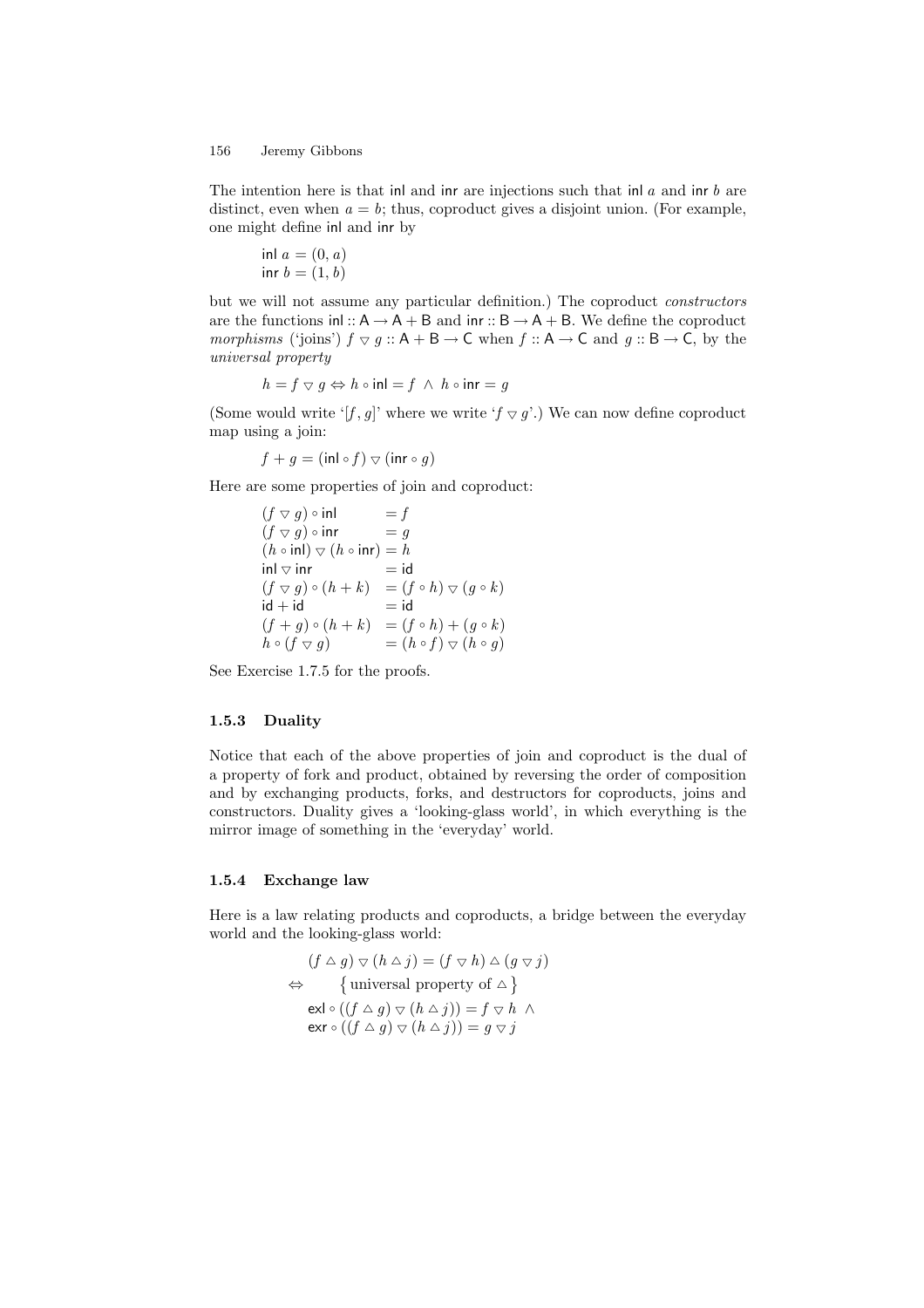The intention here is that inl and inr are injections such that inl $a$ and inr $b$ are distinct, even when $a = b$; thus, coproduct gives a disjoint union. (For example, one might define inl and inr by

$$\begin{aligned}
\mathsf{inl}\ a &= (0, a) \\
\mathsf{inr}\ b &= (1, b)
\end{aligned}$$

but we will not assume any particular definition.) The coproduct *constructors* are the functions $\mathsf{inl} :: \mathsf{A} \to \mathsf{A} + \mathsf{B}$ and $\mathsf{inr} :: \mathsf{B} \to \mathsf{A} + \mathsf{B}$. We define the coproduct *morphisms* ('joins') $f \triangledown g :: \mathsf{A} + \mathsf{B} \to \mathsf{C}$ when $f :: \mathsf{A} \to \mathsf{C}$ and $g :: \mathsf{B} \to \mathsf{C}$, by the *universal property*

$$h = f \triangledown g \Leftrightarrow h \circ \mathsf{inl} = f \ \wedge \ h \circ \mathsf{inr} = g$$

(Some would write '$[f, g]$' where we write '$f \triangledown g$'.) We can now define coproduct map using a join:

$$f + g = (\mathsf{inl} \circ f) \triangledown (\mathsf{inr} \circ g)$$

Here are some properties of join and coproduct:

$$\begin{aligned}
(f \triangledown g) \circ \mathsf{inl} &= f \\
(f \triangledown g) \circ \mathsf{inr} &= g \\
(h \circ \mathsf{inl}) \triangledown (h \circ \mathsf{inr}) &= h \\
\mathsf{inl} \triangledown \mathsf{inr} &= \mathsf{id} \\
(f \triangledown g) \circ (h + k) &= (f \circ h) \triangledown (g \circ k) \\
\mathsf{id} + \mathsf{id} &= \mathsf{id} \\
(f + g) \circ (h + k) &= (f \circ h) + (g \circ k) \\
h \circ (f \triangledown g) &= (h \circ f) \triangledown (h \circ g)
\end{aligned}$$

See Exercise 1.7.5 for the proofs.

### 1.5.3 Duality

Notice that each of the above properties of join and coproduct is the dual of a property of fork and product, obtained by reversing the order of composition and by exchanging products, forks, and destructors for coproducts, joins and constructors. Duality gives a 'looking-glass world', in which everything is the mirror image of something in the 'everyday' world.

### 1.5.4 Exchange law

Here is a law relating products and coproducts, a bridge between the everyday world and the looking-glass world:

$$\begin{aligned}
& (f \vartriangle g) \triangledown (h \vartriangle j) = (f \triangledown h) \vartriangle (g \triangledown j) \\
\Leftrightarrow \quad & \{\text{universal property of } \vartriangle\} \\
& \mathsf{exl} \circ ((f \vartriangle g) \triangledown (h \vartriangle j)) = f \triangledown h \ \wedge \\
& \mathsf{exr} \circ ((f \vartriangle g) \triangledown (h \vartriangle j)) = g \triangledown j
\end{aligned}$$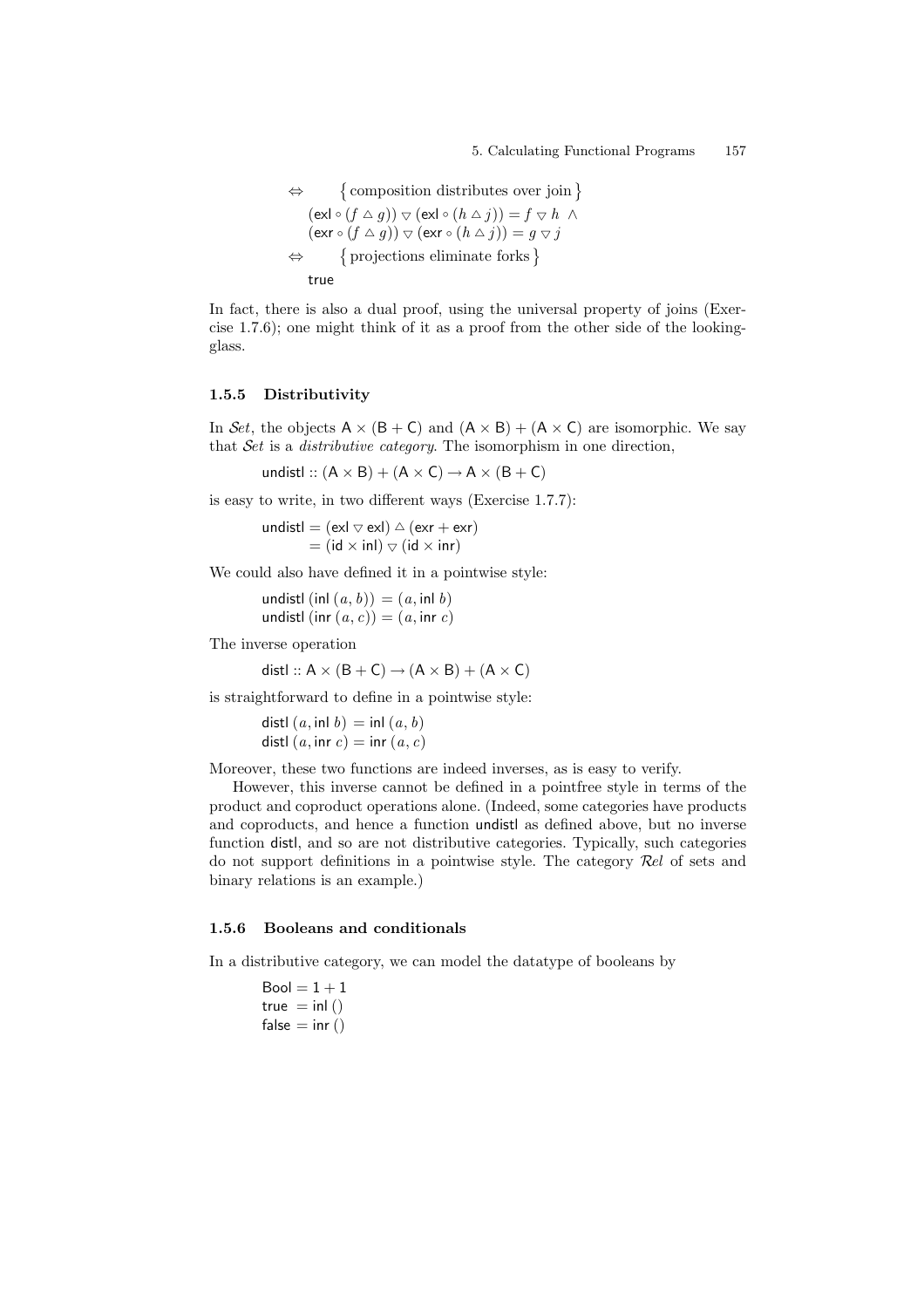$$\Leftrightarrow \qquad \{\text{composition distributes over join}\}$$

$$(\mathsf{exl} \circ (f \vartriangle g)) \triangledown (\mathsf{exl} \circ (h \vartriangle j)) = f \triangledown h \;\wedge$$
$$(\mathsf{exr} \circ (f \vartriangle g)) \triangledown (\mathsf{exr} \circ (h \vartriangle j)) = g \triangledown j$$

$$\Leftrightarrow \qquad \{\text{projections eliminate forks}\}$$

$$\mathsf{true}$$

In fact, there is also a dual proof, using the universal property of joins (Exercise 1.7.6); one might think of it as a proof from the other side of the looking-glass.

### 1.5.5 Distributivity

In $\mathcal{S}et$, the objects $\mathsf{A} \times (\mathsf{B} + \mathsf{C})$ and $(\mathsf{A} \times \mathsf{B}) + (\mathsf{A} \times \mathsf{C})$ are isomorphic. We say that $\mathcal{S}et$ is a *distributive category*. The isomorphism in one direction,

$$\mathsf{undistl} :: (\mathsf{A} \times \mathsf{B}) + (\mathsf{A} \times \mathsf{C}) \to \mathsf{A} \times (\mathsf{B} + \mathsf{C})$$

is easy to write, in two different ways (Exercise 1.7.7):

$$\begin{aligned} \mathsf{undistl} &= (\mathsf{exl} \triangledown \mathsf{exl}) \vartriangle (\mathsf{exr} + \mathsf{exr}) \\ &= (\mathsf{id} \times \mathsf{inl}) \triangledown (\mathsf{id} \times \mathsf{inr}) \end{aligned}$$

We could also have defined it in a pointwise style:

$$\begin{aligned} \mathsf{undistl}\ (\mathsf{inl}\ (a, b)) &= (a, \mathsf{inl}\ b) \\ \mathsf{undistl}\ (\mathsf{inr}\ (a, c)) &= (a, \mathsf{inr}\ c) \end{aligned}$$

The inverse operation

$$\mathsf{distl} :: \mathsf{A} \times (\mathsf{B} + \mathsf{C}) \to (\mathsf{A} \times \mathsf{B}) + (\mathsf{A} \times \mathsf{C})$$

is straightforward to define in a pointwise style:

$$\begin{aligned} \mathsf{distl}\ (a, \mathsf{inl}\ b) &= \mathsf{inl}\ (a, b) \\ \mathsf{distl}\ (a, \mathsf{inr}\ c) &= \mathsf{inr}\ (a, c) \end{aligned}$$

Moreover, these two functions are indeed inverses, as is easy to verify.

However, this inverse cannot be defined in a pointfree style in terms of the product and coproduct operations alone. (Indeed, some categories have products and coproducts, and hence a function undistl as defined above, but no inverse function distl, and so are not distributive categories. Typically, such categories do not support definitions in a pointwise style. The category $\mathcal{R}el$ of sets and binary relations is an example.)

### 1.5.6 Booleans and conditionals

In a distributive category, we can model the datatype of booleans by

$$\begin{aligned} \mathsf{Bool} &= 1 + 1 \\ \mathsf{true} &= \mathsf{inl}\ () \\ \mathsf{false} &= \mathsf{inr}\ () \end{aligned}$$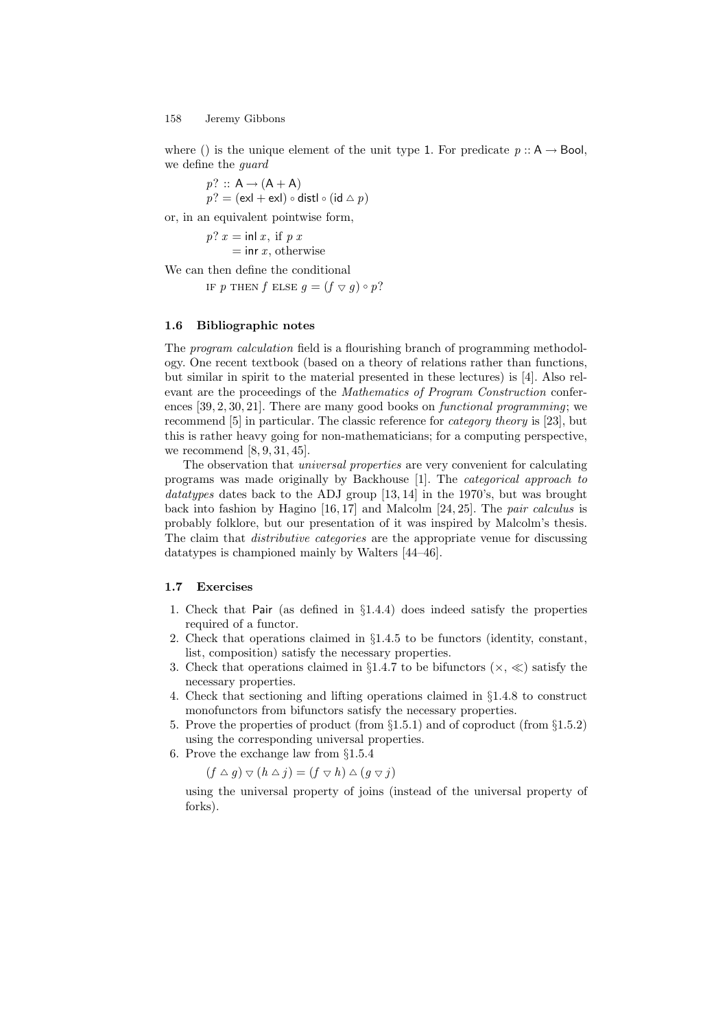where () is the unique element of the unit type $1$. For predicate $p :: \mathsf{A} \rightarrow \mathsf{Bool}$, we define the *guard*

$$p? :: \mathsf{A} \rightarrow (\mathsf{A} + \mathsf{A})$$
$$p? = (\mathsf{exl} + \mathsf{exl}) \circ \mathsf{distl} \circ (\mathsf{id} \vartriangle p)$$

or, in an equivalent pointwise form,

$$\begin{aligned} p?\, x &= \mathsf{inl}\; x, \text{ if } p\; x \\ &= \mathsf{inr}\; x, \text{ otherwise} \end{aligned}$$

We can then define the conditional

$$\text{IF } p \text{ THEN } f \text{ ELSE } g = (f \triangledown g) \circ p?$$

### 1.6 Bibliographic notes

The *program calculation* field is a flourishing branch of programming methodology. One recent textbook (based on a theory of relations rather than functions, but similar in spirit to the material presented in these lectures) is [4]. Also relevant are the proceedings of the *Mathematics of Program Construction* conferences [39, 2, 30, 21]. There are many good books on *functional programming*; we recommend [5] in particular. The classic reference for *category theory* is [23], but this is rather heavy going for non-mathematicians; for a computing perspective, we recommend [8, 9, 31, 45].

The observation that *universal properties* are very convenient for calculating programs was made originally by Backhouse [1]. The *categorical approach to datatypes* dates back to the ADJ group [13, 14] in the 1970's, but was brought back into fashion by Hagino [16, 17] and Malcolm [24, 25]. The *pair calculus* is probably folklore, but our presentation of it was inspired by Malcolm's thesis. The claim that *distributive categories* are the appropriate venue for discussing datatypes is championed mainly by Walters [44–46].

### 1.7 Exercises

1. Check that Pair (as defined in §1.4.4) does indeed satisfy the properties required of a functor.
2. Check that operations claimed in §1.4.5 to be functors (identity, constant, list, composition) satisfy the necessary properties.
3. Check that operations claimed in §1.4.7 to be bifunctors ($\times$, $\ll$) satisfy the necessary properties.
4. Check that sectioning and lifting operations claimed in §1.4.8 to construct monofunctors from bifunctors satisfy the necessary properties.
5. Prove the properties of product (from §1.5.1) and of coproduct (from §1.5.2) using the corresponding universal properties.
6. Prove the exchange law from §1.5.4

   $$(f \vartriangle g) \triangledown (h \vartriangle j) = (f \triangledown h) \vartriangle (g \triangledown j)$$

   using the universal property of joins (instead of the universal property of forks).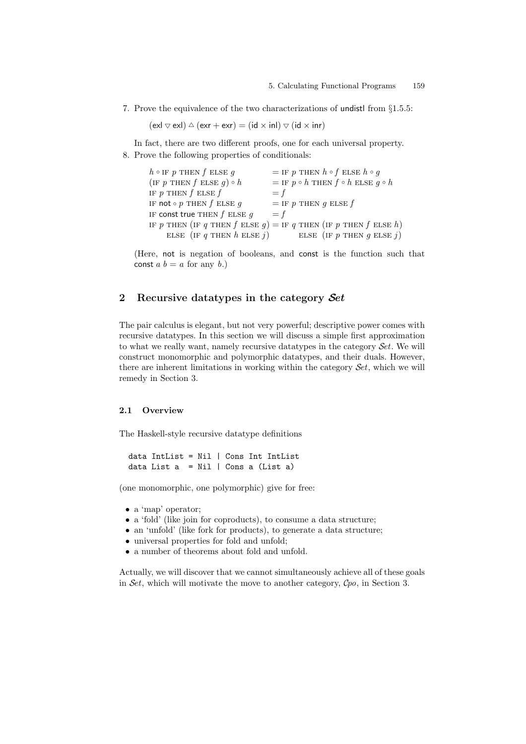7. Prove the equivalence of the two characterizations of undistl from §1.5.5:

   $$(\mathsf{exl} \triangledown \mathsf{exl}) \vartriangle (\mathsf{exr} + \mathsf{exr}) = (\mathsf{id} \times \mathsf{inl}) \triangledown (\mathsf{id} \times \mathsf{inr})$$

   In fact, there are two different proofs, one for each universal property.

8. Prove the following properties of conditionals:

   $$\begin{array}{ll}
   h \circ \text{IF } p \text{ THEN } f \text{ ELSE } g & = \text{IF } p \text{ THEN } h \circ f \text{ ELSE } h \circ g \\
   (\text{IF } p \text{ THEN } f \text{ ELSE } g) \circ h & = \text{IF } p \circ h \text{ THEN } f \circ h \text{ ELSE } g \circ h \\
   \text{IF } p \text{ THEN } f \text{ ELSE } f & = f \\
   \text{IF } \mathsf{not} \circ p \text{ THEN } f \text{ ELSE } g & = \text{IF } p \text{ THEN } g \text{ ELSE } f \\
   \text{IF } \mathsf{const\ true} \text{ THEN } f \text{ ELSE } g & = f \\
   \text{IF } p \text{ THEN } (\text{IF } q \text{ THEN } f \text{ ELSE } g) & = \text{IF } q \text{ THEN } (\text{IF } p \text{ THEN } f \text{ ELSE } h) \\
   \quad\text{ELSE } (\text{IF } q \text{ THEN } h \text{ ELSE } j) & \quad\text{ELSE } (\text{IF } p \text{ THEN } g \text{ ELSE } j)
   \end{array}$$

   (Here, not is negation of booleans, and const is the function such that const $a$ $b = a$ for any $b$.)

## 2 Recursive datatypes in the category *Set*

The pair calculus is elegant, but not very powerful; descriptive power comes with recursive datatypes. In this section we will discuss a simple first approximation to what we really want, namely recursive datatypes in the category *Set*. We will construct monomorphic and polymorphic datatypes, and their duals. However, there are inherent limitations in working within the category *Set*, which we will remedy in Section 3.

### 2.1 Overview

The Haskell-style recursive datatype definitions

```
data IntList = Nil | Cons Int IntList
data List a  = Nil | Cons a (List a)
```

(one monomorphic, one polymorphic) give for free:

- a 'map' operator;
- a 'fold' (like join for coproducts), to consume a data structure;
- an 'unfold' (like fork for products), to generate a data structure;
- universal properties for fold and unfold;
- a number of theorems about fold and unfold.

Actually, we will discover that we cannot simultaneously achieve all of these goals in *Set*, which will motivate the move to another category, *Cpo*, in Section 3.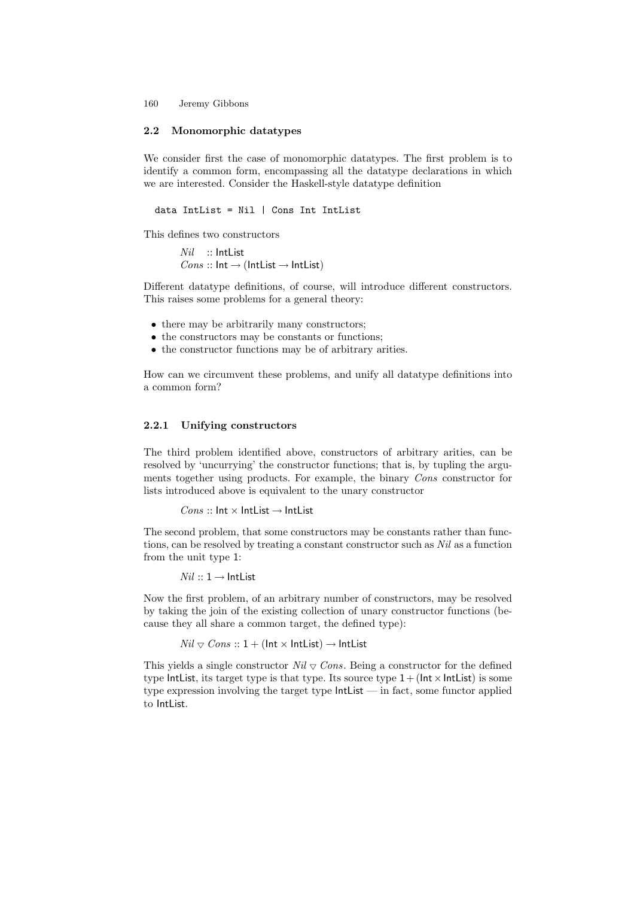### 2.2 Monomorphic datatypes

We consider first the case of monomorphic datatypes. The first problem is to identify a common form, encompassing all the datatype declarations in which we are interested. Consider the Haskell-style datatype definition

```
data IntList = Nil | Cons Int IntList
```

This defines two constructors

$$\begin{aligned} &\mathit{Nil} \;\; :: \mathsf{IntList} \\ &\mathit{Cons} :: \mathsf{Int} \to (\mathsf{IntList} \to \mathsf{IntList}) \end{aligned}$$

Different datatype definitions, of course, will introduce different constructors. This raises some problems for a general theory:

- there may be arbitrarily many constructors;
- the constructors may be constants or functions;
- the constructor functions may be of arbitrary arities.

How can we circumvent these problems, and unify all datatype definitions into a common form?

#### 2.2.1 Unifying constructors

The third problem identified above, constructors of arbitrary arities, can be resolved by 'uncurrying' the constructor functions; that is, by tupling the arguments together using products. For example, the binary *Cons* constructor for lists introduced above is equivalent to the unary constructor

$$\mathit{Cons} :: \mathsf{Int} \times \mathsf{IntList} \to \mathsf{IntList}$$

The second problem, that some constructors may be constants rather than functions, can be resolved by treating a constant constructor such as *Nil* as a function from the unit type 1:

$$\mathit{Nil} :: 1 \to \mathsf{IntList}$$

Now the first problem, of an arbitrary number of constructors, may be resolved by taking the join of the existing collection of unary constructor functions (because they all share a common target, the defined type):

$$\mathit{Nil} \triangledown \mathit{Cons} :: 1 + (\mathsf{Int} \times \mathsf{IntList}) \to \mathsf{IntList}$$

This yields a single constructor $\mathit{Nil} \triangledown \mathit{Cons}$. Being a constructor for the defined type $\mathsf{IntList}$, its target type is that type. Its source type $1 + (\mathsf{Int} \times \mathsf{IntList})$ is some type expression involving the target type $\mathsf{IntList}$ — in fact, some functor applied to $\mathsf{IntList}$.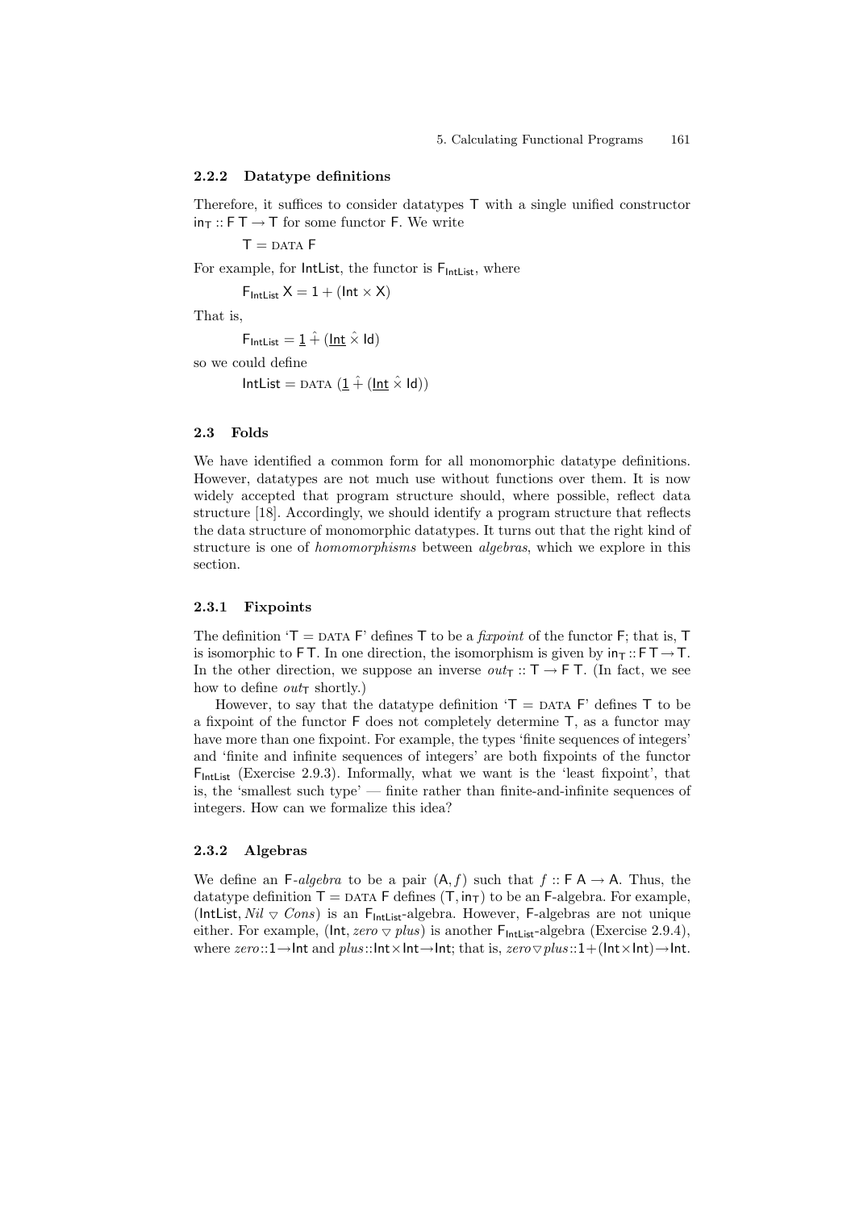### 2.2.2 Datatype definitions

Therefore, it suffices to consider datatypes $\mathsf{T}$ with a single unified constructor $\mathsf{in_T} :: \mathsf{F\,T} \rightarrow \mathsf{T}$ for some functor $\mathsf{F}$. We write

$$\mathsf{T} = \text{DATA } \mathsf{F}$$

For example, for $\mathsf{IntList}$, the functor is $\mathsf{F_{IntList}}$, where

$$\mathsf{F_{IntList}}\ \mathsf{X} = \mathsf{1} + (\mathsf{Int} \times \mathsf{X})$$

That is,

$$\mathsf{F_{IntList}} = \underline{\mathsf{1}}\ \hat{+}\ (\underline{\mathsf{Int}}\ \hat{\times}\ \mathsf{Id})$$

so we could define

$$\mathsf{IntList} = \text{DATA } (\underline{\mathsf{1}}\ \hat{+}\ (\underline{\mathsf{Int}}\ \hat{\times}\ \mathsf{Id}))$$

## 2.3 Folds

We have identified a common form for all monomorphic datatype definitions. However, datatypes are not much use without functions over them. It is now widely accepted that program structure should, where possible, reflect data structure [18]. Accordingly, we should identify a program structure that reflects the data structure of monomorphic datatypes. It turns out that the right kind of structure is one of *homomorphisms* between *algebras*, which we explore in this section.

### 2.3.1 Fixpoints

The definition '$\mathsf{T} = \text{DATA } \mathsf{F}$' defines $\mathsf{T}$ to be a *fixpoint* of the functor $\mathsf{F}$; that is, $\mathsf{T}$ is isomorphic to $\mathsf{F\,T}$. In one direction, the isomorphism is given by $\mathsf{in_T} :: \mathsf{F\,T} \rightarrow \mathsf{T}$. In the other direction, we suppose an inverse $out_\mathsf{T} :: \mathsf{T} \rightarrow \mathsf{F\,T}$. (In fact, we see how to define $out_\mathsf{T}$ shortly.)

However, to say that the datatype definition '$\mathsf{T} = \text{DATA } \mathsf{F}$' defines $\mathsf{T}$ to be a fixpoint of the functor $\mathsf{F}$ does not completely determine $\mathsf{T}$, as a functor may have more than one fixpoint. For example, the types 'finite sequences of integers' and 'finite and infinite sequences of integers' are both fixpoints of the functor $\mathsf{F_{IntList}}$ (Exercise 2.9.3). Informally, what we want is the 'least fixpoint', that is, the 'smallest such type' — finite rather than finite-and-infinite sequences of integers. How can we formalize this idea?

### 2.3.2 Algebras

We define an $\mathsf{F}$-*algebra* to be a pair $(\mathsf{A}, f)$ such that $f :: \mathsf{F\,A} \rightarrow \mathsf{A}$. Thus, the datatype definition $\mathsf{T} = \text{DATA } \mathsf{F}$ defines $(\mathsf{T}, \mathsf{in_T})$ to be an $\mathsf{F}$-algebra. For example, $(\mathsf{IntList}, Nil \triangledown Cons)$ is an $\mathsf{F_{IntList}}$-algebra. However, $\mathsf{F}$-algebras are not unique either. For example, $(\mathsf{Int}, zero \triangledown plus)$ is another $\mathsf{F_{IntList}}$-algebra (Exercise 2.9.4), where $zero :: \mathsf{1} \rightarrow \mathsf{Int}$ and $plus :: \mathsf{Int} \times \mathsf{Int} \rightarrow \mathsf{Int}$; that is, $zero \triangledown plus :: \mathsf{1} + (\mathsf{Int} \times \mathsf{Int}) \rightarrow \mathsf{Int}$.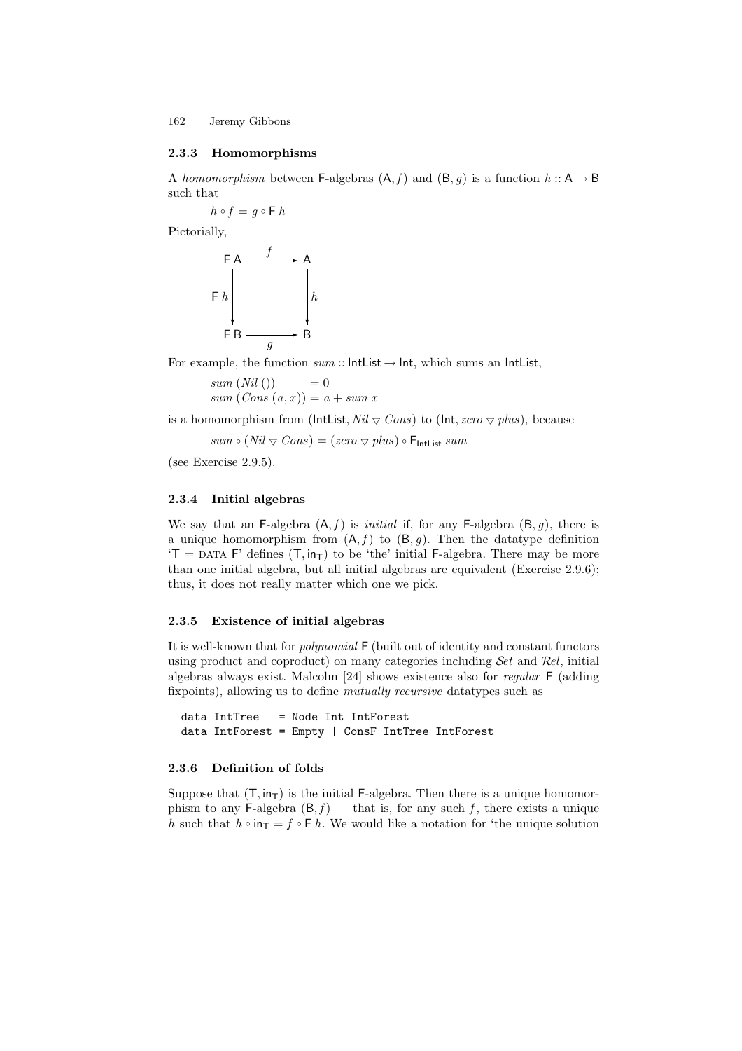### 2.3.3 Homomorphisms

A *homomorphism* between $\mathsf{F}$-algebras $(\mathsf{A}, f)$ and $(\mathsf{B}, g)$ is a function $h :: \mathsf{A} \to \mathsf{B}$ such that

$$h \circ f = g \circ \mathsf{F}\, h$$

Pictorially,

$$\begin{array}{ccc} \mathsf{F\,A} & \xrightarrow{\quad f \quad} & \mathsf{A} \\ {\scriptstyle \mathsf{F}\,h}\big\downarrow & & \big\downarrow{\scriptstyle h} \\ \mathsf{F\,B} & \xrightarrow[\quad g \quad]{} & \mathsf{B} \end{array}$$

For example, the function $sum :: \mathsf{IntList} \to \mathsf{Int}$, which sums an $\mathsf{IntList}$,

$$\begin{aligned} sum\ (Nil\ ()) &= 0 \\ sum\ (Cons\ (a, x)) &= a + sum\ x \end{aligned}$$

is a homomorphism from $(\mathsf{IntList}, Nil \triangledown Cons)$ to $(\mathsf{Int}, zero \triangledown plus)$, because

$$sum \circ (Nil \triangledown Cons) = (zero \triangledown plus) \circ \mathsf{F}_{\mathsf{IntList}}\ sum$$

(see Exercise 2.9.5).

### 2.3.4 Initial algebras

We say that an $\mathsf{F}$-algebra $(\mathsf{A}, f)$ is *initial* if, for any $\mathsf{F}$-algebra $(\mathsf{B}, g)$, there is a unique homomorphism from $(\mathsf{A}, f)$ to $(\mathsf{B}, g)$. Then the datatype definition '$\mathsf{T} = \textsc{data}\ \mathsf{F}$' defines $(\mathsf{T}, \mathsf{in}_\mathsf{T})$ to be 'the' initial $\mathsf{F}$-algebra. There may be more than one initial algebra, but all initial algebras are equivalent (Exercise 2.9.6); thus, it does not really matter which one we pick.

### 2.3.5 Existence of initial algebras

It is well-known that for *polynomial* $\mathsf{F}$ (built out of identity and constant functors using product and coproduct) on many categories including $\mathcal{S}et$ and $\mathcal{R}el$, initial algebras always exist. Malcolm [24] shows existence also for *regular* $\mathsf{F}$ (adding fixpoints), allowing us to define *mutually recursive* datatypes such as

```
data IntTree   = Node Int IntForest
data IntForest = Empty | ConsF IntTree IntForest
```

### 2.3.6 Definition of folds

Suppose that $(\mathsf{T}, \mathsf{in}_\mathsf{T})$ is the initial $\mathsf{F}$-algebra. Then there is a unique homomorphism to any $\mathsf{F}$-algebra $(\mathsf{B}, f)$ — that is, for any such $f$, there exists a unique $h$ such that $h \circ \mathsf{in}_\mathsf{T} = f \circ \mathsf{F}\, h$. We would like a notation for 'the unique solution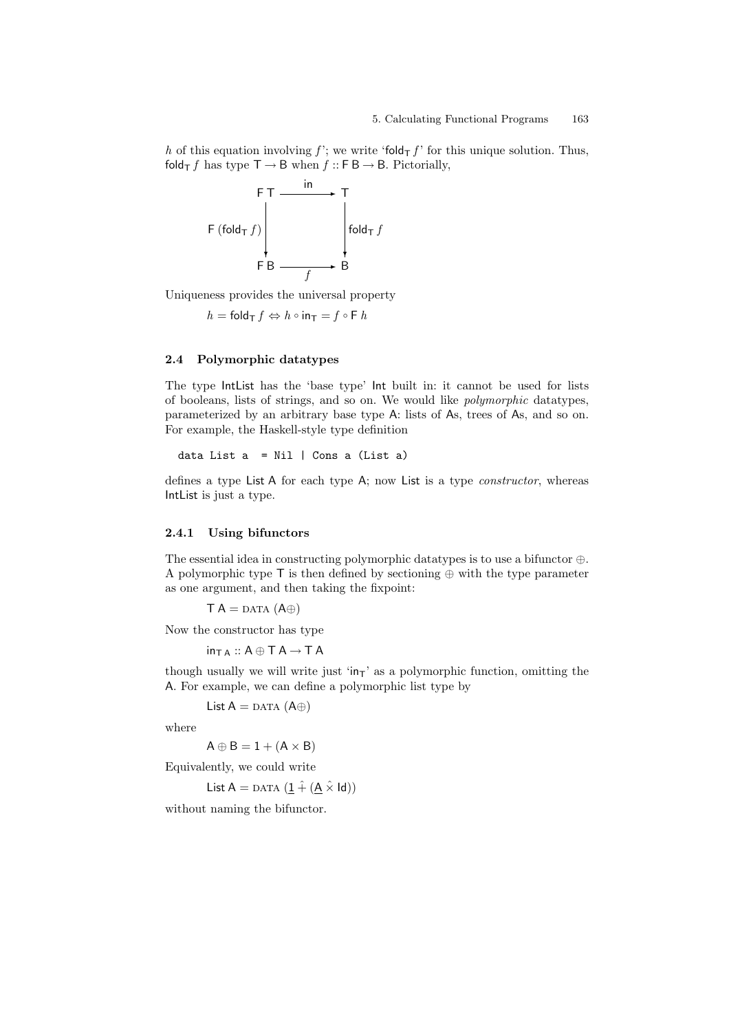$h$ of this equation involving $f$'; we write '$\mathsf{fold}_\mathsf{T}\, f$' for this unique solution. Thus, $\mathsf{fold}_\mathsf{T}\, f$ has type $\mathsf{T} \to \mathsf{B}$ when $f :: \mathsf{F\,B} \to \mathsf{B}$. Pictorially,

$$
\begin{array}{ccc}
\mathsf{F\,T} & \xrightarrow{\quad \mathsf{in} \quad} & \mathsf{T} \\
\Big\downarrow {\scriptstyle \mathsf{F}\,(\mathsf{fold}_\mathsf{T}\, f)} & & \Big\downarrow {\scriptstyle \mathsf{fold}_\mathsf{T}\, f} \\
\mathsf{F\,B} & \xrightarrow[\quad f \quad]{} & \mathsf{B}
\end{array}
$$

Uniqueness provides the universal property

$$h = \mathsf{fold}_\mathsf{T}\, f \Leftrightarrow h \circ \mathsf{in}_\mathsf{T} = f \circ \mathsf{F}\, h$$

### 2.4 Polymorphic datatypes

The type IntList has the 'base type' Int built in: it cannot be used for lists of booleans, lists of strings, and so on. We would like *polymorphic* datatypes, parameterized by an arbitrary base type A: lists of As, trees of As, and so on. For example, the Haskell-style type definition

```
data List a  = Nil | Cons a (List a)
```

defines a type List A for each type A; now List is a type *constructor*, whereas IntList is just a type.

#### 2.4.1 Using bifunctors

The essential idea in constructing polymorphic datatypes is to use a bifunctor $\oplus$. A polymorphic type T is then defined by sectioning $\oplus$ with the type parameter as one argument, and then taking the fixpoint:

$$\mathsf{T\,A} = \textsc{data}\ (\mathsf{A}\oplus)$$

Now the constructor has type

$$\mathsf{in}_{\mathsf{T\,A}} :: \mathsf{A} \oplus \mathsf{T\,A} \to \mathsf{T\,A}$$

though usually we will write just '$\mathsf{in}_\mathsf{T}$' as a polymorphic function, omitting the A. For example, we can define a polymorphic list type by

$$\mathsf{List\,A} = \textsc{data}\ (\mathsf{A}\oplus)$$

where

$$\mathsf{A} \oplus \mathsf{B} = 1 + (\mathsf{A} \times \mathsf{B})$$

Equivalently, we could write

$$\mathsf{List\,A} = \textsc{data}\ (\underline{1}\ \hat{+}\ (\underline{\mathsf{A}}\ \hat{\times}\ \mathsf{Id}))$$

without naming the bifunctor.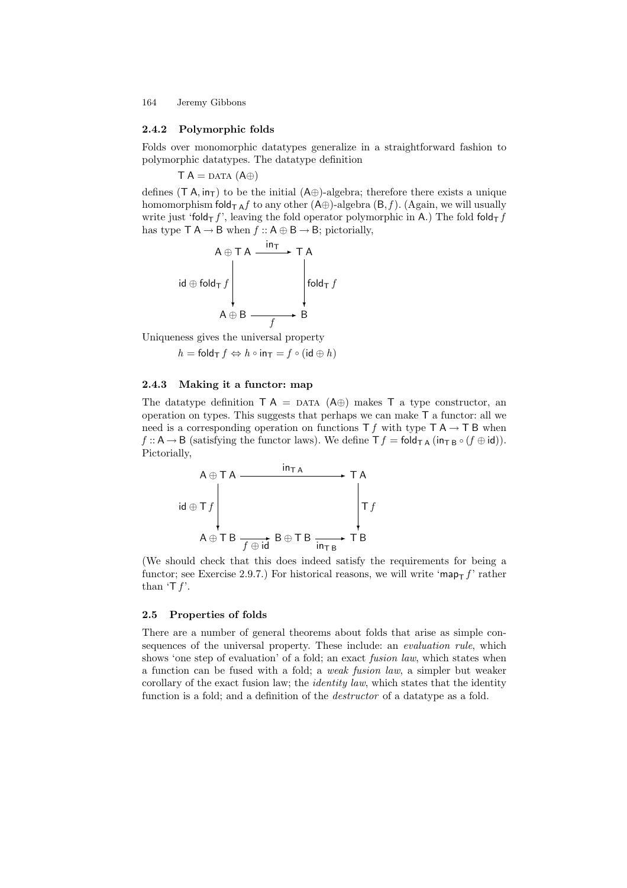### 2.4.2 Polymorphic folds

Folds over monomorphic datatypes generalize in a straightforward fashion to polymorphic datatypes. The datatype definition

$$\mathsf{T\,A} = \textsc{data}\ (\mathsf{A}\oplus)$$

defines $(\mathsf{T\,A}, \mathsf{in}_\mathsf{T})$ to be the initial $(\mathsf{A}\oplus)$-algebra; therefore there exists a unique homomorphism $\mathsf{fold}_{\mathsf{T\,A}} f$ to any other $(\mathsf{A}\oplus)$-algebra $(\mathsf{B}, f)$. (Again, we will usually write just '$\mathsf{fold}_\mathsf{T}\, f$', leaving the fold operator polymorphic in $\mathsf{A}$.) The fold $\mathsf{fold}_\mathsf{T}\, f$ has type $\mathsf{T\,A} \to \mathsf{B}$ when $f :: \mathsf{A} \oplus \mathsf{B} \to \mathsf{B}$; pictorially,

$$\begin{array}{ccc}
\mathsf{A} \oplus \mathsf{T\,A} & \xrightarrow{\ \mathsf{in}_\mathsf{T}\ } & \mathsf{T\,A} \\
\Big\downarrow {\scriptstyle \mathsf{id} \oplus \mathsf{fold}_\mathsf{T}\, f} & & \Big\downarrow {\scriptstyle \mathsf{fold}_\mathsf{T}\, f} \\
\mathsf{A} \oplus \mathsf{B} & \xrightarrow[\ f\ ]{} & \mathsf{B}
\end{array}$$

Uniqueness gives the universal property

$$h = \mathsf{fold}_\mathsf{T}\, f \Leftrightarrow h \circ \mathsf{in}_\mathsf{T} = f \circ (\mathsf{id} \oplus h)$$

### 2.4.3 Making it a functor: map

The datatype definition $\mathsf{T\,A} = \textsc{data}\ (\mathsf{A}\oplus)$ makes $\mathsf{T}$ a type constructor, an operation on types. This suggests that perhaps we can make $\mathsf{T}$ a functor: all we need is a corresponding operation on functions $\mathsf{T}\, f$ with type $\mathsf{T\,A} \to \mathsf{T\,B}$ when $f :: \mathsf{A} \to \mathsf{B}$ (satisfying the functor laws). We define $\mathsf{T}\, f = \mathsf{fold}_{\mathsf{T\,A}}\, (\mathsf{in}_{\mathsf{T\,B}} \circ (f \oplus \mathsf{id}))$. Pictorially,

$$\begin{array}{ccccc}
\mathsf{A} \oplus \mathsf{T\,A} & & \xrightarrow{\ \mathsf{in}_{\mathsf{T\,A}}\ } & & \mathsf{T\,A} \\
\Big\downarrow {\scriptstyle \mathsf{id} \oplus \mathsf{T}\, f} & & & & \Big\downarrow {\scriptstyle \mathsf{T}\, f} \\
\mathsf{A} \oplus \mathsf{T\,B} & \xrightarrow[\ f \oplus \mathsf{id}\ ]{} & \mathsf{B} \oplus \mathsf{T\,B} & \xrightarrow[\ \mathsf{in}_{\mathsf{T\,B}}\ ]{} & \mathsf{T\,B}
\end{array}$$

(We should check that this does indeed satisfy the requirements for being a functor; see Exercise 2.9.7.) For historical reasons, we will write '$\mathsf{map}_\mathsf{T}\, f$' rather than '$\mathsf{T}\, f$'.

## 2.5 Properties of folds

There are a number of general theorems about folds that arise as simple consequences of the universal property. These include: an *evaluation rule*, which shows 'one step of evaluation' of a fold; an exact *fusion law*, which states when a function can be fused with a fold; a *weak fusion law*, a simpler but weaker corollary of the exact fusion law; the *identity law*, which states that the identity function is a fold; and a definition of the *destructor* of a datatype as a fold.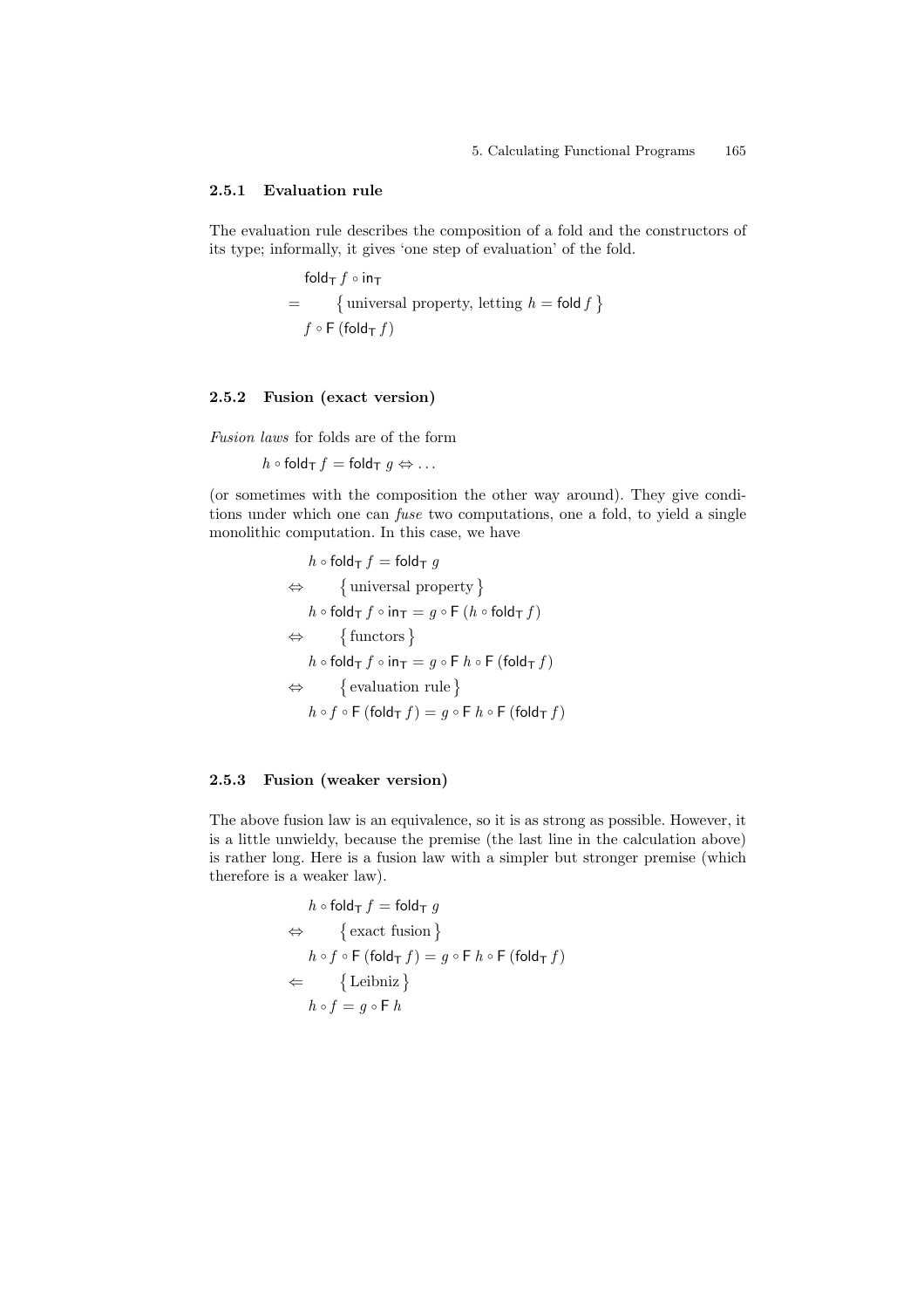### 2.5.1 Evaluation rule

The evaluation rule describes the composition of a fold and the constructors of its type; informally, it gives 'one step of evaluation' of the fold.

$$
\begin{array}{ll}
& \mathsf{fold}_\mathsf{T}\, f \circ \mathsf{in}_\mathsf{T} \\
= & \quad \{ \text{universal property, letting } h = \mathsf{fold}\, f \} \\
& f \circ \mathsf{F}\,(\mathsf{fold}_\mathsf{T}\, f)
\end{array}
$$

### 2.5.2 Fusion (exact version)

*Fusion laws* for folds are of the form

$$h \circ \mathsf{fold}_\mathsf{T}\, f = \mathsf{fold}_\mathsf{T}\, g \Leftrightarrow \ldots$$

(or sometimes with the composition the other way around). They give conditions under which one can *fuse* two computations, one a fold, to yield a single monolithic computation. In this case, we have

$$
\begin{array}{ll}
& h \circ \mathsf{fold}_\mathsf{T}\, f = \mathsf{fold}_\mathsf{T}\, g \\
\Leftrightarrow & \quad \{ \text{universal property} \} \\
& h \circ \mathsf{fold}_\mathsf{T}\, f \circ \mathsf{in}_\mathsf{T} = g \circ \mathsf{F}\,(h \circ \mathsf{fold}_\mathsf{T}\, f) \\
\Leftrightarrow & \quad \{ \text{functors} \} \\
& h \circ \mathsf{fold}_\mathsf{T}\, f \circ \mathsf{in}_\mathsf{T} = g \circ \mathsf{F}\, h \circ \mathsf{F}\,(\mathsf{fold}_\mathsf{T}\, f) \\
\Leftrightarrow & \quad \{ \text{evaluation rule} \} \\
& h \circ f \circ \mathsf{F}\,(\mathsf{fold}_\mathsf{T}\, f) = g \circ \mathsf{F}\, h \circ \mathsf{F}\,(\mathsf{fold}_\mathsf{T}\, f)
\end{array}
$$

### 2.5.3 Fusion (weaker version)

The above fusion law is an equivalence, so it is as strong as possible. However, it is a little unwieldy, because the premise (the last line in the calculation above) is rather long. Here is a fusion law with a simpler but stronger premise (which therefore is a weaker law).

$$
\begin{array}{ll}
& h \circ \mathsf{fold}_\mathsf{T}\, f = \mathsf{fold}_\mathsf{T}\, g \\
\Leftrightarrow & \quad \{ \text{exact fusion} \} \\
& h \circ f \circ \mathsf{F}\,(\mathsf{fold}_\mathsf{T}\, f) = g \circ \mathsf{F}\, h \circ \mathsf{F}\,(\mathsf{fold}_\mathsf{T}\, f) \\
\Leftarrow & \quad \{ \text{Leibniz} \} \\
& h \circ f = g \circ \mathsf{F}\, h
\end{array}
$$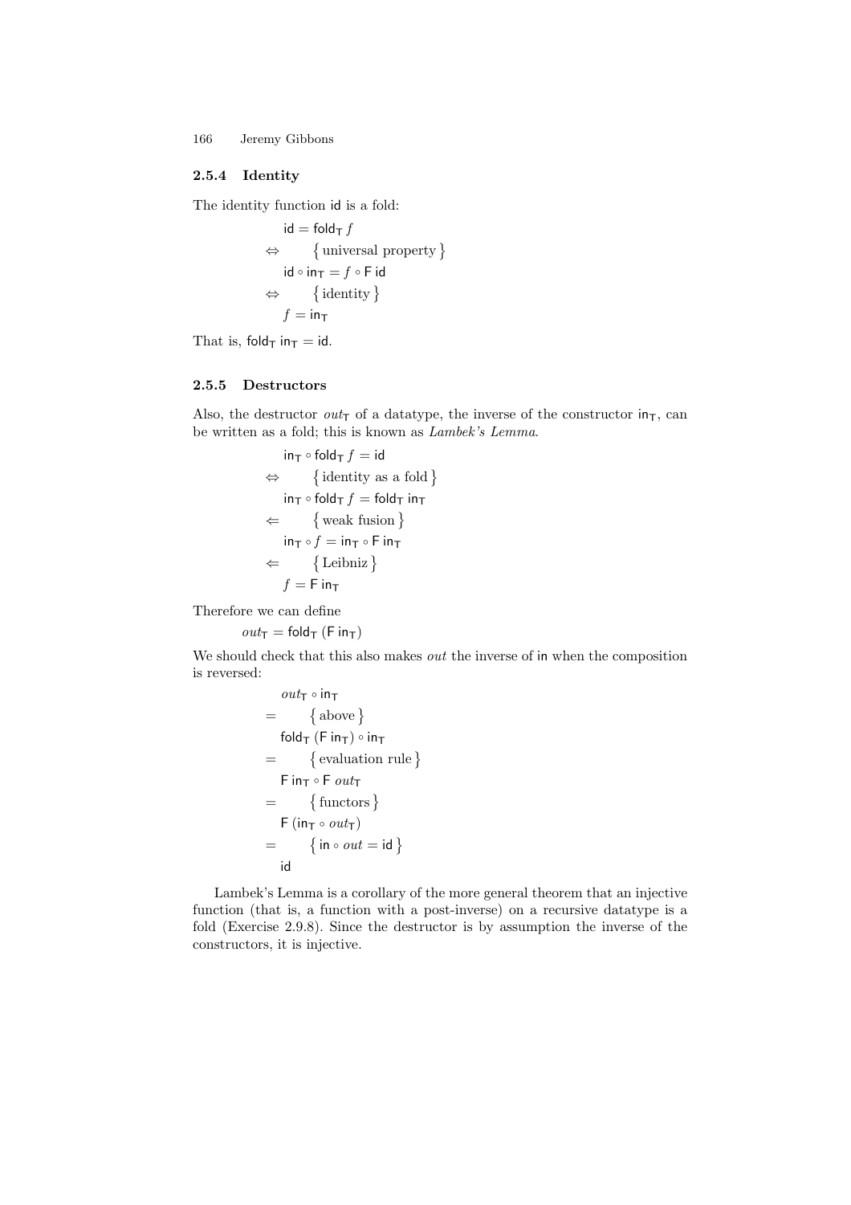### 2.5.4 Identity

The identity function id is a fold:

$$
\begin{array}{ll}
& \mathsf{id} = \mathsf{fold}_{\mathsf{T}}\, f \\
\Leftrightarrow & \quad \{\text{universal property}\} \\
& \mathsf{id} \circ \mathsf{in}_{\mathsf{T}} = f \circ \mathsf{F}\,\mathsf{id} \\
\Leftrightarrow & \quad \{\text{identity}\} \\
& f = \mathsf{in}_{\mathsf{T}}
\end{array}
$$

That is, $\mathsf{fold}_{\mathsf{T}}\ \mathsf{in}_{\mathsf{T}} = \mathsf{id}$.

### 2.5.5 Destructors

Also, the destructor $out_{\mathsf{T}}$ of a datatype, the inverse of the constructor $\mathsf{in}_{\mathsf{T}}$, can be written as a fold; this is known as *Lambek's Lemma*.

$$
\begin{array}{ll}
& \mathsf{in}_{\mathsf{T}} \circ \mathsf{fold}_{\mathsf{T}}\, f = \mathsf{id} \\
\Leftrightarrow & \quad \{\text{identity as a fold}\} \\
& \mathsf{in}_{\mathsf{T}} \circ \mathsf{fold}_{\mathsf{T}}\, f = \mathsf{fold}_{\mathsf{T}}\ \mathsf{in}_{\mathsf{T}} \\
\Leftarrow & \quad \{\text{weak fusion}\} \\
& \mathsf{in}_{\mathsf{T}} \circ f = \mathsf{in}_{\mathsf{T}} \circ \mathsf{F}\ \mathsf{in}_{\mathsf{T}} \\
\Leftarrow & \quad \{\text{Leibniz}\} \\
& f = \mathsf{F}\ \mathsf{in}_{\mathsf{T}}
\end{array}
$$

Therefore we can define

$$out_{\mathsf{T}} = \mathsf{fold}_{\mathsf{T}}\ (\mathsf{F}\ \mathsf{in}_{\mathsf{T}})$$

We should check that this also makes *out* the inverse of in when the composition is reversed:

$$
\begin{array}{ll}
& out_{\mathsf{T}} \circ \mathsf{in}_{\mathsf{T}} \\
= & \quad \{\text{above}\} \\
& \mathsf{fold}_{\mathsf{T}}\ (\mathsf{F}\ \mathsf{in}_{\mathsf{T}}) \circ \mathsf{in}_{\mathsf{T}} \\
= & \quad \{\text{evaluation rule}\} \\
& \mathsf{F}\ \mathsf{in}_{\mathsf{T}} \circ \mathsf{F}\ out_{\mathsf{T}} \\
= & \quad \{\text{functors}\} \\
& \mathsf{F}\ (\mathsf{in}_{\mathsf{T}} \circ out_{\mathsf{T}}) \\
= & \quad \{\mathsf{in} \circ out = \mathsf{id}\} \\
& \mathsf{id}
\end{array}
$$

Lambek's Lemma is a corollary of the more general theorem that an injective function (that is, a function with a post-inverse) on a recursive datatype is a fold (Exercise 2.9.8). Since the destructor is by assumption the inverse of the constructors, it is injective.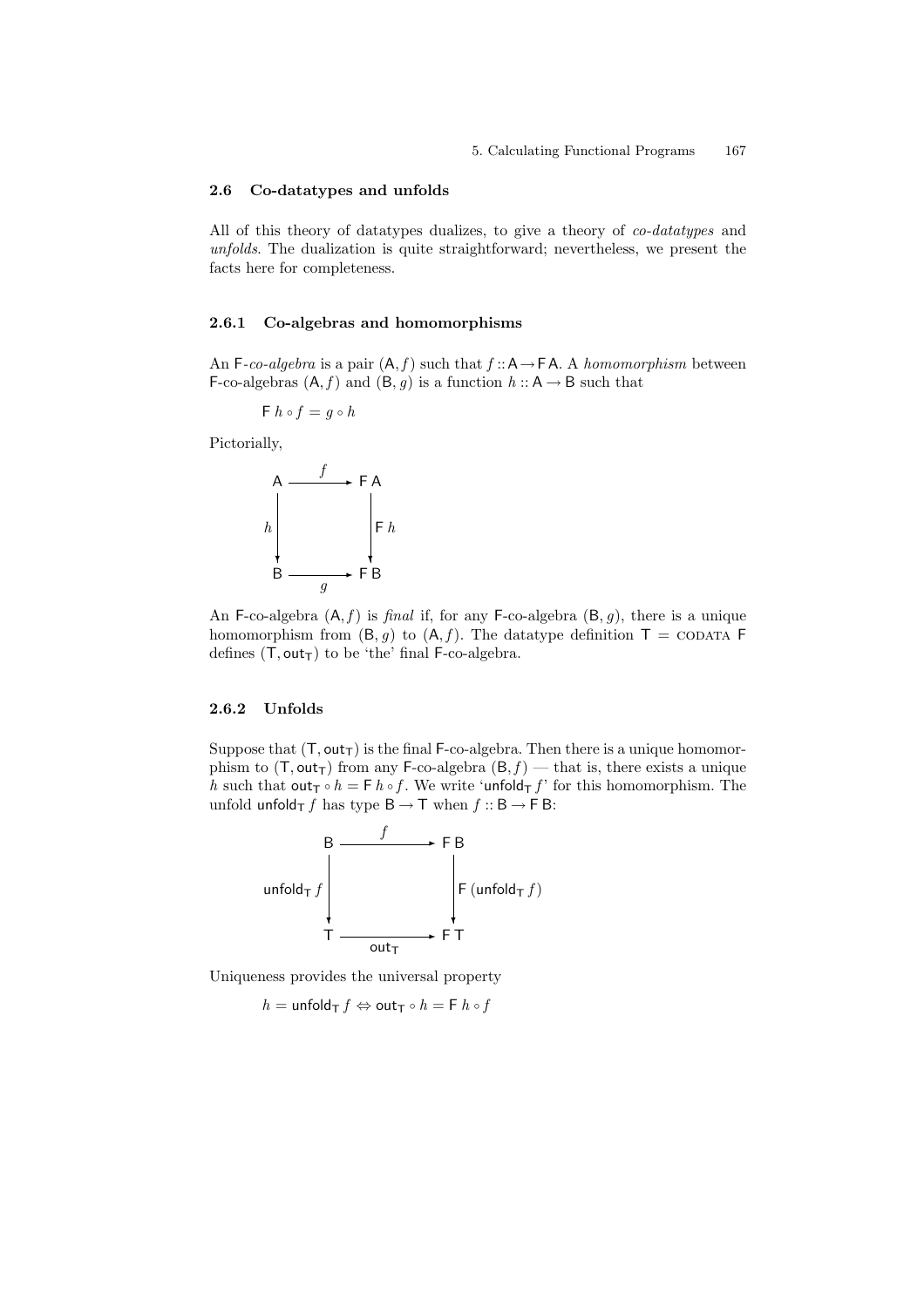### 2.6 Co-datatypes and unfolds

All of this theory of datatypes dualizes, to give a theory of *co-datatypes* and *unfolds*. The dualization is quite straightforward; nevertheless, we present the facts here for completeness.

#### 2.6.1 Co-algebras and homomorphisms

An $\mathsf{F}$-*co-algebra* is a pair $(\mathsf{A}, f)$ such that $f :: \mathsf{A} \rightarrow \mathsf{F\,A}$. A *homomorphism* between $\mathsf{F}$-co-algebras $(\mathsf{A}, f)$ and $(\mathsf{B}, g)$ is a function $h :: \mathsf{A} \rightarrow \mathsf{B}$ such that

$$\mathsf{F}\ h \circ f = g \circ h$$

Pictorially,

$$\begin{array}{ccc} \mathsf{A} & \xrightarrow{\ f\ } & \mathsf{F\,A} \\ {\scriptstyle h}\downarrow & & \downarrow{\scriptstyle \mathsf{F}\,h} \\ \mathsf{B} & \xrightarrow[\ g\ ]{} & \mathsf{F\,B} \end{array}$$

An $\mathsf{F}$-co-algebra $(\mathsf{A}, f)$ is *final* if, for any $\mathsf{F}$-co-algebra $(\mathsf{B}, g)$, there is a unique homomorphism from $(\mathsf{B}, g)$ to $(\mathsf{A}, f)$. The datatype definition $\mathsf{T} = \text{CODATA}\ \mathsf{F}$ defines $(\mathsf{T}, \mathsf{out_T})$ to be 'the' final $\mathsf{F}$-co-algebra.

#### 2.6.2 Unfolds

Suppose that $(\mathsf{T}, \mathsf{out_T})$ is the final $\mathsf{F}$-co-algebra. Then there is a unique homomorphism to $(\mathsf{T}, \mathsf{out_T})$ from any $\mathsf{F}$-co-algebra $(\mathsf{B}, f)$ — that is, there exists a unique $h$ such that $\mathsf{out_T} \circ h = \mathsf{F}\ h \circ f$. We write '$\mathsf{unfold_T}\ f$' for this homomorphism. The unfold $\mathsf{unfold_T}\ f$ has type $\mathsf{B} \rightarrow \mathsf{T}$ when $f :: \mathsf{B} \rightarrow \mathsf{F\,B}$:

$$\begin{array}{ccc} \mathsf{B} & \xrightarrow{\ f\ } & \mathsf{F\,B} \\ {\scriptstyle \mathsf{unfold_T}\,f}\downarrow & & \downarrow{\scriptstyle \mathsf{F}\,(\mathsf{unfold_T}\,f)} \\ \mathsf{T} & \xrightarrow[\ \mathsf{out_T}\ ]{} & \mathsf{F\,T} \end{array}$$

Uniqueness provides the universal property

$$h = \mathsf{unfold_T}\ f \Leftrightarrow \mathsf{out_T} \circ h = \mathsf{F}\ h \circ f$$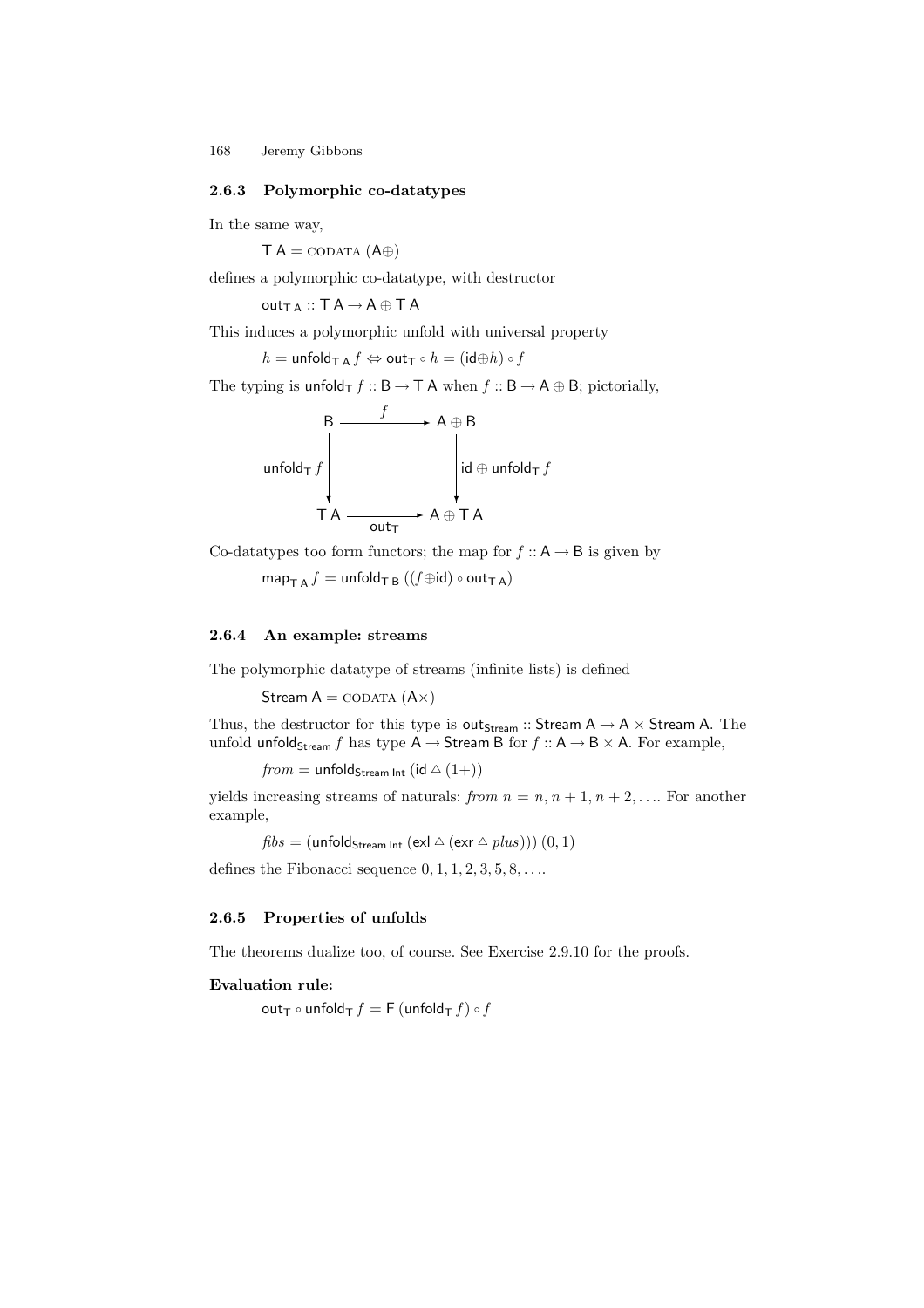### 2.6.3 Polymorphic co-datatypes

In the same way,

$$\mathsf{T\ A} = \textsc{codata}\ (\mathsf{A}\oplus)$$

defines a polymorphic co-datatype, with destructor

$$\mathsf{out}_{\mathsf{T\ A}} :: \mathsf{T\ A} \rightarrow \mathsf{A} \oplus \mathsf{T\ A}$$

This induces a polymorphic unfold with universal property

$$h = \mathsf{unfold}_{\mathsf{T\ A}}\, f \Leftrightarrow \mathsf{out}_{\mathsf{T}} \circ h = (\mathsf{id} \oplus h) \circ f$$

The typing is $\mathsf{unfold}_{\mathsf{T}}\, f :: \mathsf{B} \rightarrow \mathsf{T\ A}$ when $f :: \mathsf{B} \rightarrow \mathsf{A} \oplus \mathsf{B}$; pictorially,

$$\begin{array}{ccc}
\mathsf{B} & \xrightarrow{\quad f \quad} & \mathsf{A} \oplus \mathsf{B} \\
{\scriptstyle \mathsf{unfold}_{\mathsf{T}}\, f}\big\downarrow & & \big\downarrow{\scriptstyle \mathsf{id} \oplus \mathsf{unfold}_{\mathsf{T}}\, f} \\
\mathsf{T\ A} & \xrightarrow[\mathsf{out}_{\mathsf{T}}]{\qquad} & \mathsf{A} \oplus \mathsf{T\ A}
\end{array}$$

Co-datatypes too form functors; the map for $f :: \mathsf{A} \rightarrow \mathsf{B}$ is given by

$$\mathsf{map}_{\mathsf{T\ A}}\, f = \mathsf{unfold}_{\mathsf{T\ B}}\, ((f \oplus \mathsf{id}) \circ \mathsf{out}_{\mathsf{T\ A}})$$

### 2.6.4 An example: streams

The polymorphic datatype of streams (infinite lists) is defined

$$\mathsf{Stream\ A} = \textsc{codata}\ (\mathsf{A}\times)$$

Thus, the destructor for this type is $\mathsf{out}_{\mathsf{Stream}} :: \mathsf{Stream\ A} \rightarrow \mathsf{A} \times \mathsf{Stream\ A}$. The unfold $\mathsf{unfold}_{\mathsf{Stream}}\, f$ has type $\mathsf{A} \rightarrow \mathsf{Stream\ B}$ for $f :: \mathsf{A} \rightarrow \mathsf{B} \times \mathsf{A}$. For example,

$$\mathit{from} = \mathsf{unfold}_{\mathsf{Stream\ Int}}\, (\mathsf{id} \vartriangle (1+))$$

yields increasing streams of naturals: $\mathit{from}\ n = n, n+1, n+2, \ldots$. For another example,

$$\mathit{fibs} = (\mathsf{unfold}_{\mathsf{Stream\ Int}}\, (\mathsf{exl} \vartriangle (\mathsf{exr} \vartriangle \mathit{plus})))\ (0,1)$$

defines the Fibonacci sequence $0, 1, 1, 2, 3, 5, 8, \ldots$.

### 2.6.5 Properties of unfolds

The theorems dualize too, of course. See Exercise 2.9.10 for the proofs.

**Evaluation rule:**

$$\mathsf{out}_{\mathsf{T}} \circ \mathsf{unfold}_{\mathsf{T}}\, f = \mathsf{F}\, (\mathsf{unfold}_{\mathsf{T}}\, f) \circ f$$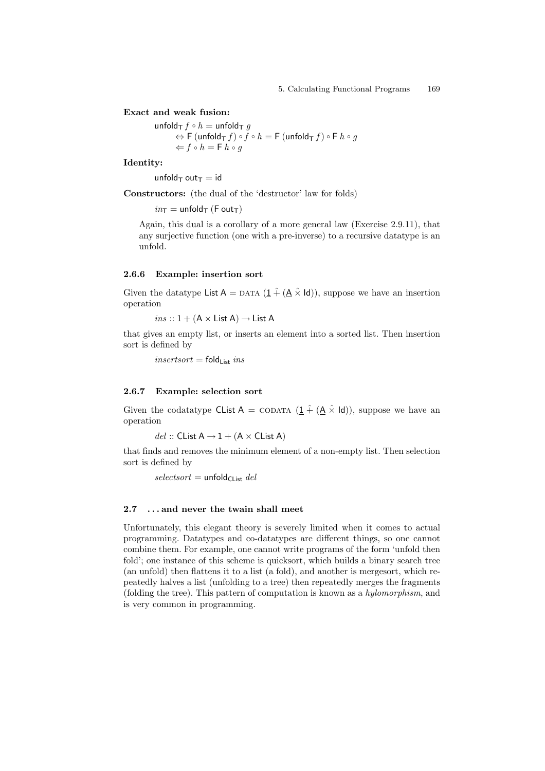**Exact and weak fusion:**

$$
\begin{aligned}
&\mathsf{unfold}_{\mathsf{T}}\ f \circ h = \mathsf{unfold}_{\mathsf{T}}\ g \\
&\quad \Leftrightarrow \mathsf{F}\ (\mathsf{unfold}_{\mathsf{T}}\ f) \circ f \circ h = \mathsf{F}\ (\mathsf{unfold}_{\mathsf{T}}\ f) \circ \mathsf{F}\ h \circ g \\
&\quad \Leftarrow f \circ h = \mathsf{F}\ h \circ g
\end{aligned}
$$

**Identity:**

$$\mathsf{unfold}_{\mathsf{T}}\ \mathsf{out}_{\mathsf{T}} = \mathsf{id}$$

**Constructors:** (the dual of the 'destructor' law for folds)

$$in_{\mathsf{T}} = \mathsf{unfold}_{\mathsf{T}}\ (\mathsf{F}\ \mathsf{out}_{\mathsf{T}})$$

Again, this dual is a corollary of a more general law (Exercise 2.9.11), that any surjective function (one with a pre-inverse) to a recursive datatype is an unfold.

### 2.6.6 Example: insertion sort

Given the datatype $\mathsf{List\ A} = \text{DATA}\ (\underline{1}\ \hat{+}\ (\underline{\mathsf{A}}\ \hat{\times}\ \mathsf{Id}))$, suppose we have an insertion operation

$$ins :: 1 + (\mathsf{A} \times \mathsf{List\ A}) \to \mathsf{List\ A}$$

that gives an empty list, or inserts an element into a sorted list. Then insertion sort is defined by

$$insertsort = \mathsf{fold}_{\mathsf{List}}\ ins$$

### 2.6.7 Example: selection sort

Given the codatatype $\mathsf{CList\ A} = \text{CODATA}\ (\underline{1}\ \hat{+}\ (\underline{\mathsf{A}}\ \hat{\times}\ \mathsf{Id}))$, suppose we have an operation

$$del :: \mathsf{CList\ A} \to 1 + (\mathsf{A} \times \mathsf{CList\ A})$$

that finds and removes the minimum element of a non-empty list. Then selection sort is defined by

$$selectsort = \mathsf{unfold}_{\mathsf{CList}}\ del$$

## 2.7 . . . and never the twain shall meet

Unfortunately, this elegant theory is severely limited when it comes to actual programming. Datatypes and co-datatypes are different things, so one cannot combine them. For example, one cannot write programs of the form 'unfold then fold'; one instance of this scheme is quicksort, which builds a binary search tree (an unfold) then flattens it to a list (a fold), and another is mergesort, which repeatedly halves a list (unfolding to a tree) then repeatedly merges the fragments (folding the tree). This pattern of computation is known as a *hylomorphism*, and is very common in programming.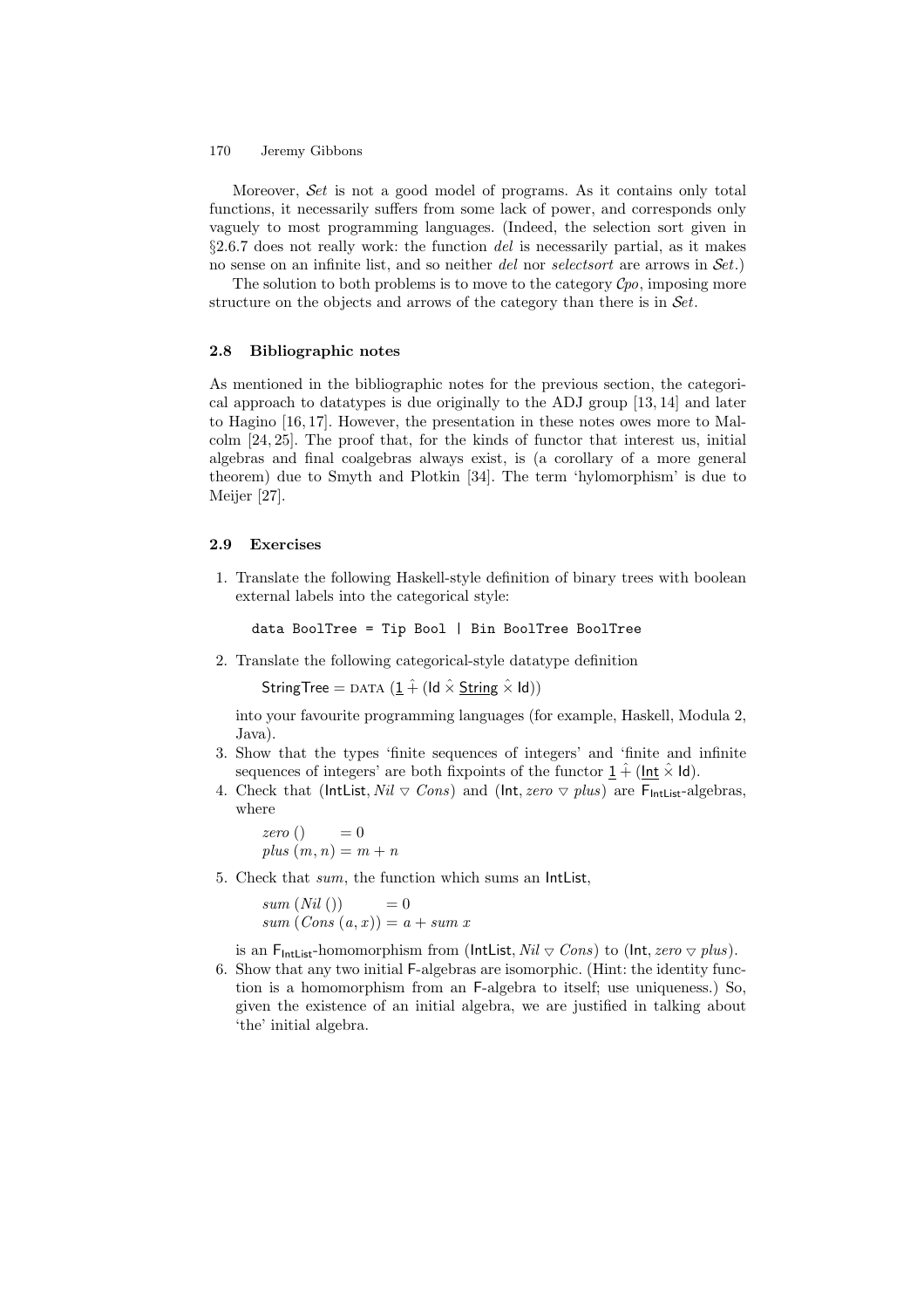Moreover, $\mathcal{S}et$ is not a good model of programs. As it contains only total functions, it necessarily suffers from some lack of power, and corresponds only vaguely to most programming languages. (Indeed, the selection sort given in §2.6.7 does not really work: the function *del* is necessarily partial, as it makes no sense on an infinite list, and so neither *del* nor *selectsort* are arrows in $\mathcal{S}et$.)

The solution to both problems is to move to the category $\mathcal{C}po$, imposing more structure on the objects and arrows of the category than there is in $\mathcal{S}et$.

### 2.8 Bibliographic notes

As mentioned in the bibliographic notes for the previous section, the categorical approach to datatypes is due originally to the ADJ group [13, 14] and later to Hagino [16, 17]. However, the presentation in these notes owes more to Malcolm [24, 25]. The proof that, for the kinds of functor that interest us, initial algebras and final coalgebras always exist, is (a corollary of a more general theorem) due to Smyth and Plotkin [34]. The term 'hylomorphism' is due to Meijer [27].

### 2.9 Exercises

1. Translate the following Haskell-style definition of binary trees with boolean external labels into the categorical style:

```
data BoolTree = Tip Bool | Bin BoolTree BoolTree
```

2. Translate the following categorical-style datatype definition

   $\mathsf{StringTree} = \text{DATA}\ (\underline{1}\ \hat{+}\ (\mathsf{Id}\ \hat{\times}\ \underline{\mathsf{String}}\ \hat{\times}\ \mathsf{Id}))$

   into your favourite programming languages (for example, Haskell, Modula 2, Java).

3. Show that the types 'finite sequences of integers' and 'finite and infinite sequences of integers' are both fixpoints of the functor $\underline{1}\ \hat{+}\ (\underline{\mathsf{Int}}\ \hat{\times}\ \mathsf{Id})$.

4. Check that $(\mathsf{IntList}, \mathit{Nil} \triangledown \mathit{Cons})$ and $(\mathsf{Int}, \mathit{zero} \triangledown \mathit{plus})$ are $\mathsf{F}_{\mathsf{IntList}}$-algebras, where

   $\mathit{zero}\ () \qquad = 0$
   $\mathit{plus}\ (m, n) = m + n$

5. Check that *sum*, the function which sums an IntList,

   $\mathit{sum}\ (\mathit{Nil}\ ()) \qquad = 0$
   $\mathit{sum}\ (\mathit{Cons}\ (a, x)) = a + \mathit{sum}\ x$

   is an $\mathsf{F}_{\mathsf{IntList}}$-homomorphism from $(\mathsf{IntList}, \mathit{Nil} \triangledown \mathit{Cons})$ to $(\mathsf{Int}, \mathit{zero} \triangledown \mathit{plus})$.

6. Show that any two initial F-algebras are isomorphic. (Hint: the identity function is a homomorphism from an F-algebra to itself; use uniqueness.) So, given the existence of an initial algebra, we are justified in talking about 'the' initial algebra.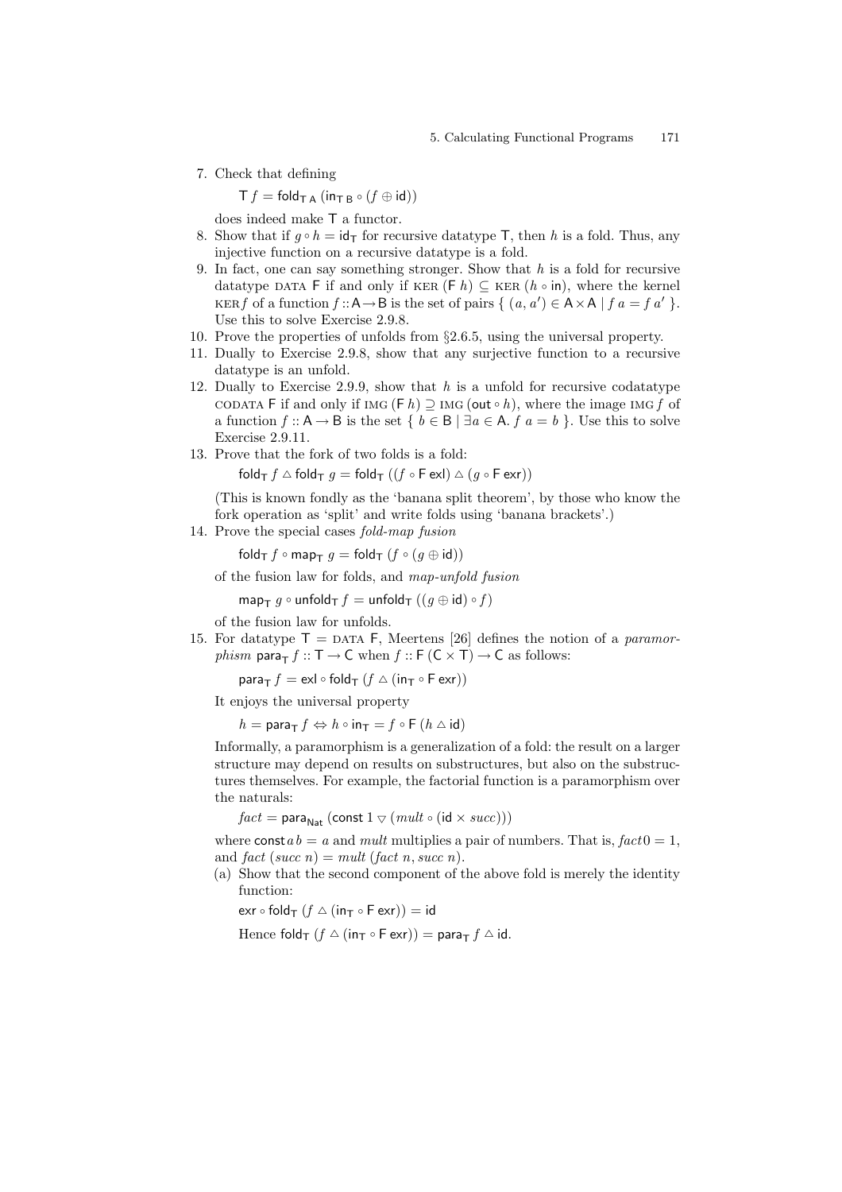7. Check that defining

   $\mathsf{T}\, f = \mathsf{fold}_{\mathsf{T\,A}}\,(\mathsf{in}_{\mathsf{T\,B}} \circ (f \oplus \mathsf{id}))$

   does indeed make $\mathsf{T}$ a functor.
8. Show that if $g \circ h = \mathsf{id}_{\mathsf{T}}$ for recursive datatype $\mathsf{T}$, then $h$ is a fold. Thus, any injective function on a recursive datatype is a fold.
9. In fact, one can say something stronger. Show that $h$ is a fold for recursive datatype DATA $\mathsf{F}$ if and only if $\text{KER}\,(\mathsf{F}\,h) \subseteq \text{KER}\,(h \circ \mathsf{in})$, where the kernel $\text{KER} f$ of a function $f :: \mathsf{A} \to \mathsf{B}$ is the set of pairs $\{\,(a, a') \in \mathsf{A} \times \mathsf{A} \mid f\ a = f\ a'\,\}$. Use this to solve Exercise 2.9.8.
10. Prove the properties of unfolds from §2.6.5, using the universal property.
11. Dually to Exercise 2.9.8, show that any surjective function to a recursive datatype is an unfold.
12. Dually to Exercise 2.9.9, show that $h$ is a unfold for recursive codatatype CODATA $\mathsf{F}$ if and only if $\text{IMG}\,(\mathsf{F}\,h) \supseteq \text{IMG}\,(\mathsf{out} \circ h)$, where the image $\text{IMG} f$ of a function $f :: \mathsf{A} \to \mathsf{B}$ is the set $\{\, b \in \mathsf{B} \mid \exists a \in \mathsf{A}.\ f\ a = b\,\}$. Use this to solve Exercise 2.9.11.
13. Prove that the fork of two folds is a fold:

    $\mathsf{fold}_{\mathsf{T}}\, f \vartriangle \mathsf{fold}_{\mathsf{T}}\, g = \mathsf{fold}_{\mathsf{T}}\,((f \circ \mathsf{F}\,\mathsf{exl}) \vartriangle (g \circ \mathsf{F}\,\mathsf{exr}))$

    (This is known fondly as the 'banana split theorem', by those who know the fork operation as 'split' and write folds using 'banana brackets'.)
14. Prove the special cases *fold-map fusion*

    $\mathsf{fold}_{\mathsf{T}}\, f \circ \mathsf{map}_{\mathsf{T}}\, g = \mathsf{fold}_{\mathsf{T}}\,(f \circ (g \oplus \mathsf{id}))$

    of the fusion law for folds, and *map-unfold fusion*

    $\mathsf{map}_{\mathsf{T}}\, g \circ \mathsf{unfold}_{\mathsf{T}}\, f = \mathsf{unfold}_{\mathsf{T}}\,((g \oplus \mathsf{id}) \circ f)$

    of the fusion law for unfolds.
15. For datatype $\mathsf{T} = $ DATA $\mathsf{F}$, Meertens [26] defines the notion of a *paramorphism* $\mathsf{para}_{\mathsf{T}}\, f :: \mathsf{T} \to \mathsf{C}$ when $f :: \mathsf{F}\,(\mathsf{C} \times \mathsf{T}) \to \mathsf{C}$ as follows:

    $\mathsf{para}_{\mathsf{T}}\, f = \mathsf{exl} \circ \mathsf{fold}_{\mathsf{T}}\,(f \vartriangle (\mathsf{in}_{\mathsf{T}} \circ \mathsf{F}\,\mathsf{exr}))$

    It enjoys the universal property

    $h = \mathsf{para}_{\mathsf{T}}\, f \Leftrightarrow h \circ \mathsf{in}_{\mathsf{T}} = f \circ \mathsf{F}\,(h \vartriangle \mathsf{id})$

    Informally, a paramorphism is a generalization of a fold: the result on a larger structure may depend on results on substructures, but also on the substructures themselves. For example, the factorial function is a paramorphism over the naturals:

    $fact = \mathsf{para}_{\mathsf{Nat}}\,(\mathsf{const}\,1 \triangledown (mult \circ (\mathsf{id} \times succ)))$

    where $\mathsf{const}\, a\, b = a$ and $mult$ multiplies a pair of numbers. That is, $fact\, 0 = 1$, and $fact\ (succ\ n) = mult\ (fact\ n, succ\ n)$.

    (a) Show that the second component of the above fold is merely the identity function:

    $\mathsf{exr} \circ \mathsf{fold}_{\mathsf{T}}\,(f \vartriangle (\mathsf{in}_{\mathsf{T}} \circ \mathsf{F}\,\mathsf{exr})) = \mathsf{id}$

    Hence $\mathsf{fold}_{\mathsf{T}}\,(f \vartriangle (\mathsf{in}_{\mathsf{T}} \circ \mathsf{F}\,\mathsf{exr})) = \mathsf{para}_{\mathsf{T}}\, f \vartriangle \mathsf{id}$.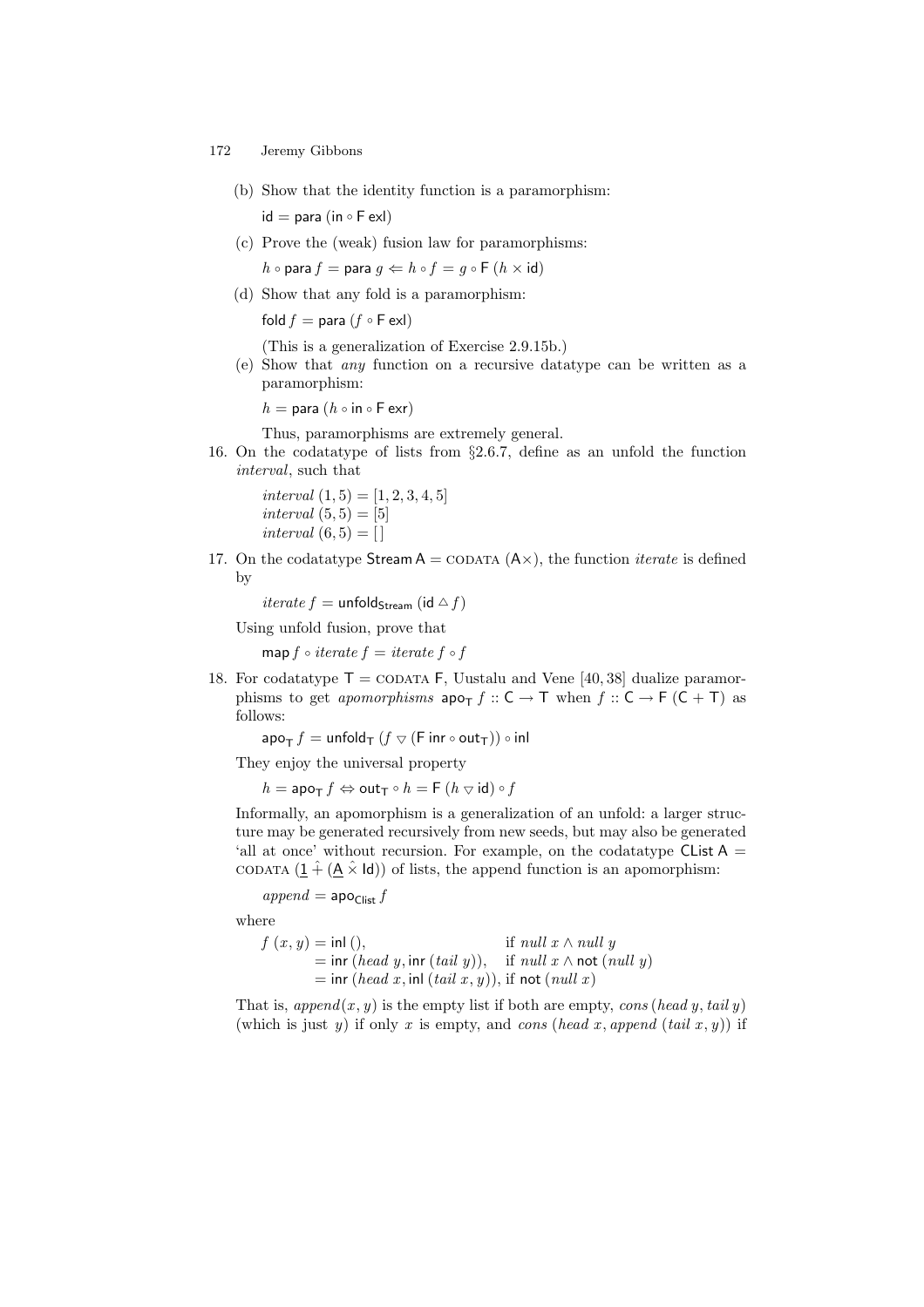(b) Show that the identity function is a paramorphism:

$$\mathsf{id} = \mathsf{para}\ (\mathsf{in} \circ \mathsf{F}\ \mathsf{exl})$$

(c) Prove the (weak) fusion law for paramorphisms:

$$h \circ \mathsf{para}\ f = \mathsf{para}\ g \Leftarrow h \circ f = g \circ \mathsf{F}\ (h \times \mathsf{id})$$

(d) Show that any fold is a paramorphism:

$$\mathsf{fold}\ f = \mathsf{para}\ (f \circ \mathsf{F}\ \mathsf{exl})$$

(This is a generalization of Exercise 2.9.15b.)

(e) Show that *any* function on a recursive datatype can be written as a paramorphism:

$$h = \mathsf{para}\ (h \circ \mathsf{in} \circ \mathsf{F}\ \mathsf{exr})$$

Thus, paramorphisms are extremely general.

16. On the codatatype of lists from §2.6.7, define as an unfold the function *interval*, such that

$$\begin{aligned} &interval\ (1,5) = [1,2,3,4,5] \\ &interval\ (5,5) = [5] \\ &interval\ (6,5) = [\,] \end{aligned}$$

17. On the codatatype $\mathsf{Stream\ A} = \textsc{codata}\ (\mathsf{A}\times)$, the function *iterate* is defined by

$$iterate\ f = \mathsf{unfold}_{\mathsf{Stream}}\ (\mathsf{id} \vartriangle f)$$

Using unfold fusion, prove that

$$\mathsf{map}\ f \circ iterate\ f = iterate\ f \circ f$$

18. For codatatype $\mathsf{T} = \textsc{codata}\ \mathsf{F}$, Uustalu and Vene [40, 38] dualize paramorphisms to get *apomorphisms* $\mathsf{apo}_{\mathsf{T}}\ f :: \mathsf{C} \to \mathsf{T}$ when $f :: \mathsf{C} \to \mathsf{F}\ (\mathsf{C} + \mathsf{T})$ as follows:

$$\mathsf{apo}_{\mathsf{T}}\ f = \mathsf{unfold}_{\mathsf{T}}\ (f \triangledown (\mathsf{F}\ \mathsf{inr} \circ \mathsf{out}_{\mathsf{T}})) \circ \mathsf{inl}$$

They enjoy the universal property

$$h = \mathsf{apo}_{\mathsf{T}}\ f \Leftrightarrow \mathsf{out}_{\mathsf{T}} \circ h = \mathsf{F}\ (h \triangledown \mathsf{id}) \circ f$$

Informally, an apomorphism is a generalization of an unfold: a larger structure may be generated recursively from new seeds, but may also be generated 'all at once' without recursion. For example, on the codatatype $\mathsf{CList\ A} = \textsc{codata}\ (\underline{1}\ \hat{+}\ (\underline{\mathsf{A}}\ \hat{\times}\ \mathsf{Id}))$ of lists, the append function is an apomorphism:

$$append = \mathsf{apo}_{\mathsf{Clist}}\ f$$

where

$$\begin{aligned} f\ (x,y) &= \mathsf{inl}\ (), && \text{if } null\ x \wedge null\ y \\ &= \mathsf{inr}\ (head\ y, \mathsf{inr}\ (tail\ y)), && \text{if } null\ x \wedge \mathsf{not}\ (null\ y) \\ &= \mathsf{inr}\ (head\ x, \mathsf{inl}\ (tail\ x, y)), && \text{if } \mathsf{not}\ (null\ x) \end{aligned}$$

That is, $append(x,y)$ is the empty list if both are empty, $cons\ (head\ y, tail\ y)$ (which is just $y$) if only $x$ is empty, and $cons\ (head\ x, append\ (tail\ x, y))$ if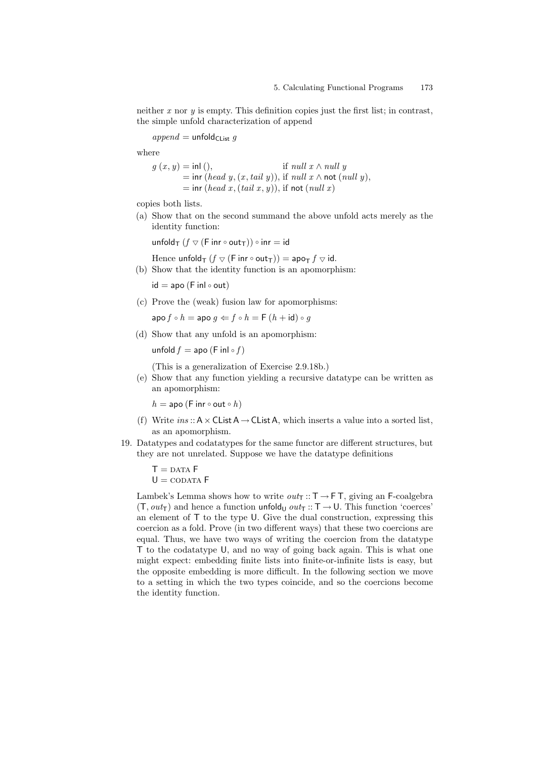neither $x$ nor $y$ is empty. This definition copies just the first list; in contrast, the simple unfold characterization of append

$$append = \mathsf{unfold}_{\mathsf{CList}}\ g$$

where

$$\begin{aligned} g\ (x, y) &= \mathsf{inl}\ (), && \text{if } null\ x \wedge null\ y \\ &= \mathsf{inr}\ (head\ y, (x, tail\ y)), && \text{if } null\ x \wedge \mathsf{not}\ (null\ y), \\ &= \mathsf{inr}\ (head\ x, (tail\ x, y)), && \text{if } \mathsf{not}\ (null\ x) \end{aligned}$$

copies both lists.

(a) Show that on the second summand the above unfold acts merely as the identity function:

$$\mathsf{unfold}_{\mathsf{T}}\ (f \triangledown (\mathsf{F}\ \mathsf{inr} \circ \mathsf{out}_{\mathsf{T}})) \circ \mathsf{inr} = \mathsf{id}$$

Hence $\mathsf{unfold}_{\mathsf{T}}\ (f \triangledown (\mathsf{F}\ \mathsf{inr} \circ \mathsf{out}_{\mathsf{T}})) = \mathsf{apo}_{\mathsf{T}}\ f \triangledown \mathsf{id}$.

(b) Show that the identity function is an apomorphism:

$$\mathsf{id} = \mathsf{apo}\ (\mathsf{F}\ \mathsf{inl} \circ \mathsf{out})$$

(c) Prove the (weak) fusion law for apomorphisms:

$$\mathsf{apo}\ f \circ h = \mathsf{apo}\ g \Leftarrow f \circ h = \mathsf{F}\ (h + \mathsf{id}) \circ g$$

(d) Show that any unfold is an apomorphism:

$$\mathsf{unfold}\ f = \mathsf{apo}\ (\mathsf{F}\ \mathsf{inl} \circ f)$$

(This is a generalization of Exercise 2.9.18b.)

(e) Show that any function yielding a recursive datatype can be written as an apomorphism:

$$h = \mathsf{apo}\ (\mathsf{F}\ \mathsf{inr} \circ \mathsf{out} \circ h)$$

(f) Write $ins :: \mathsf{A} \times \mathsf{CList\,A} \to \mathsf{CList\,A}$, which inserts a value into a sorted list, as an apomorphism.

19. Datatypes and codatatypes for the same functor are different structures, but they are not unrelated. Suppose we have the datatype definitions

$$\begin{aligned} \mathsf{T} &= \textsc{data}\ \mathsf{F} \\ \mathsf{U} &= \textsc{codata}\ \mathsf{F} \end{aligned}$$

Lambek's Lemma shows how to write $out_{\mathsf{T}} :: \mathsf{T} \to \mathsf{F\,T}$, giving an $\mathsf{F}$-coalgebra $(\mathsf{T}, out_{\mathsf{T}})$ and hence a function $\mathsf{unfold}_{\mathsf{U}}\ out_{\mathsf{T}} :: \mathsf{T} \to \mathsf{U}$. This function 'coerces' an element of $\mathsf{T}$ to the type $\mathsf{U}$. Give the dual construction, expressing this coercion as a fold. Prove (in two different ways) that these two coercions are equal. Thus, we have two ways of writing the coercion from the datatype $\mathsf{T}$ to the codatatype $\mathsf{U}$, and no way of going back again. This is what one might expect: embedding finite lists into finite-or-infinite lists is easy, but the opposite embedding is more difficult. In the following section we move to a setting in which the two types coincide, and so the coercions become the identity function.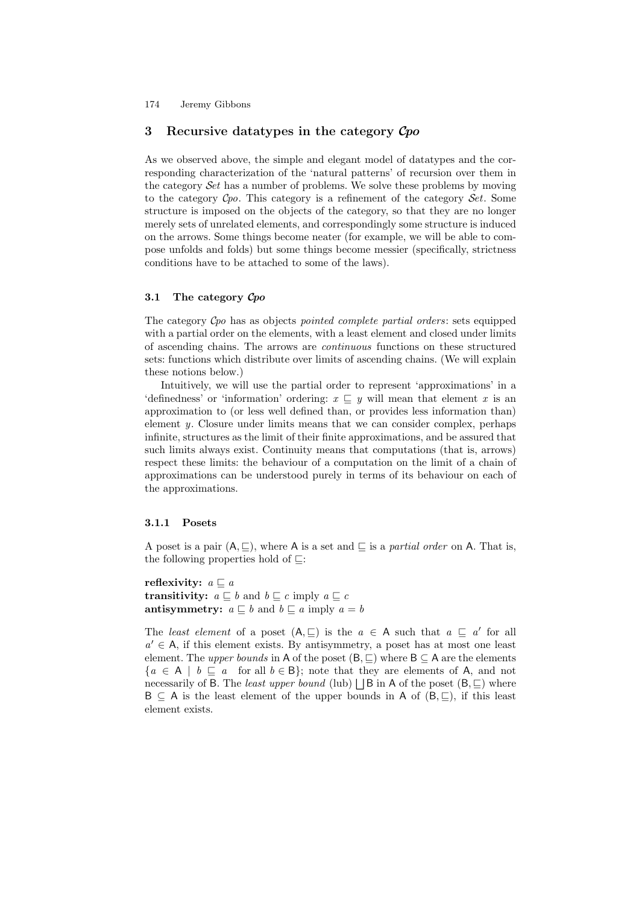## 3 Recursive datatypes in the category *Cpo*

As we observed above, the simple and elegant model of datatypes and the corresponding characterization of the 'natural patterns' of recursion over them in the category *Set* has a number of problems. We solve these problems by moving to the category *Cpo*. This category is a refinement of the category *Set*. Some structure is imposed on the objects of the category, so that they are no longer merely sets of unrelated elements, and correspondingly some structure is induced on the arrows. Some things become neater (for example, we will be able to compose unfolds and folds) but some things become messier (specifically, strictness conditions have to be attached to some of the laws).

### 3.1 The category *Cpo*

The category *Cpo* has as objects *pointed complete partial orders*: sets equipped with a partial order on the elements, with a least element and closed under limits of ascending chains. The arrows are *continuous* functions on these structured sets: functions which distribute over limits of ascending chains. (We will explain these notions below.)

Intuitively, we will use the partial order to represent 'approximations' in a 'definedness' or 'information' ordering: $x \sqsubseteq y$ will mean that element $x$ is an approximation to (or less well defined than, or provides less information than) element $y$. Closure under limits means that we can consider complex, perhaps infinite, structures as the limit of their finite approximations, and be assured that such limits always exist. Continuity means that computations (that is, arrows) respect these limits: the behaviour of a computation on the limit of a chain of approximations can be understood purely in terms of its behaviour on each of the approximations.

#### 3.1.1 Posets

A poset is a pair $(\mathsf{A}, \sqsubseteq)$, where $\mathsf{A}$ is a set and $\sqsubseteq$ is a *partial order* on $\mathsf{A}$. That is, the following properties hold of $\sqsubseteq$:

**reflexivity:** $a \sqsubseteq a$
**transitivity:** $a \sqsubseteq b$ and $b \sqsubseteq c$ imply $a \sqsubseteq c$
**antisymmetry:** $a \sqsubseteq b$ and $b \sqsubseteq a$ imply $a = b$

The *least element* of a poset $(\mathsf{A}, \sqsubseteq)$ is the $a \in \mathsf{A}$ such that $a \sqsubseteq a'$ for all $a' \in \mathsf{A}$, if this element exists. By antisymmetry, a poset has at most one least element. The *upper bounds* in $\mathsf{A}$ of the poset $(\mathsf{B}, \sqsubseteq)$ where $\mathsf{B} \subseteq \mathsf{A}$ are the elements $\{a \in \mathsf{A} \mid b \sqsubseteq a \text{ for all } b \in \mathsf{B}\}$; note that they are elements of $\mathsf{A}$, and not necessarily of $\mathsf{B}$. The *least upper bound* (lub) $\bigsqcup \mathsf{B}$ in $\mathsf{A}$ of the poset $(\mathsf{B}, \sqsubseteq)$ where $\mathsf{B} \subseteq \mathsf{A}$ is the least element of the upper bounds in $\mathsf{A}$ of $(\mathsf{B}, \sqsubseteq)$, if this least element exists.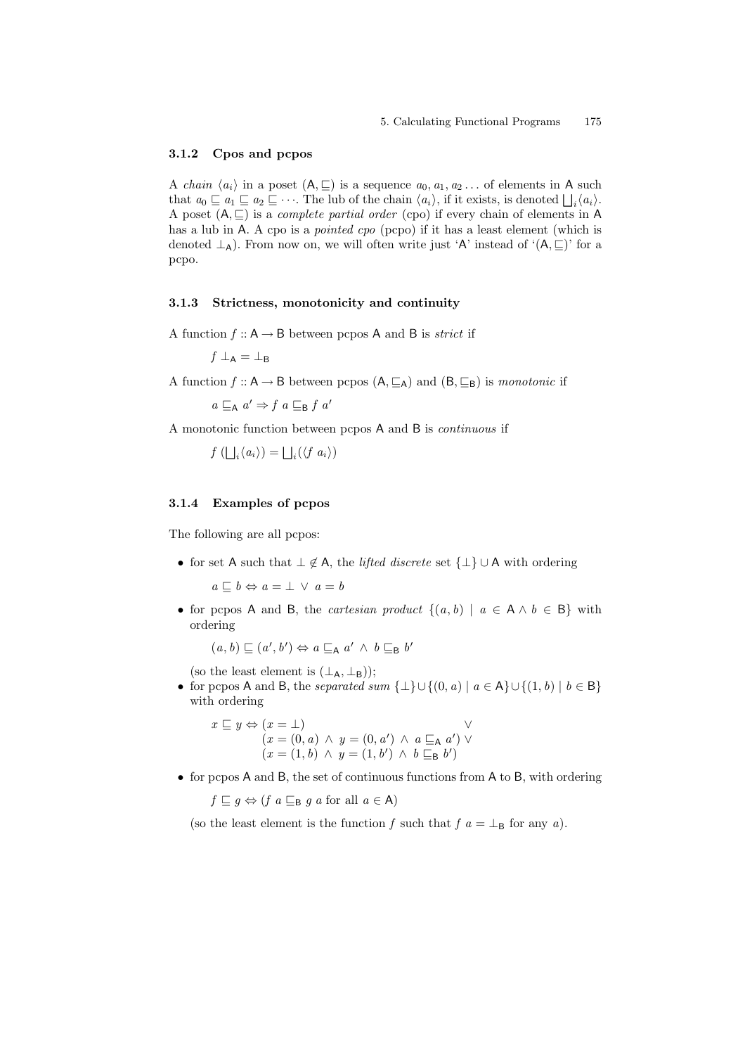### 3.1.2 Cpos and pcpos

A *chain* $\langle a_i \rangle$ in a poset $(\mathsf{A}, \sqsubseteq)$ is a sequence $a_0, a_1, a_2 \ldots$ of elements in $\mathsf{A}$ such that $a_0 \sqsubseteq a_1 \sqsubseteq a_2 \sqsubseteq \cdots$. The lub of the chain $\langle a_i \rangle$, if it exists, is denoted $\bigsqcup_i \langle a_i \rangle$. A poset $(\mathsf{A}, \sqsubseteq)$ is a *complete partial order* (cpo) if every chain of elements in $\mathsf{A}$ has a lub in $\mathsf{A}$. A cpo is a *pointed cpo* (pcpo) if it has a least element (which is denoted $\bot_{\mathsf{A}}$). From now on, we will often write just '$\mathsf{A}$' instead of '$(\mathsf{A}, \sqsubseteq)$' for a pcpo.

### 3.1.3 Strictness, monotonicity and continuity

A function $f :: \mathsf{A} \to \mathsf{B}$ between pcpos $\mathsf{A}$ and $\mathsf{B}$ is *strict* if

$$f \; \bot_{\mathsf{A}} = \bot_{\mathsf{B}}$$

A function $f :: \mathsf{A} \to \mathsf{B}$ between pcpos $(\mathsf{A}, \sqsubseteq_{\mathsf{A}})$ and $(\mathsf{B}, \sqsubseteq_{\mathsf{B}})$ is *monotonic* if

$$a \sqsubseteq_{\mathsf{A}} a' \Rightarrow f \; a \sqsubseteq_{\mathsf{B}} f \; a'$$

A monotonic function between pcpos $\mathsf{A}$ and $\mathsf{B}$ is *continuous* if

$$f \; (\textstyle\bigsqcup_i \langle a_i \rangle) = \textstyle\bigsqcup_i (\langle f \; a_i \rangle)$$

### 3.1.4 Examples of pcpos

The following are all pcpos:

- for set $\mathsf{A}$ such that $\bot \notin \mathsf{A}$, the *lifted discrete* set $\{\bot\} \cup \mathsf{A}$ with ordering

  $$a \sqsubseteq b \Leftrightarrow a = \bot \; \vee \; a = b$$

- for pcpos $\mathsf{A}$ and $\mathsf{B}$, the *cartesian product* $\{(a, b) \mid a \in \mathsf{A} \wedge b \in \mathsf{B}\}$ with ordering

  $$(a, b) \sqsubseteq (a', b') \Leftrightarrow a \sqsubseteq_{\mathsf{A}} a' \; \wedge \; b \sqsubseteq_{\mathsf{B}} b'$$

  (so the least element is $(\bot_{\mathsf{A}}, \bot_{\mathsf{B}})$);
- for pcpos $\mathsf{A}$ and $\mathsf{B}$, the *separated sum* $\{\bot\} \cup \{(0, a) \mid a \in \mathsf{A}\} \cup \{(1, b) \mid b \in \mathsf{B}\}$ with ordering

  $$\begin{aligned} x \sqsubseteq y \Leftrightarrow \; & (x = \bot) & \vee \\ & (x = (0, a) \; \wedge \; y = (0, a') \; \wedge \; a \sqsubseteq_{\mathsf{A}} a') & \vee \\ & (x = (1, b) \; \wedge \; y = (1, b') \; \wedge \; b \sqsubseteq_{\mathsf{B}} b') & \end{aligned}$$

- for pcpos $\mathsf{A}$ and $\mathsf{B}$, the set of continuous functions from $\mathsf{A}$ to $\mathsf{B}$, with ordering

  $$f \sqsubseteq g \Leftrightarrow (f \; a \sqsubseteq_{\mathsf{B}} g \; a \text{ for all } a \in \mathsf{A})$$

  (so the least element is the function $f$ such that $f \; a = \bot_{\mathsf{B}}$ for any $a$).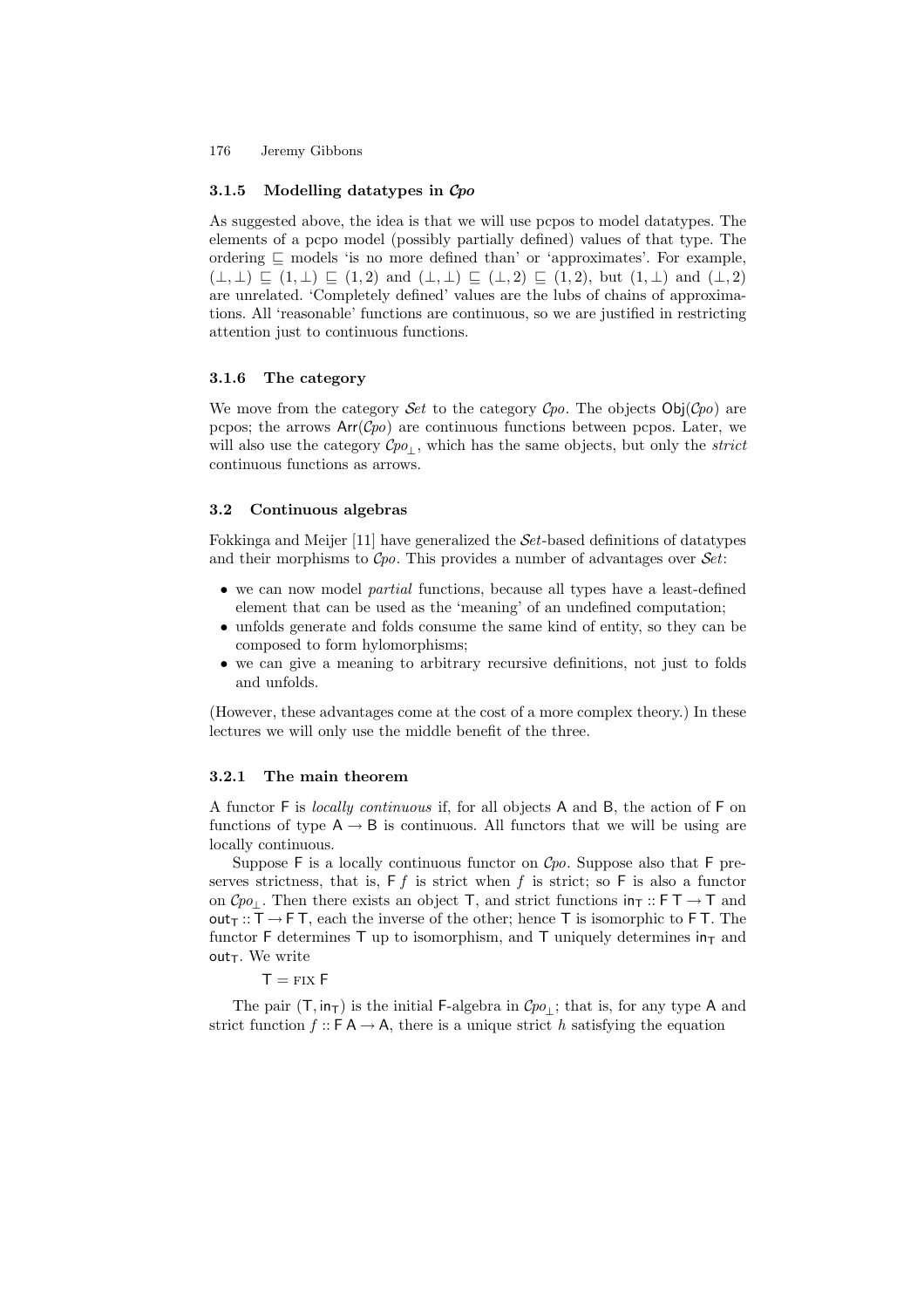### 3.1.5 Modelling datatypes in *Cpo*

As suggested above, the idea is that we will use pcpos to model datatypes. The elements of a pcpo model (possibly partially defined) values of that type. The ordering $\sqsubseteq$ models 'is no more defined than' or 'approximates'. For example, $(\bot, \bot) \sqsubseteq (1, \bot) \sqsubseteq (1, 2)$ and $(\bot, \bot) \sqsubseteq (\bot, 2) \sqsubseteq (1, 2)$, but $(1, \bot)$ and $(\bot, 2)$ are unrelated. 'Completely defined' values are the lubs of chains of approximations. All 'reasonable' functions are continuous, so we are justified in restricting attention just to continuous functions.

### 3.1.6 The category

We move from the category *Set* to the category *Cpo*. The objects $\mathsf{Obj}(\mathcal{C}po)$ are pcpos; the arrows $\mathsf{Arr}(\mathcal{C}po)$ are continuous functions between pcpos. Later, we will also use the category $\mathcal{C}po_\bot$, which has the same objects, but only the *strict* continuous functions as arrows.

## 3.2 Continuous algebras

Fokkinga and Meijer [11] have generalized the *Set*-based definitions of datatypes and their morphisms to *Cpo*. This provides a number of advantages over *Set*:

- we can now model *partial* functions, because all types have a least-defined element that can be used as the 'meaning' of an undefined computation;
- unfolds generate and folds consume the same kind of entity, so they can be composed to form hylomorphisms;
- we can give a meaning to arbitrary recursive definitions, not just to folds and unfolds.

(However, these advantages come at the cost of a more complex theory.) In these lectures we will only use the middle benefit of the three.

### 3.2.1 The main theorem

A functor $\mathsf{F}$ is *locally continuous* if, for all objects $\mathsf{A}$ and $\mathsf{B}$, the action of $\mathsf{F}$ on functions of type $\mathsf{A} \to \mathsf{B}$ is continuous. All functors that we will be using are locally continuous.

Suppose $\mathsf{F}$ is a locally continuous functor on *Cpo*. Suppose also that $\mathsf{F}$ preserves strictness, that is, $\mathsf{F}\,f$ is strict when $f$ is strict; so $\mathsf{F}$ is also a functor on $\mathcal{C}po_\bot$. Then there exists an object $\mathsf{T}$, and strict functions $\mathsf{in_T} :: \mathsf{F\,T} \to \mathsf{T}$ and $\mathsf{out_T} :: \mathsf{T} \to \mathsf{F\,T}$, each the inverse of the other; hence $\mathsf{T}$ is isomorphic to $\mathsf{F\,T}$. The functor $\mathsf{F}$ determines $\mathsf{T}$ up to isomorphism, and $\mathsf{T}$ uniquely determines $\mathsf{in_T}$ and $\mathsf{out_T}$. We write

$$\mathsf{T} = \text{FIX}\ \mathsf{F}$$

The pair $(\mathsf{T}, \mathsf{in_T})$ is the initial $\mathsf{F}$-algebra in $\mathcal{C}po_\bot$; that is, for any type $\mathsf{A}$ and strict function $f :: \mathsf{F\,A} \to \mathsf{A}$, there is a unique strict $h$ satisfying the equation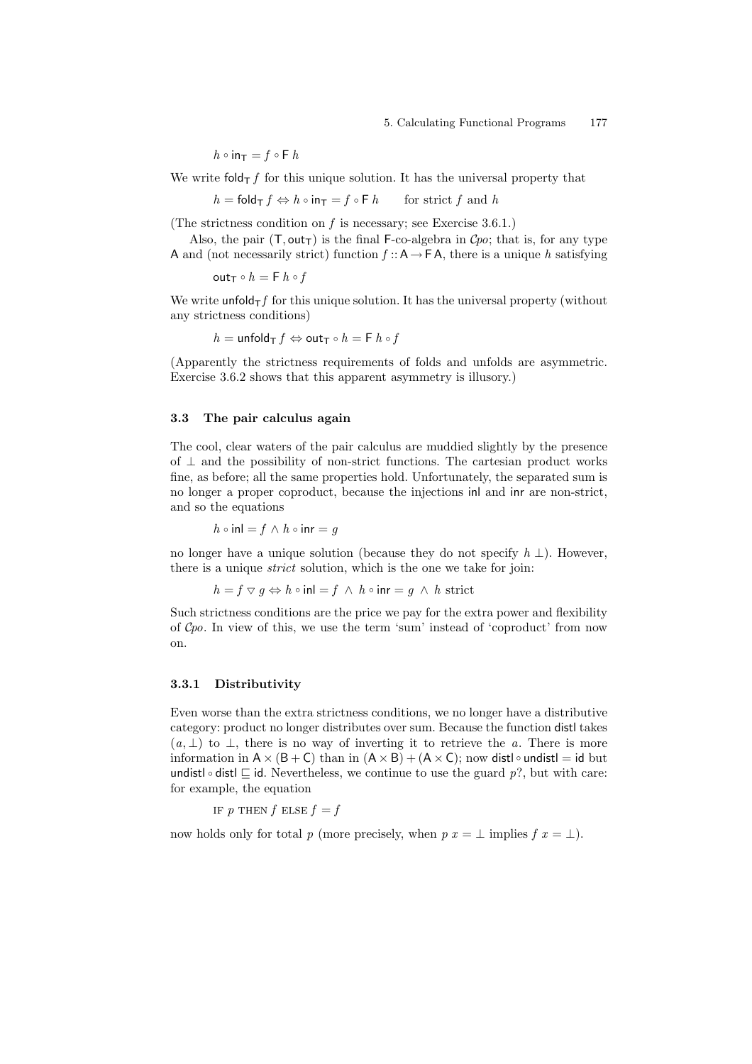$$h \circ \mathsf{in}_\mathsf{T} = f \circ \mathsf{F}\, h$$

We write $\mathsf{fold}_\mathsf{T}\, f$ for this unique solution. It has the universal property that

$$h = \mathsf{fold}_\mathsf{T}\, f \Leftrightarrow h \circ \mathsf{in}_\mathsf{T} = f \circ \mathsf{F}\, h \qquad \text{for strict } f \text{ and } h$$

(The strictness condition on $f$ is necessary; see Exercise 3.6.1.)

Also, the pair $(\mathsf{T}, \mathsf{out}_\mathsf{T})$ is the final $\mathsf{F}$-co-algebra in $\mathcal{C}po$; that is, for any type $\mathsf{A}$ and (not necessarily strict) function $f :: \mathsf{A} \to \mathsf{F}\,\mathsf{A}$, there is a unique $h$ satisfying

$$\mathsf{out}_\mathsf{T} \circ h = \mathsf{F}\, h \circ f$$

We write $\mathsf{unfold}_\mathsf{T} f$ for this unique solution. It has the universal property (without any strictness conditions)

$$h = \mathsf{unfold}_\mathsf{T}\, f \Leftrightarrow \mathsf{out}_\mathsf{T} \circ h = \mathsf{F}\, h \circ f$$

(Apparently the strictness requirements of folds and unfolds are asymmetric. Exercise 3.6.2 shows that this apparent asymmetry is illusory.)

### 3.3 The pair calculus again

The cool, clear waters of the pair calculus are muddied slightly by the presence of $\bot$ and the possibility of non-strict functions. The cartesian product works fine, as before; all the same properties hold. Unfortunately, the separated sum is no longer a proper coproduct, because the injections $\mathsf{inl}$ and $\mathsf{inr}$ are non-strict, and so the equations

$$h \circ \mathsf{inl} = f \wedge h \circ \mathsf{inr} = g$$

no longer have a unique solution (because they do not specify $h\, \bot$). However, there is a unique *strict* solution, which is the one we take for join:

$$h = f \triangledown g \Leftrightarrow h \circ \mathsf{inl} = f \;\wedge\; h \circ \mathsf{inr} = g \;\wedge\; h \text{ strict}$$

Such strictness conditions are the price we pay for the extra power and flexibility of $\mathcal{C}po$. In view of this, we use the term 'sum' instead of 'coproduct' from now on.

#### 3.3.1 Distributivity

Even worse than the extra strictness conditions, we no longer have a distributive category: product no longer distributes over sum. Because the function $\mathsf{distl}$ takes $(a, \bot)$ to $\bot$, there is no way of inverting it to retrieve the $a$. There is more information in $\mathsf{A} \times (\mathsf{B} + \mathsf{C})$ than in $(\mathsf{A} \times \mathsf{B}) + (\mathsf{A} \times \mathsf{C})$; now $\mathsf{distl} \circ \mathsf{undistl} = \mathsf{id}$ but $\mathsf{undistl} \circ \mathsf{distl} \sqsubseteq \mathsf{id}$. Nevertheless, we continue to use the guard $p?$, but with care: for example, the equation

$$\text{IF } p \text{ THEN } f \text{ ELSE } f = f$$

now holds only for total $p$ (more precisely, when $p\, x = \bot$ implies $f\, x = \bot$).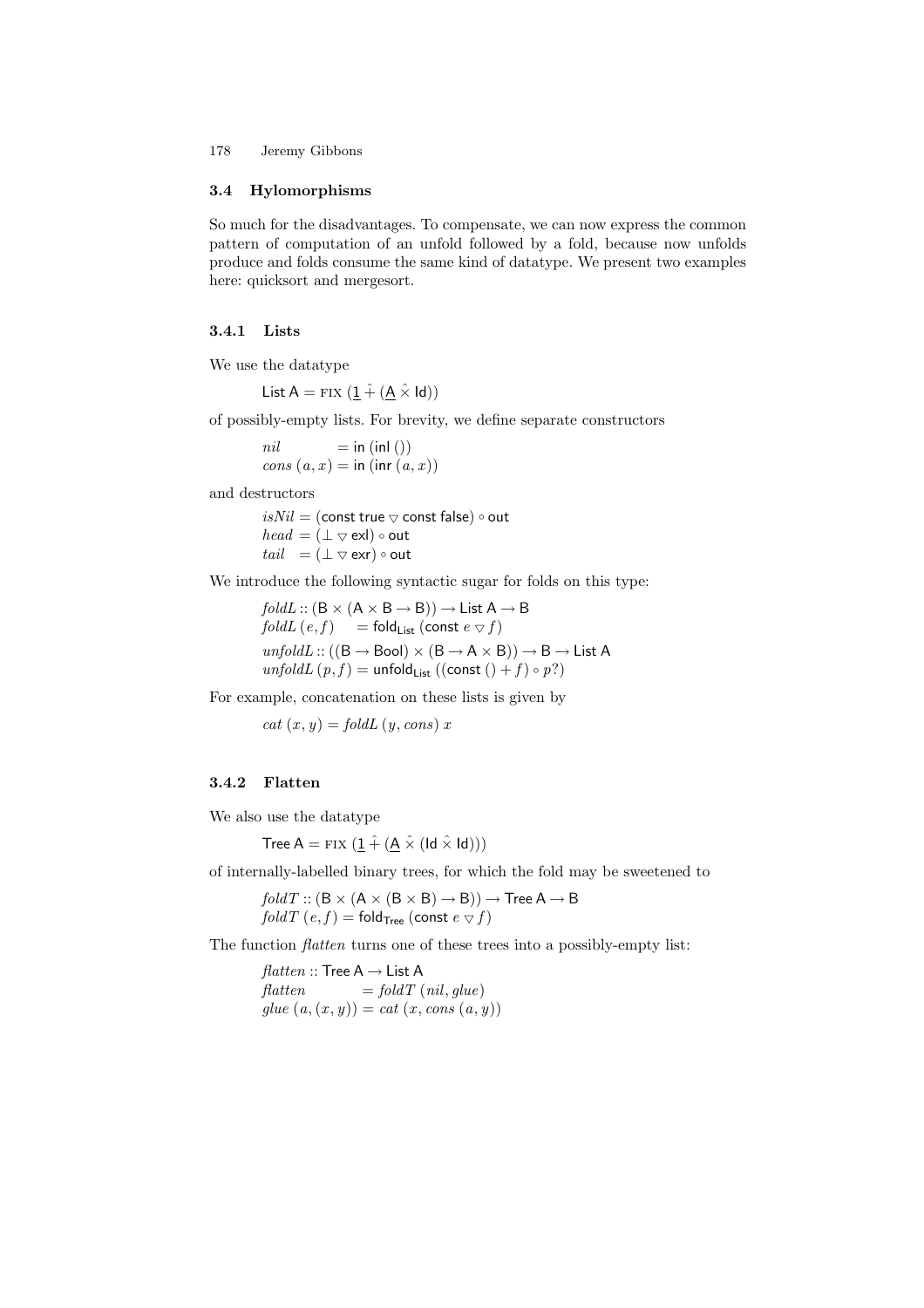### 3.4 Hylomorphisms

So much for the disadvantages. To compensate, we can now express the common pattern of computation of an unfold followed by a fold, because now unfolds produce and folds consume the same kind of datatype. We present two examples here: quicksort and mergesort.

#### 3.4.1 Lists

We use the datatype

$$\mathsf{List\ A} = \text{FIX}\ (\underline{1} \mathbin{\hat{+}} (\underline{\mathsf{A}} \mathbin{\hat{\times}} \mathsf{Id}))$$

of possibly-empty lists. For brevity, we define separate constructors

$$\begin{aligned} nil &= \mathsf{in}\ (\mathsf{inl}\ ()) \\ cons\ (a, x) &= \mathsf{in}\ (\mathsf{inr}\ (a, x)) \end{aligned}$$

and destructors

$$\begin{aligned} isNil &= (\mathsf{const\ true} \mathbin{\triangledown} \mathsf{const\ false}) \circ \mathsf{out} \\ head &= (\bot \mathbin{\triangledown} \mathsf{exl}) \circ \mathsf{out} \\ tail &= (\bot \mathbin{\triangledown} \mathsf{exr}) \circ \mathsf{out} \end{aligned}$$

We introduce the following syntactic sugar for folds on this type:

$$\begin{aligned} & foldL :: (\mathsf{B} \times (\mathsf{A} \times \mathsf{B} \to \mathsf{B})) \to \mathsf{List\ A} \to \mathsf{B} \\ & foldL\ (e, f) \quad = \mathsf{fold}_{\mathsf{List}}\ (\mathsf{const}\ e \mathbin{\triangledown} f) \\ & unfoldL :: ((\mathsf{B} \to \mathsf{Bool}) \times (\mathsf{B} \to \mathsf{A} \times \mathsf{B})) \to \mathsf{B} \to \mathsf{List\ A} \\ & unfoldL\ (p, f) = \mathsf{unfold}_{\mathsf{List}}\ ((\mathsf{const}\ () + f) \circ p?) \end{aligned}$$

For example, concatenation on these lists is given by

$$cat\ (x, y) = foldL\ (y, cons)\ x$$

#### 3.4.2 Flatten

We also use the datatype

$$\mathsf{Tree\ A} = \text{FIX}\ (\underline{1} \mathbin{\hat{+}} (\underline{\mathsf{A}} \mathbin{\hat{\times}} (\mathsf{Id} \mathbin{\hat{\times}} \mathsf{Id})))$$

of internally-labelled binary trees, for which the fold may be sweetened to

$$\begin{aligned} & foldT :: (\mathsf{B} \times (\mathsf{A} \times (\mathsf{B} \times \mathsf{B}) \to \mathsf{B})) \to \mathsf{Tree\ A} \to \mathsf{B} \\ & foldT\ (e, f) = \mathsf{fold}_{\mathsf{Tree}}\ (\mathsf{const}\ e \mathbin{\triangledown} f) \end{aligned}$$

The function *flatten* turns one of these trees into a possibly-empty list:

$$\begin{aligned} & flatten :: \mathsf{Tree\ A} \to \mathsf{List\ A} \\ & flatten \qquad\quad = foldT\ (nil, glue) \\ & glue\ (a, (x, y)) = cat\ (x, cons\ (a, y)) \end{aligned}$$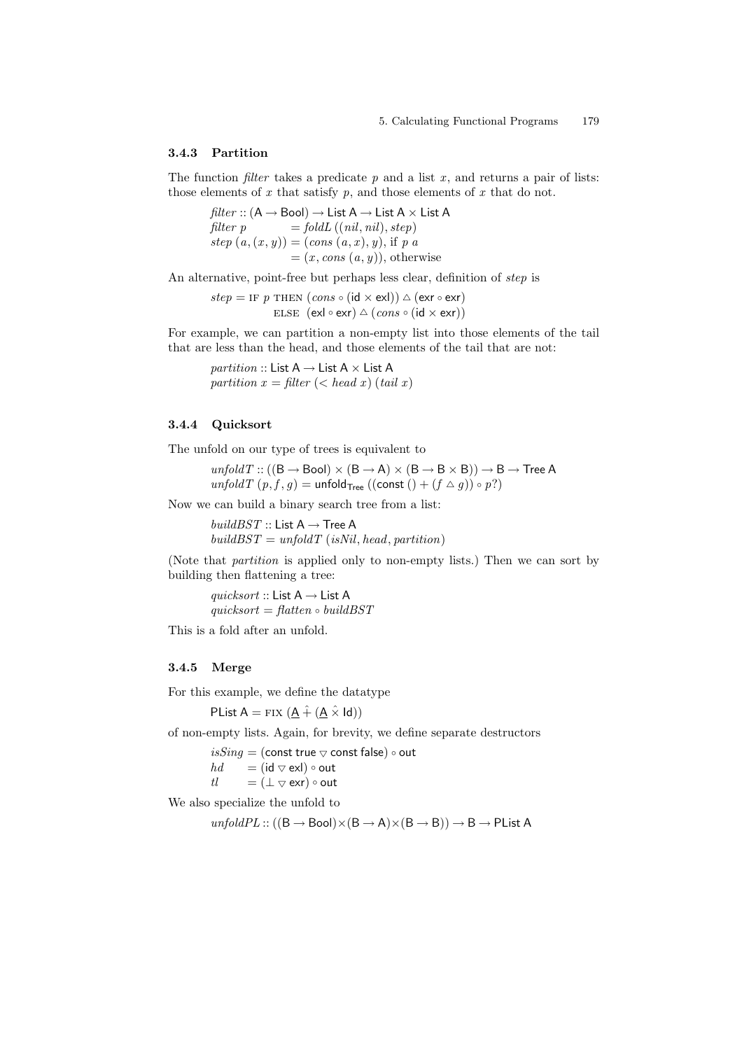### 3.4.3 Partition

The function *filter* takes a predicate $p$ and a list $x$, and returns a pair of lists: those elements of $x$ that satisfy $p$, and those elements of $x$ that do not.

$$
\begin{aligned}
&\mathit{filter} :: (\mathsf{A} \to \mathsf{Bool}) \to \mathsf{List\ A} \to \mathsf{List\ A} \times \mathsf{List\ A} \\
&\mathit{filter}\ p \qquad\quad\ = \mathit{foldL}\ ((\mathit{nil}, \mathit{nil}), \mathit{step}) \\
&\mathit{step}\ (a, (x, y)) = (\mathit{cons}\ (a, x), y), \text{ if } p\ a \\
&\qquad\qquad\qquad\ \ = (x, \mathit{cons}\ (a, y)), \text{ otherwise}
\end{aligned}
$$

An alternative, point-free but perhaps less clear, definition of *step* is

$$
\begin{aligned}
\mathit{step} = \ &\textsc{if}\ p\ \textsc{then}\ (\mathit{cons} \circ (\mathsf{id} \times \mathsf{exl})) \vartriangle (\mathsf{exr} \circ \mathsf{exr}) \\
&\textsc{else}\ \ (\mathsf{exl} \circ \mathsf{exr}) \vartriangle (\mathit{cons} \circ (\mathsf{id} \times \mathsf{exr}))
\end{aligned}
$$

For example, we can partition a non-empty list into those elements of the tail that are less than the head, and those elements of the tail that are not:

$$
\begin{aligned}
&\mathit{partition} :: \mathsf{List\ A} \to \mathsf{List\ A} \times \mathsf{List\ A} \\
&\mathit{partition}\ x = \mathit{filter}\ (< \mathit{head}\ x)\ (\mathit{tail}\ x)
\end{aligned}
$$

### 3.4.4 Quicksort

The unfold on our type of trees is equivalent to

$$
\begin{aligned}
&\mathit{unfoldT} :: ((\mathsf{B} \to \mathsf{Bool}) \times (\mathsf{B} \to \mathsf{A}) \times (\mathsf{B} \to \mathsf{B} \times \mathsf{B})) \to \mathsf{B} \to \mathsf{Tree\ A} \\
&\mathit{unfoldT}\ (p, f, g) = \mathsf{unfold}_{\mathsf{Tree}}\ ((\mathsf{const}\ () + (f \vartriangle g)) \circ p?)
\end{aligned}
$$

Now we can build a binary search tree from a list:

$$
\begin{aligned}
&\mathit{buildBST} :: \mathsf{List\ A} \to \mathsf{Tree\ A} \\
&\mathit{buildBST} = \mathit{unfoldT}\ (\mathit{isNil}, \mathit{head}, \mathit{partition})
\end{aligned}
$$

(Note that *partition* is applied only to non-empty lists.) Then we can sort by building then flattening a tree:

$$
\begin{aligned}
&\mathit{quicksort} :: \mathsf{List\ A} \to \mathsf{List\ A} \\
&\mathit{quicksort} = \mathit{flatten} \circ \mathit{buildBST}
\end{aligned}
$$

This is a fold after an unfold.

### 3.4.5 Merge

For this example, we define the datatype

$$
\mathsf{PList\ A} = \textsc{fix}\ (\underline{\mathsf{A}}\ \hat{+}\ (\underline{\mathsf{A}}\ \hat{\times}\ \mathsf{Id}))
$$

of non-empty lists. Again, for brevity, we define separate destructors

$$
\begin{aligned}
&\mathit{isSing} = (\mathsf{const\ true} \triangledown \mathsf{const\ false}) \circ \mathsf{out} \\
&\mathit{hd} \qquad = (\mathsf{id} \triangledown \mathsf{exl}) \circ \mathsf{out} \\
&\mathit{tl} \qquad\ = (\bot \triangledown \mathsf{exr}) \circ \mathsf{out}
\end{aligned}
$$

We also specialize the unfold to

$$
\mathit{unfoldPL} :: ((\mathsf{B} \to \mathsf{Bool}) \times (\mathsf{B} \to \mathsf{A}) \times (\mathsf{B} \to \mathsf{B})) \to \mathsf{B} \to \mathsf{PList\ A}
$$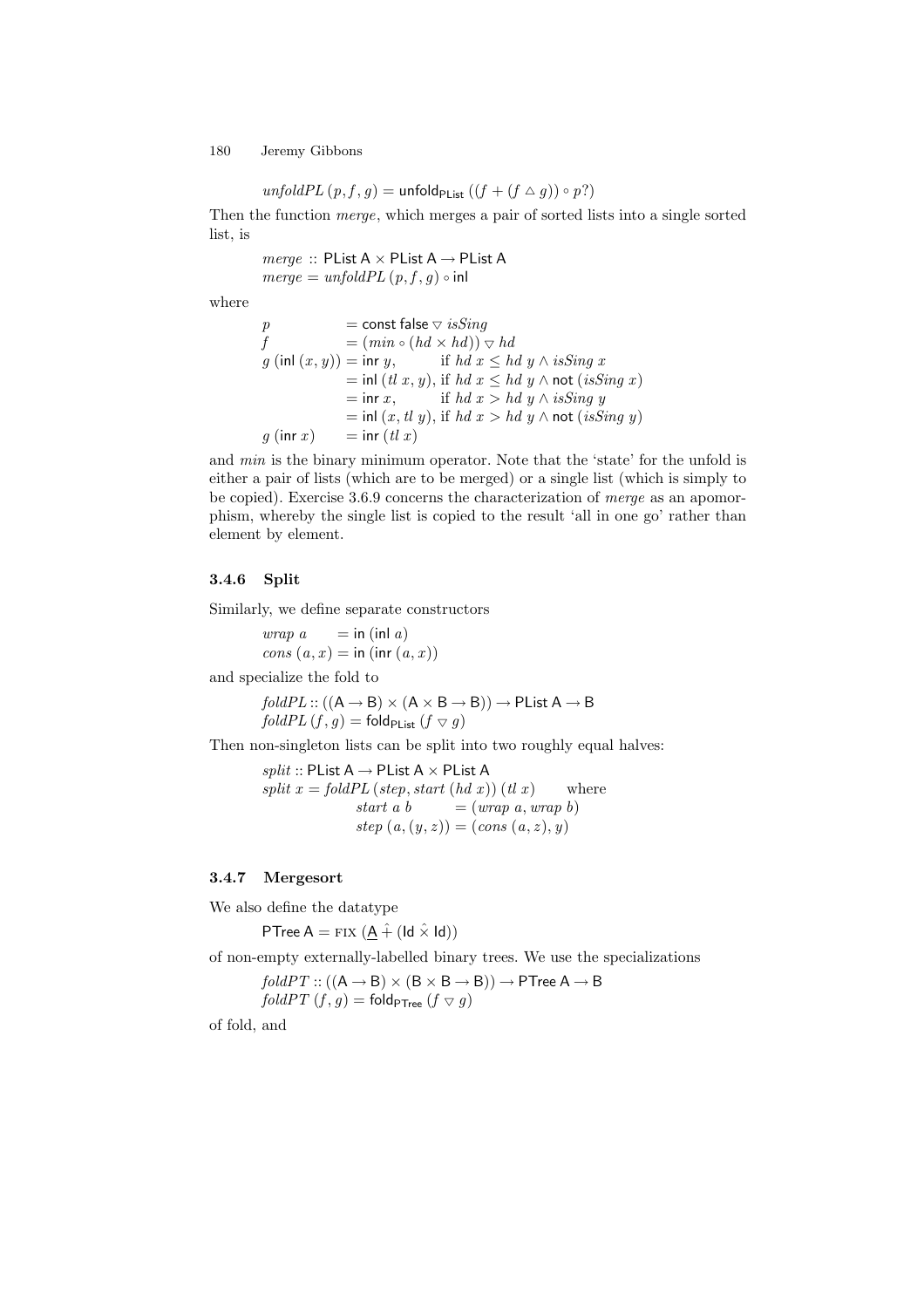$$unfoldPL\ (p, f, g) = \mathsf{unfold}_{\mathsf{PList}}\ ((f + (f \vartriangle g)) \circ p?)$$

Then the function *merge*, which merges a pair of sorted lists into a single sorted list, is

$$\begin{aligned} &merge :: \mathsf{PList\ A} \times \mathsf{PList\ A} \rightarrow \mathsf{PList\ A} \\ &merge = unfoldPL\ (p, f, g) \circ \mathsf{inl} \end{aligned}$$

where

$$\begin{aligned} p \quad &= \mathsf{const\ false} \triangledown isSing \\ f \quad &= (min \circ (hd \times hd)) \triangledown hd \\ g\ (\mathsf{inl}\ (x, y)) &= \mathsf{inr}\ y, && \text{if } hd\ x \leq hd\ y \wedge isSing\ x \\ &= \mathsf{inl}\ (tl\ x, y), && \text{if } hd\ x \leq hd\ y \wedge \mathsf{not}\ (isSing\ x) \\ &= \mathsf{inr}\ x, && \text{if } hd\ x > hd\ y \wedge isSing\ y \\ &= \mathsf{inl}\ (x, tl\ y), && \text{if } hd\ x > hd\ y \wedge \mathsf{not}\ (isSing\ y) \\ g\ (\mathsf{inr}\ x) \quad &= \mathsf{inr}\ (tl\ x) \end{aligned}$$

and *min* is the binary minimum operator. Note that the 'state' for the unfold is either a pair of lists (which are to be merged) or a single list (which is simply to be copied). Exercise 3.6.9 concerns the characterization of *merge* as an apomorphism, whereby the single list is copied to the result 'all in one go' rather than element by element.

### 3.4.6 Split

Similarly, we define separate constructors

$$\begin{aligned} wrap\ a \quad &= \mathsf{in}\ (\mathsf{inl}\ a) \\ cons\ (a, x) &= \mathsf{in}\ (\mathsf{inr}\ (a, x)) \end{aligned}$$

and specialize the fold to

$$\begin{aligned} &foldPL :: ((\mathsf{A} \rightarrow \mathsf{B}) \times (\mathsf{A} \times \mathsf{B} \rightarrow \mathsf{B})) \rightarrow \mathsf{PList\ A} \rightarrow \mathsf{B} \\ &foldPL\ (f, g) = \mathsf{fold}_{\mathsf{PList}}\ (f \triangledown g) \end{aligned}$$

Then non-singleton lists can be split into two roughly equal halves:

$$\begin{aligned} &split :: \mathsf{PList\ A} \rightarrow \mathsf{PList\ A} \times \mathsf{PList\ A} \\ &split\ x = foldPL\ (step, start\ (hd\ x))\ (tl\ x) \quad \text{where} \\ &\qquad start\ a\ b \qquad = (wrap\ a, wrap\ b) \\ &\qquad step\ (a, (y, z)) = (cons\ (a, z), y) \end{aligned}$$

### 3.4.7 Mergesort

We also define the datatype

$$\mathsf{PTree\ A} = \textsc{fix}\ (\underline{\mathsf{A}}\ \hat{+}\ (\mathsf{Id}\ \hat{\times}\ \mathsf{Id}))$$

of non-empty externally-labelled binary trees. We use the specializations

$$\begin{aligned} &foldPT :: ((\mathsf{A} \rightarrow \mathsf{B}) \times (\mathsf{B} \times \mathsf{B} \rightarrow \mathsf{B})) \rightarrow \mathsf{PTree\ A} \rightarrow \mathsf{B} \\ &foldPT\ (f, g) = \mathsf{fold}_{\mathsf{PTree}}\ (f \triangledown g) \end{aligned}$$

of fold, and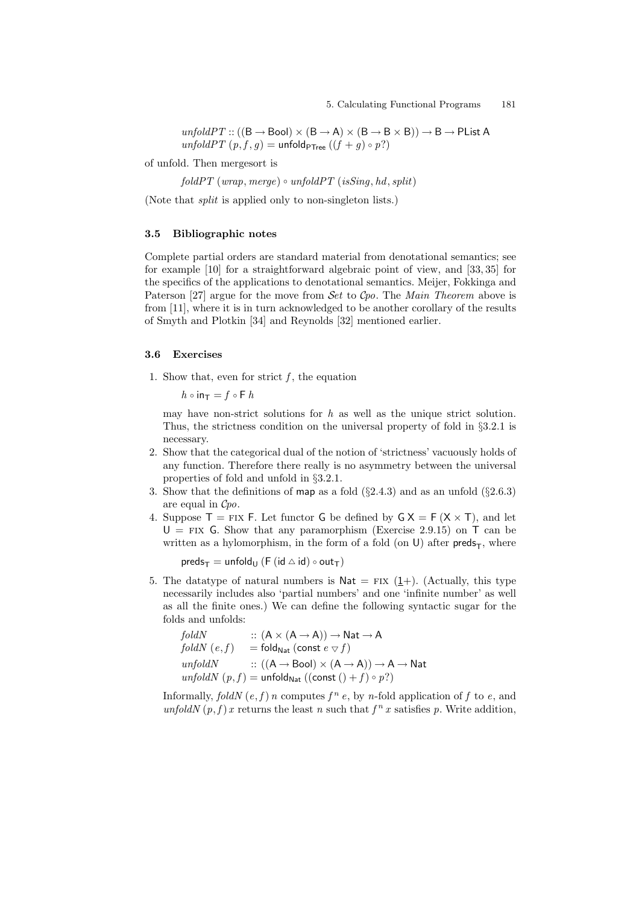$$unfoldPT :: ((\mathsf{B} \to \mathsf{Bool}) \times (\mathsf{B} \to \mathsf{A}) \times (\mathsf{B} \to \mathsf{B} \times \mathsf{B})) \to \mathsf{B} \to \mathsf{PList\ A}$$
$$unfoldPT\ (p, f, g) = \mathsf{unfold}_{\mathsf{PTree}}\ ((f + g) \circ p?)$$

of unfold. Then mergesort is

$$foldPT\ (wrap, merge) \circ unfoldPT\ (isSing, hd, split)$$

(Note that *split* is applied only to non-singleton lists.)

### 3.5 Bibliographic notes

Complete partial orders are standard material from denotational semantics; see for example [10] for a straightforward algebraic point of view, and [33, 35] for the specifics of the applications to denotational semantics. Meijer, Fokkinga and Paterson [27] argue for the move from $\mathcal{S}et$ to $\mathcal{C}po$. The *Main Theorem* above is from [11], where it is in turn acknowledged to be another corollary of the results of Smyth and Plotkin [34] and Reynolds [32] mentioned earlier.

### 3.6 Exercises

1. Show that, even for strict $f$, the equation

   $$h \circ \mathsf{in_T} = f \circ \mathsf{F}\ h$$

   may have non-strict solutions for $h$ as well as the unique strict solution. Thus, the strictness condition on the universal property of fold in §3.2.1 is necessary.
2. Show that the categorical dual of the notion of 'strictness' vacuously holds of any function. Therefore there really is no asymmetry between the universal properties of fold and unfold in §3.2.1.
3. Show that the definitions of $\mathsf{map}$ as a fold (§2.4.3) and as an unfold (§2.6.3) are equal in $\mathcal{C}po$.
4. Suppose $\mathsf{T} = \textsc{fix}\ \mathsf{F}$. Let functor $\mathsf{G}$ be defined by $\mathsf{G\ X} = \mathsf{F}\ (\mathsf{X} \times \mathsf{T})$, and let $\mathsf{U} = \textsc{fix}\ \mathsf{G}$. Show that any paramorphism (Exercise 2.9.15) on $\mathsf{T}$ can be written as a hylomorphism, in the form of a fold (on $\mathsf{U}$) after $\mathsf{preds_T}$, where

   $$\mathsf{preds_T} = \mathsf{unfold_U}\ (\mathsf{F}\ (\mathsf{id} \vartriangle \mathsf{id}) \circ \mathsf{out_T})$$

5. The datatype of natural numbers is $\mathsf{Nat} = \textsc{fix}\ (\underline{1}+)$. (Actually, this type necessarily includes also 'partial numbers' and one 'infinite number' as well as all the finite ones.) We can define the following syntactic sugar for the folds and unfolds:

   $$foldN :: (\mathsf{A} \times (\mathsf{A} \to \mathsf{A})) \to \mathsf{Nat} \to \mathsf{A}$$
   $$foldN\ (e, f) = \mathsf{fold_{Nat}}\ (\mathsf{const}\ e \triangledown f)$$
   $$unfoldN :: ((\mathsf{A} \to \mathsf{Bool}) \times (\mathsf{A} \to \mathsf{A})) \to \mathsf{A} \to \mathsf{Nat}$$
   $$unfoldN\ (p, f) = \mathsf{unfold_{Nat}}\ ((\mathsf{const}\ () + f) \circ p?)$$

   Informally, $foldN\ (e, f)\ n$ computes $f^n\ e$, by $n$-fold application of $f$ to $e$, and $unfoldN\ (p, f)\ x$ returns the least $n$ such that $f^n\ x$ satisfies $p$. Write addition,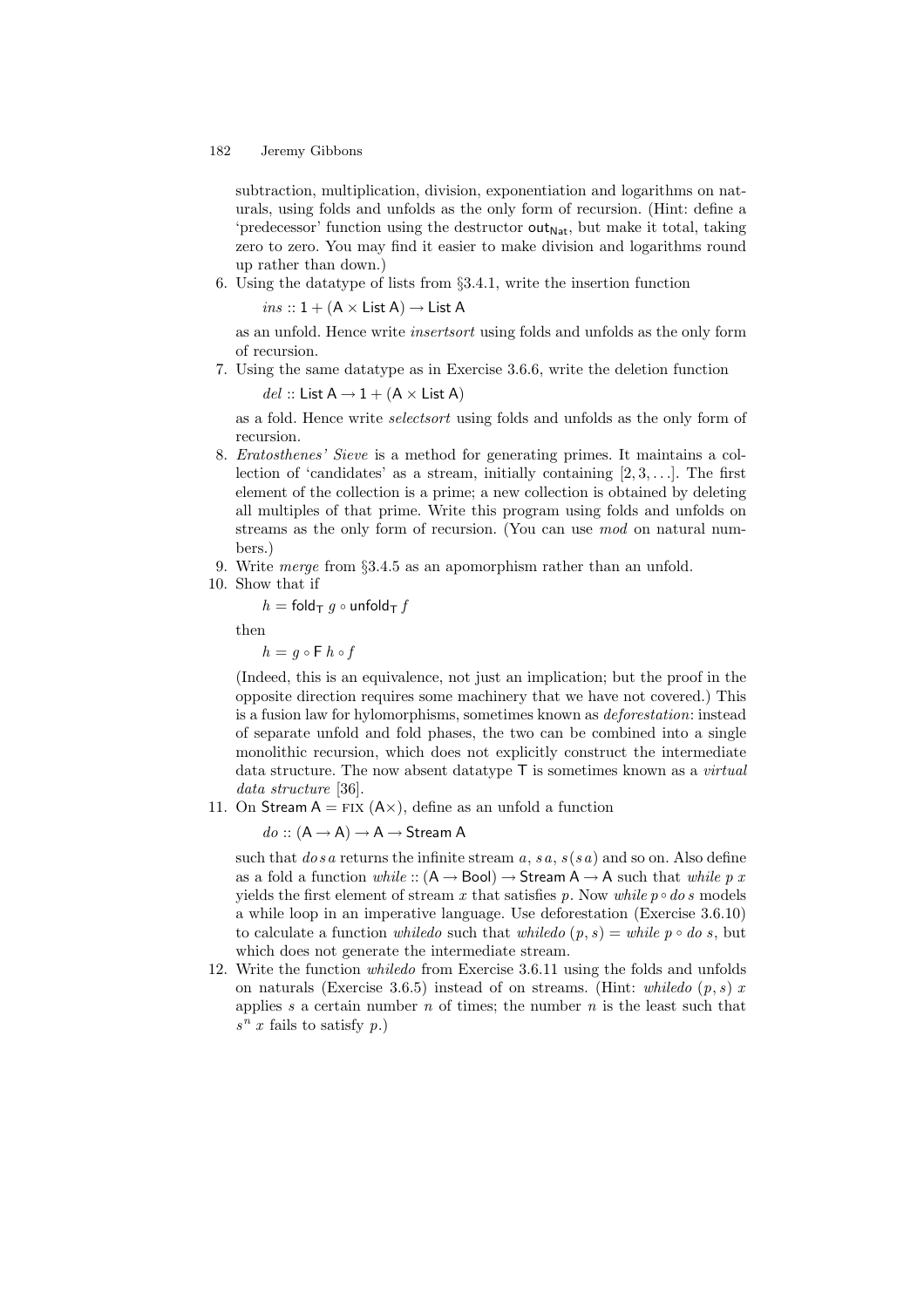subtraction, multiplication, division, exponentiation and logarithms on naturals, using folds and unfolds as the only form of recursion. (Hint: define a 'predecessor' function using the destructor $\mathsf{out}_{\mathsf{Nat}}$, but make it total, taking zero to zero. You may find it easier to make division and logarithms round up rather than down.)

6. Using the datatype of lists from §3.4.1, write the insertion function

   $ins :: \mathsf{1} + (\mathsf{A} \times \mathsf{List\ A}) \rightarrow \mathsf{List\ A}$

   as an unfold. Hence write *insertsort* using folds and unfolds as the only form of recursion.
7. Using the same datatype as in Exercise 3.6.6, write the deletion function

   $del :: \mathsf{List\ A} \rightarrow \mathsf{1} + (\mathsf{A} \times \mathsf{List\ A})$

   as a fold. Hence write *selectsort* using folds and unfolds as the only form of recursion.
8. *Eratosthenes' Sieve* is a method for generating primes. It maintains a collection of 'candidates' as a stream, initially containing $[2, 3, \ldots]$. The first element of the collection is a prime; a new collection is obtained by deleting all multiples of that prime. Write this program using folds and unfolds on streams as the only form of recursion. (You can use *mod* on natural numbers.)
9. Write *merge* from §3.4.5 as an apomorphism rather than an unfold.
10. Show that if

    $h = \mathsf{fold}_{\mathsf{T}}\ g \circ \mathsf{unfold}_{\mathsf{T}}\ f$

    then

    $h = g \circ \mathsf{F}\ h \circ f$

    (Indeed, this is an equivalence, not just an implication; but the proof in the opposite direction requires some machinery that we have not covered.) This is a fusion law for hylomorphisms, sometimes known as *deforestation*: instead of separate unfold and fold phases, the two can be combined into a single monolithic recursion, which does not explicitly construct the intermediate data structure. The now absent datatype $\mathsf{T}$ is sometimes known as a *virtual data structure* [36].
11. On $\mathsf{Stream\ A} = \textsc{fix}\ (\mathsf{A}\times)$, define as an unfold a function

    $do :: (\mathsf{A} \rightarrow \mathsf{A}) \rightarrow \mathsf{A} \rightarrow \mathsf{Stream\ A}$

    such that $do\, s\, a$ returns the infinite stream $a$, $s\, a$, $s\, (s\, a)$ and so on. Also define as a fold a function $while :: (\mathsf{A} \rightarrow \mathsf{Bool}) \rightarrow \mathsf{Stream\ A} \rightarrow \mathsf{A}$ such that $while\ p\ x$ yields the first element of stream $x$ that satisfies $p$. Now $while\ p \circ do\ s$ models a while loop in an imperative language. Use deforestation (Exercise 3.6.10) to calculate a function *whiledo* such that $whiledo\ (p, s) = while\ p \circ do\ s$, but which does not generate the intermediate stream.
12. Write the function *whiledo* from Exercise 3.6.11 using the folds and unfolds on naturals (Exercise 3.6.5) instead of on streams. (Hint: $whiledo\ (p, s)\ x$ applies $s$ a certain number $n$ of times; the number $n$ is the least such that $s^n\ x$ fails to satisfy $p$.)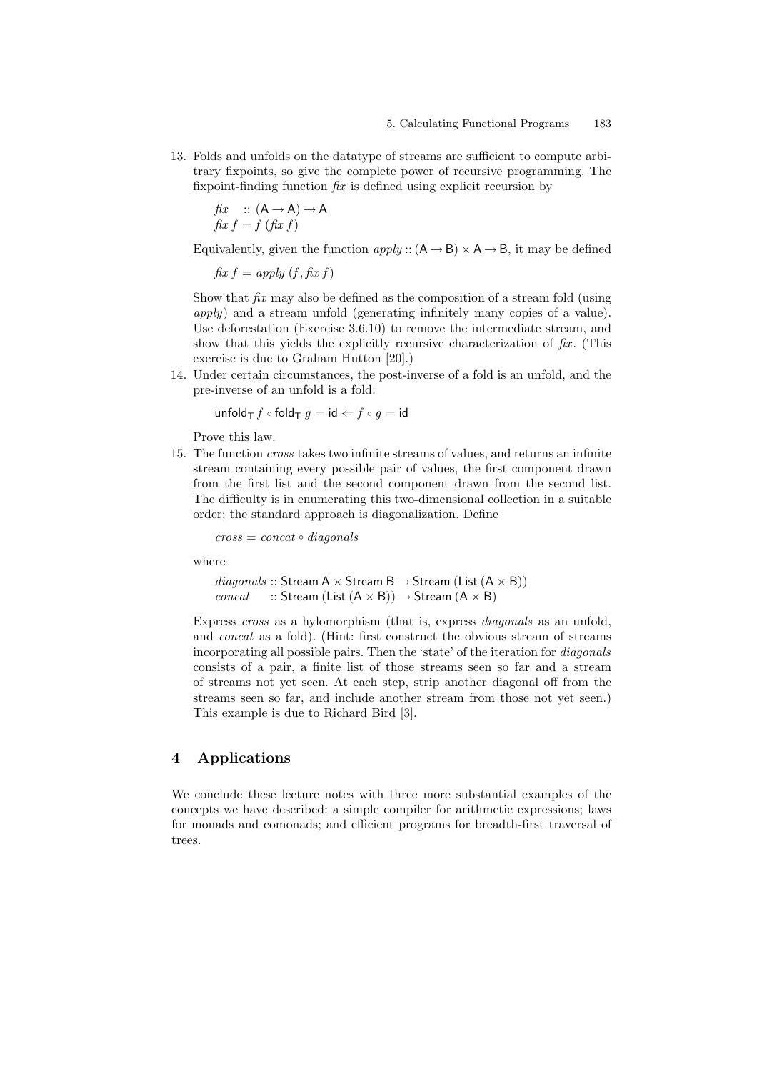13. Folds and unfolds on the datatype of streams are sufficient to compute arbitrary fixpoints, so give the complete power of recursive programming. The fixpoint-finding function *fix* is defined using explicit recursion by

    $$\begin{aligned} &\mathit{fix} \;\; :: (\mathsf{A} \to \mathsf{A}) \to \mathsf{A} \\ &\mathit{fix}\; f = f\;(\mathit{fix}\; f) \end{aligned}$$

    Equivalently, given the function $\mathit{apply} :: (\mathsf{A} \to \mathsf{B}) \times \mathsf{A} \to \mathsf{B}$, it may be defined

    $$\mathit{fix}\; f = \mathit{apply}\;(f, \mathit{fix}\; f)$$

    Show that *fix* may also be defined as the composition of a stream fold (using *apply*) and a stream unfold (generating infinitely many copies of a value). Use deforestation (Exercise 3.6.10) to remove the intermediate stream, and show that this yields the explicitly recursive characterization of *fix*. (This exercise is due to Graham Hutton [20].)

14. Under certain circumstances, the post-inverse of a fold is an unfold, and the pre-inverse of an unfold is a fold:

    $$\mathsf{unfold}_{\mathsf{T}}\; f \circ \mathsf{fold}_{\mathsf{T}}\; g = \mathsf{id} \Leftarrow f \circ g = \mathsf{id}$$

    Prove this law.

15. The function *cross* takes two infinite streams of values, and returns an infinite stream containing every possible pair of values, the first component drawn from the first list and the second component drawn from the second list. The difficulty is in enumerating this two-dimensional collection in a suitable order; the standard approach is diagonalization. Define

    $$\mathit{cross} = \mathit{concat} \circ \mathit{diagonals}$$

    where

    $$\begin{aligned} &\mathit{diagonals} :: \mathsf{Stream}\;\mathsf{A} \times \mathsf{Stream}\;\mathsf{B} \to \mathsf{Stream}\;(\mathsf{List}\;(\mathsf{A} \times \mathsf{B})) \\ &\mathit{concat} \quad\;\; :: \mathsf{Stream}\;(\mathsf{List}\;(\mathsf{A} \times \mathsf{B})) \to \mathsf{Stream}\;(\mathsf{A} \times \mathsf{B}) \end{aligned}$$

    Express *cross* as a hylomorphism (that is, express *diagonals* as an unfold, and *concat* as a fold). (Hint: first construct the obvious stream of streams incorporating all possible pairs. Then the 'state' of the iteration for *diagonals* consists of a pair, a finite list of those streams seen so far and a stream of streams not yet seen. At each step, strip another diagonal off from the streams seen so far, and include another stream from those not yet seen.) This example is due to Richard Bird [3].

## 4 Applications

We conclude these lecture notes with three more substantial examples of the concepts we have described: a simple compiler for arithmetic expressions; laws for monads and comonads; and efficient programs for breadth-first traversal of trees.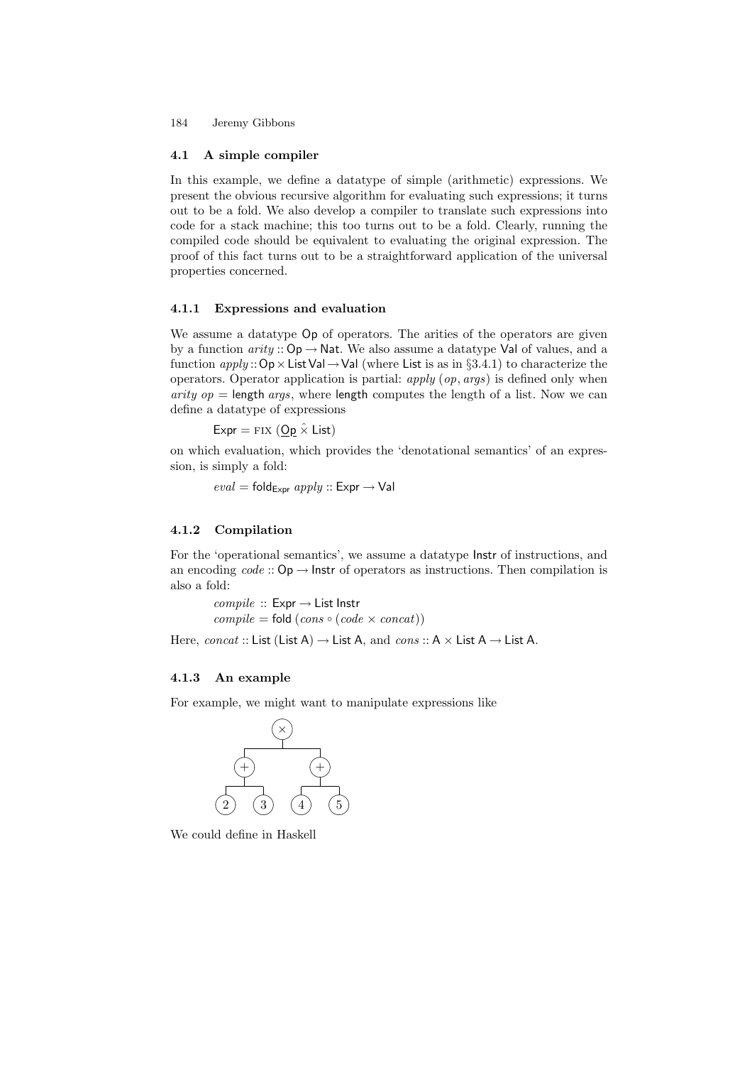### 4.1 A simple compiler

In this example, we define a datatype of simple (arithmetic) expressions. We present the obvious recursive algorithm for evaluating such expressions; it turns out to be a fold. We also develop a compiler to translate such expressions into code for a stack machine; this too turns out to be a fold. Clearly, running the compiled code should be equivalent to evaluating the original expression. The proof of this fact turns out to be a straightforward application of the universal properties concerned.

#### 4.1.1 Expressions and evaluation

We assume a datatype $\mathsf{Op}$ of operators. The arities of the operators are given by a function $arity :: \mathsf{Op} \to \mathsf{Nat}$. We also assume a datatype $\mathsf{Val}$ of values, and a function $apply :: \mathsf{Op} \times \mathsf{List}\,\mathsf{Val} \to \mathsf{Val}$ (where $\mathsf{List}$ is as in §3.4.1) to characterize the operators. Operator application is partial: $apply\ (op, args)$ is defined only when $arity\ op = \mathsf{length}\ args$, where $\mathsf{length}$ computes the length of a list. Now we can define a datatype of expressions

$$\mathsf{Expr} = \text{FIX}\ (\underline{\mathsf{Op}}\ \hat{\times}\ \mathsf{List})$$

on which evaluation, which provides the 'denotational semantics' of an expression, is simply a fold:

$$eval = \mathsf{fold}_{\mathsf{Expr}}\ apply :: \mathsf{Expr} \to \mathsf{Val}$$

#### 4.1.2 Compilation

For the 'operational semantics', we assume a datatype $\mathsf{Instr}$ of instructions, and an encoding $code :: \mathsf{Op} \to \mathsf{Instr}$ of operators as instructions. Then compilation is also a fold:

$$\begin{aligned} &compile :: \mathsf{Expr} \to \mathsf{List}\ \mathsf{Instr} \\ &compile = \mathsf{fold}\ (cons \circ (code \times concat)) \end{aligned}$$

Here, $concat :: \mathsf{List}\ (\mathsf{List}\ \mathsf{A}) \to \mathsf{List}\ \mathsf{A}$, and $cons :: \mathsf{A} \times \mathsf{List}\ \mathsf{A} \to \mathsf{List}\ \mathsf{A}$.

#### 4.1.3 An example

For example, we might want to manipulate expressions like

```
          (×)
        /     \
     (+)       (+)
    /   \     /   \
  (2)   (3) (4)   (5)
```

We could define in Haskell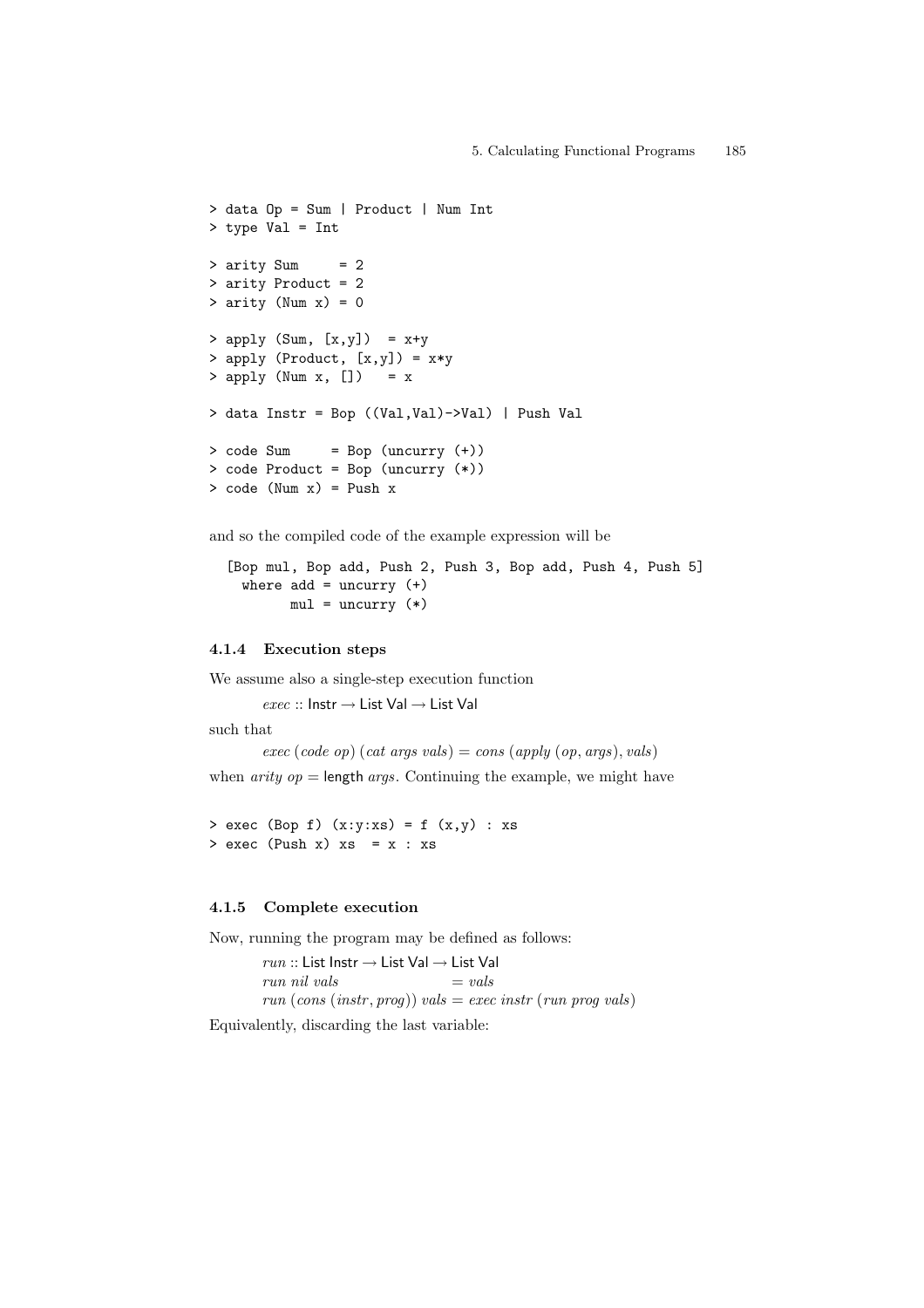```
> data Op = Sum | Product | Num Int
> type Val = Int

> arity Sum     = 2
> arity Product = 2
> arity (Num x) = 0

> apply (Sum, [x,y])  = x+y
> apply (Product, [x,y]) = x*y
> apply (Num x, [])   = x

> data Instr = Bop ((Val,Val)->Val) | Push Val

> code Sum     = Bop (uncurry (+))
> code Product = Bop (uncurry (*))
> code (Num x) = Push x
```

and so the compiled code of the example expression will be

```
[Bop mul, Bop add, Push 2, Push 3, Bop add, Push 4, Push 5]
  where add = uncurry (+)
        mul = uncurry (*)
```

#### 4.1.4 Execution steps

We assume also a single-step execution function

$$exec :: \mathsf{Instr} \rightarrow \mathsf{List\ Val} \rightarrow \mathsf{List\ Val}$$

such that

$$exec\ (code\ op)\ (cat\ args\ vals) = cons\ (apply\ (op, args), vals)$$

when $arity\ op = \mathsf{length}\ args$. Continuing the example, we might have

```
> exec (Bop f) (x:y:xs) = f (x,y) : xs
> exec (Push x) xs  = x : xs
```

#### 4.1.5 Complete execution

Now, running the program may be defined as follows:

$$\begin{aligned} &run :: \mathsf{List\ Instr} \rightarrow \mathsf{List\ Val} \rightarrow \mathsf{List\ Val} \\ &run\ nil\ vals = vals \\ &run\ (cons\ (instr, prog))\ vals = exec\ instr\ (run\ prog\ vals) \end{aligned}$$

Equivalently, discarding the last variable: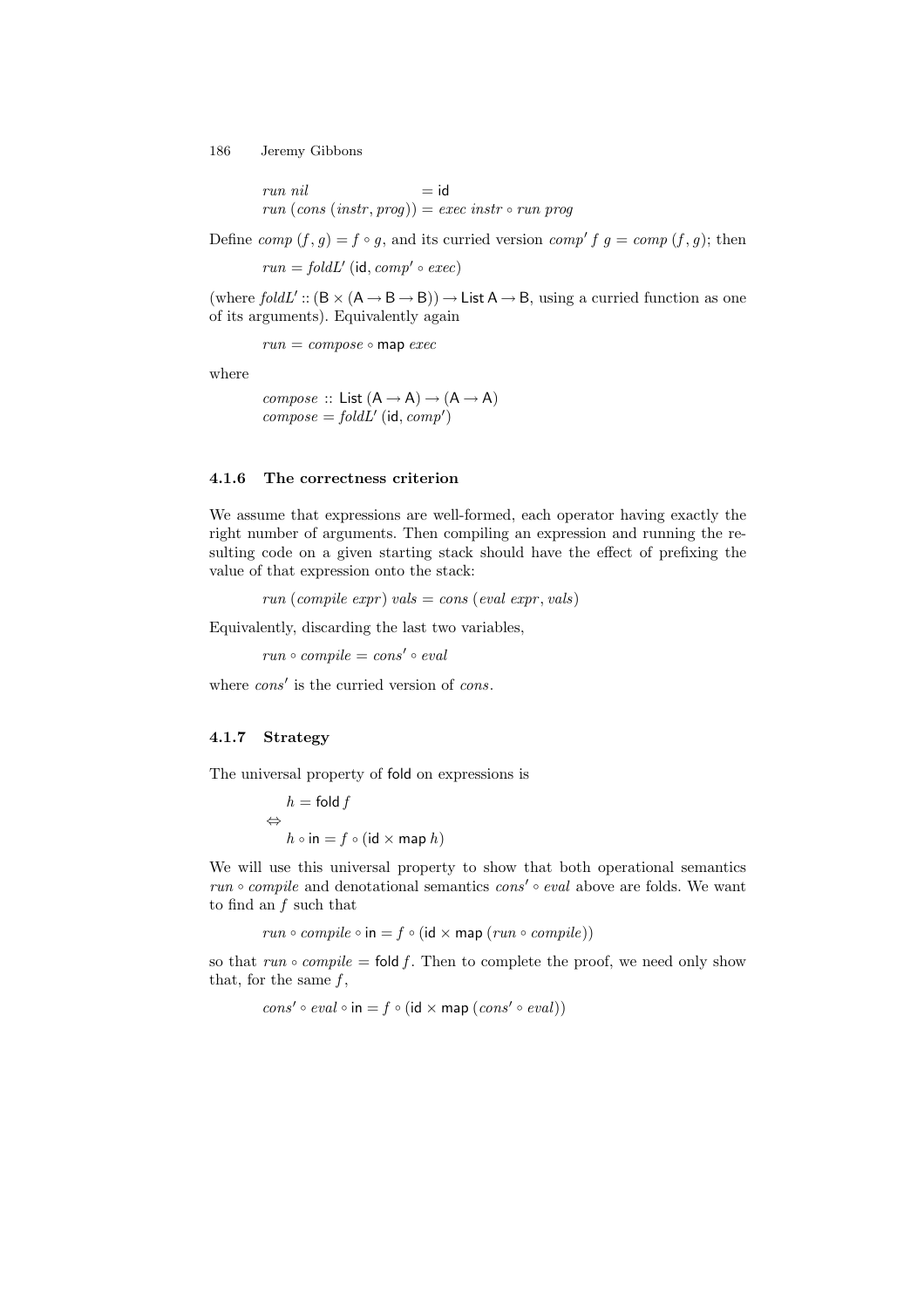$$
\begin{aligned}
&run\ nil &&= \mathsf{id} \\
&run\ (cons\ (instr, prog)) &&= exec\ instr \circ run\ prog
\end{aligned}
$$

Define $comp\ (f, g) = f \circ g$, and its curried version $comp'\ f\ g = comp\ (f, g)$; then

$$run = foldL'\ (\mathsf{id}, comp' \circ exec)$$

(where $foldL' :: (\mathsf{B} \times (\mathsf{A} \to \mathsf{B} \to \mathsf{B})) \to \mathsf{List}\ \mathsf{A} \to \mathsf{B}$, using a curried function as one of its arguments). Equivalently again

$$run = compose \circ \mathsf{map}\ exec$$

where

$$
\begin{aligned}
&compose :: \mathsf{List}\ (\mathsf{A} \to \mathsf{A}) \to (\mathsf{A} \to \mathsf{A}) \\
&compose = foldL'\ (\mathsf{id}, comp')
\end{aligned}
$$

#### 4.1.6 The correctness criterion

We assume that expressions are well-formed, each operator having exactly the right number of arguments. Then compiling an expression and running the resulting code on a given starting stack should have the effect of prefixing the value of that expression onto the stack:

$$run\ (compile\ expr)\ vals = cons\ (eval\ expr, vals)$$

Equivalently, discarding the last two variables,

$$run \circ compile = cons' \circ eval$$

where $cons'$ is the curried version of $cons$.

#### 4.1.7 Strategy

The universal property of $\mathsf{fold}$ on expressions is

$$
\begin{aligned}
&h = \mathsf{fold}\ f \\
\Leftrightarrow\ & \\
&h \circ \mathsf{in} = f \circ (\mathsf{id} \times \mathsf{map}\ h)
\end{aligned}
$$

We will use this universal property to show that both operational semantics $run \circ compile$ and denotational semantics $cons' \circ eval$ above are folds. We want to find an $f$ such that

$$run \circ compile \circ \mathsf{in} = f \circ (\mathsf{id} \times \mathsf{map}\ (run \circ compile))$$

so that $run \circ compile = \mathsf{fold}\ f$. Then to complete the proof, we need only show that, for the same $f$,

$$cons' \circ eval \circ \mathsf{in} = f \circ (\mathsf{id} \times \mathsf{map}\ (cons' \circ eval))$$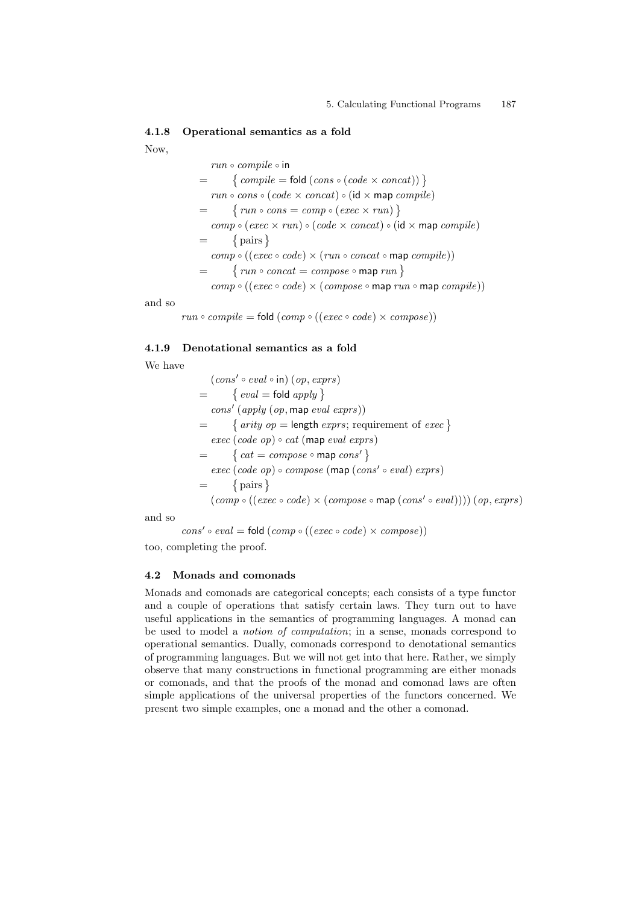### 4.1.8 Operational semantics as a fold

Now,

$$
\begin{array}{cl}
 & run \circ compile \circ \mathsf{in} \\
= & \quad \{ \; compile = \mathsf{fold}\;(cons \circ (code \times concat)) \; \} \\
 & run \circ cons \circ (code \times concat) \circ (\mathsf{id} \times \mathsf{map}\; compile) \\
= & \quad \{ \; run \circ cons = comp \circ (exec \times run) \; \} \\
 & comp \circ (exec \times run) \circ (code \times concat) \circ (\mathsf{id} \times \mathsf{map}\; compile) \\
= & \quad \{ \; \text{pairs} \; \} \\
 & comp \circ ((exec \circ code) \times (run \circ concat \circ \mathsf{map}\; compile)) \\
= & \quad \{ \; run \circ concat = compose \circ \mathsf{map}\; run \; \} \\
 & comp \circ ((exec \circ code) \times (compose \circ \mathsf{map}\; run \circ \mathsf{map}\; compile))
\end{array}
$$

and so

$$run \circ compile = \mathsf{fold}\;(comp \circ ((exec \circ code) \times compose))$$

### 4.1.9 Denotational semantics as a fold

We have

$$
\begin{array}{cl}
 & (cons' \circ eval \circ \mathsf{in})\;(op, exprs) \\
= & \quad \{ \; eval = \mathsf{fold}\; apply \; \} \\
 & cons'\;(apply\;(op, \mathsf{map}\; eval\; exprs)) \\
= & \quad \{ \; arity\; op = \mathsf{length}\; exprs; \text{ requirement of } exec \; \} \\
 & exec\;(code\; op) \circ cat\;(\mathsf{map}\; eval\; exprs) \\
= & \quad \{ \; cat = compose \circ \mathsf{map}\; cons' \; \} \\
 & exec\;(code\; op) \circ compose\;(\mathsf{map}\;(cons' \circ eval)\; exprs) \\
= & \quad \{ \; \text{pairs} \; \} \\
 & (comp \circ ((exec \circ code) \times (compose \circ \mathsf{map}\;(cons' \circ eval))))\;(op, exprs)
\end{array}
$$

and so

$$cons' \circ eval = \mathsf{fold}\;(comp \circ ((exec \circ code) \times compose))$$

too, completing the proof.

## 4.2 Monads and comonads

Monads and comonads are categorical concepts; each consists of a type functor and a couple of operations that satisfy certain laws. They turn out to have useful applications in the semantics of programming languages. A monad can be used to model a *notion of computation*; in a sense, monads correspond to operational semantics. Dually, comonads correspond to denotational semantics of programming languages. But we will not get into that here. Rather, we simply observe that many constructions in functional programming are either monads or comonads, and that the proofs of the monad and comonad laws are often simple applications of the universal properties of the functors concerned. We present two simple examples, one a monad and the other a comonad.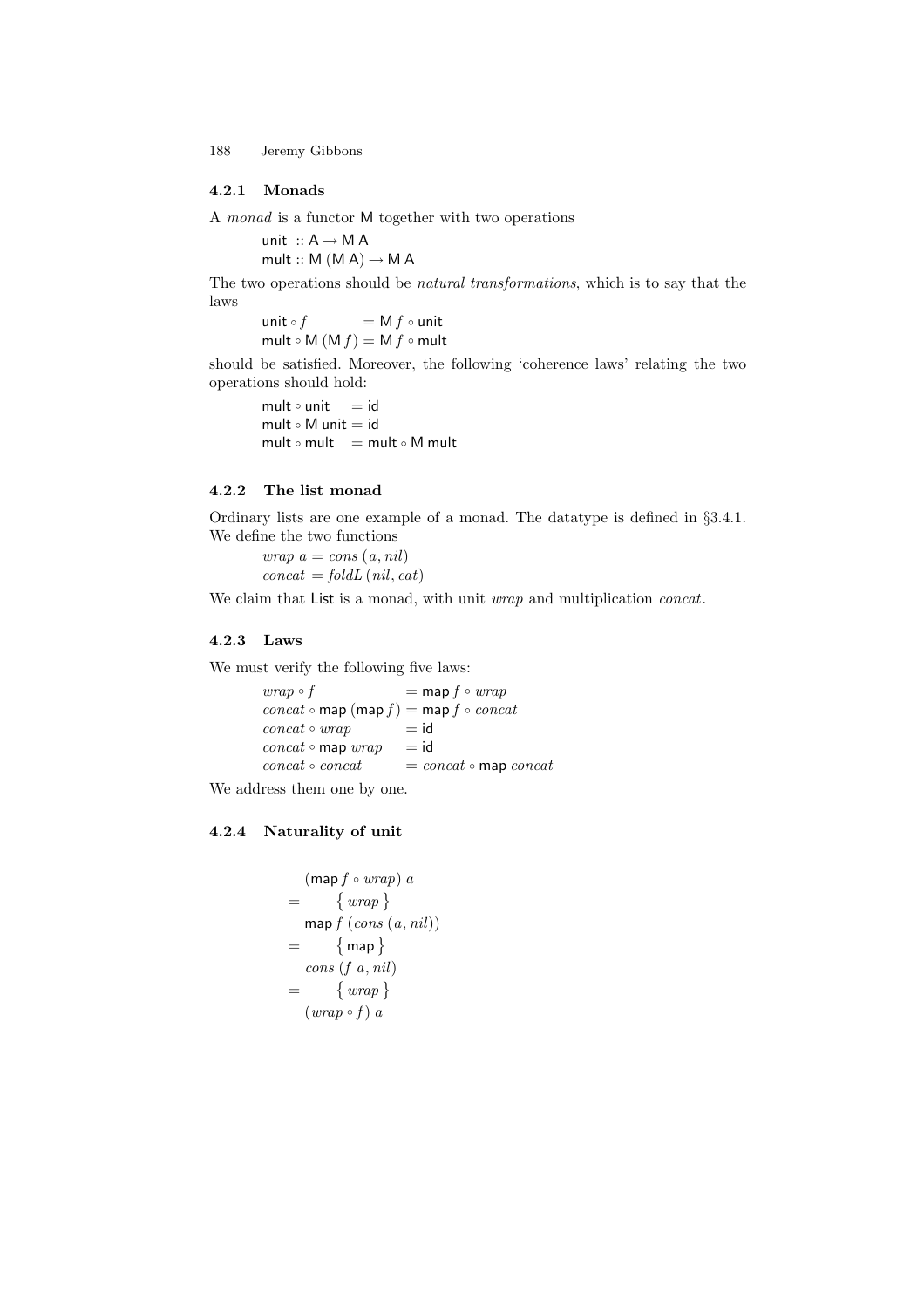#### 4.2.1 Monads

A *monad* is a functor $\mathsf{M}$ together with two operations

$$\begin{aligned}
&\mathsf{unit} :: \mathsf{A} \to \mathsf{M\,A} \\
&\mathsf{mult} :: \mathsf{M\,(M\,A)} \to \mathsf{M\,A}
\end{aligned}$$

The two operations should be *natural transformations*, which is to say that the laws

$$\begin{aligned}
\mathsf{unit} \circ f &= \mathsf{M}\,f \circ \mathsf{unit} \\
\mathsf{mult} \circ \mathsf{M}\,(\mathsf{M}\,f) &= \mathsf{M}\,f \circ \mathsf{mult}
\end{aligned}$$

should be satisfied. Moreover, the following 'coherence laws' relating the two operations should hold:

$$\begin{aligned}
\mathsf{mult} \circ \mathsf{unit} &= \mathsf{id} \\
\mathsf{mult} \circ \mathsf{M\,unit} &= \mathsf{id} \\
\mathsf{mult} \circ \mathsf{mult} &= \mathsf{mult} \circ \mathsf{M\,mult}
\end{aligned}$$

#### 4.2.2 The list monad

Ordinary lists are one example of a monad. The datatype is defined in §3.4.1. We define the two functions

$$\begin{aligned}
&\mathit{wrap}\;a = \mathit{cons}\,(a, \mathit{nil}) \\
&\mathit{concat} = \mathit{foldL}\,(\mathit{nil}, \mathit{cat})
\end{aligned}$$

We claim that $\mathsf{List}$ is a monad, with unit *wrap* and multiplication *concat*.

#### 4.2.3 Laws

We must verify the following five laws:

$$\begin{aligned}
\mathit{wrap} \circ f &= \mathsf{map}\,f \circ \mathit{wrap} \\
\mathit{concat} \circ \mathsf{map}\,(\mathsf{map}\,f) &= \mathsf{map}\,f \circ \mathit{concat} \\
\mathit{concat} \circ \mathit{wrap} &= \mathsf{id} \\
\mathit{concat} \circ \mathsf{map}\,\mathit{wrap} &= \mathsf{id} \\
\mathit{concat} \circ \mathit{concat} &= \mathit{concat} \circ \mathsf{map}\,\mathit{concat}
\end{aligned}$$

We address them one by one.

#### 4.2.4 Naturality of unit

$$\begin{aligned}
&\phantom{=}\;\; (\mathsf{map}\,f \circ \mathit{wrap})\;a \\
&= \qquad \{\ \mathit{wrap}\ \} \\
&\phantom{=}\;\; \mathsf{map}\,f\;(\mathit{cons}\,(a, \mathit{nil})) \\
&= \qquad \{\ \mathsf{map}\ \} \\
&\phantom{=}\;\; \mathit{cons}\,(f\;a, \mathit{nil}) \\
&= \qquad \{\ \mathit{wrap}\ \} \\
&\phantom{=}\;\; (\mathit{wrap} \circ f)\;a
\end{aligned}$$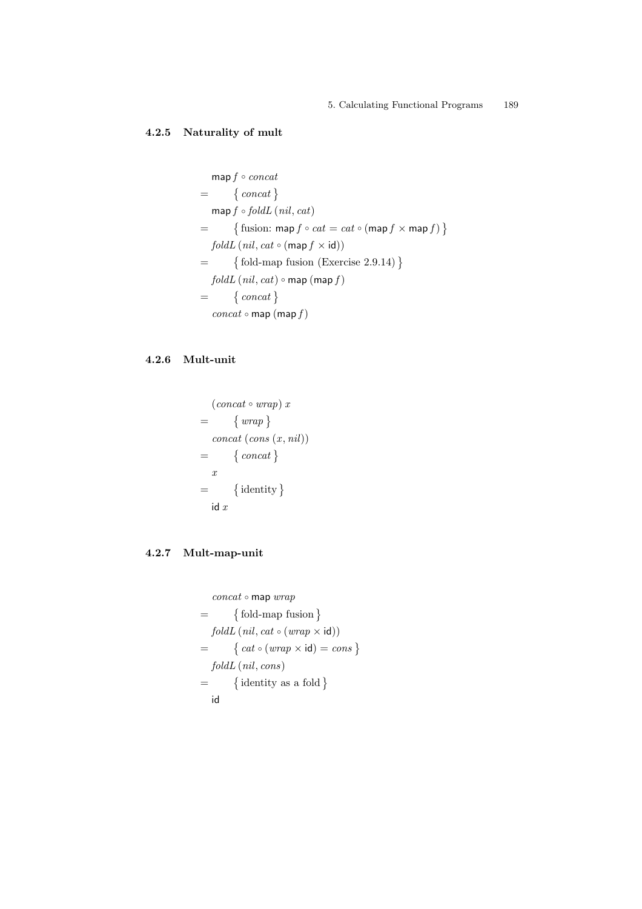### 4.2.5 Naturality of mult

$$
\begin{aligned}
& \mathsf{map}\, f \circ concat \\
= \quad & \{\, concat \,\} \\
& \mathsf{map}\, f \circ foldL\,(nil, cat) \\
= \quad & \{\, \text{fusion: } \mathsf{map}\, f \circ cat = cat \circ (\mathsf{map}\, f \times \mathsf{map}\, f) \,\} \\
& foldL\,(nil, cat \circ (\mathsf{map}\, f \times \mathsf{id})) \\
= \quad & \{\, \text{fold-map fusion (Exercise 2.9.14)} \,\} \\
& foldL\,(nil, cat) \circ \mathsf{map}\,(\mathsf{map}\, f) \\
= \quad & \{\, concat \,\} \\
& concat \circ \mathsf{map}\,(\mathsf{map}\, f)
\end{aligned}
$$

### 4.2.6 Mult-unit

$$
\begin{aligned}
& (concat \circ wrap)\; x \\
= \quad & \{\, wrap \,\} \\
& concat\,(cons\,(x, nil)) \\
= \quad & \{\, concat \,\} \\
& x \\
= \quad & \{\, \text{identity} \,\} \\
& \mathsf{id}\; x
\end{aligned}
$$

### 4.2.7 Mult-map-unit

$$
\begin{aligned}
& concat \circ \mathsf{map}\; wrap \\
= \quad & \{\, \text{fold-map fusion} \,\} \\
& foldL\,(nil, cat \circ (wrap \times \mathsf{id})) \\
= \quad & \{\, cat \circ (wrap \times \mathsf{id}) = cons \,\} \\
& foldL\,(nil, cons) \\
= \quad & \{\, \text{identity as a fold} \,\} \\
& \mathsf{id}
\end{aligned}
$$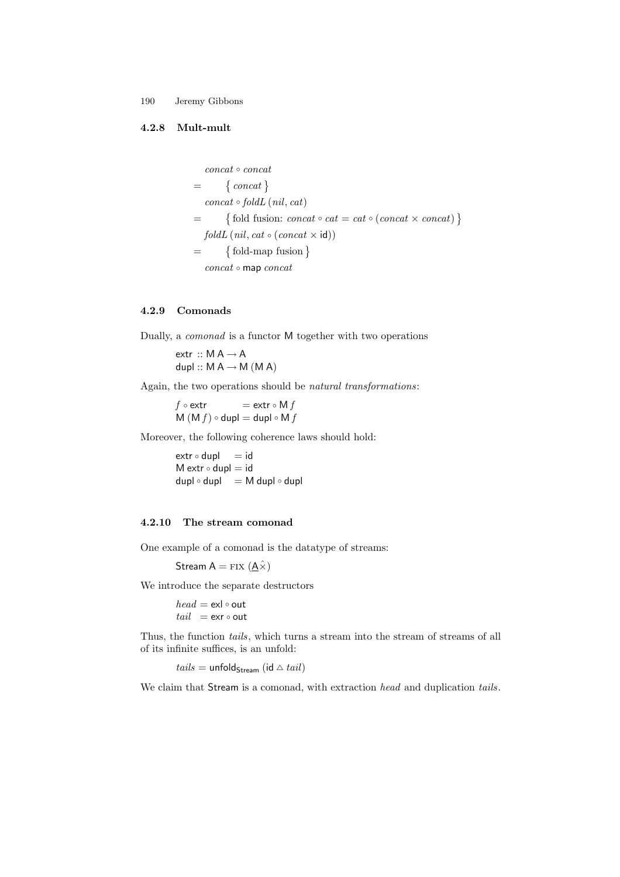### 4.2.8 Mult-mult

$$
\begin{array}{ll}
& concat \circ concat \\
= & \quad \{\, concat \,\} \\
& concat \circ foldL\,(nil, cat) \\
= & \quad \{\, \text{fold fusion: } concat \circ cat = cat \circ (concat \times concat) \,\} \\
& foldL\,(nil, cat \circ (concat \times \mathsf{id})) \\
= & \quad \{\, \text{fold-map fusion} \,\} \\
& concat \circ \mathsf{map}\; concat
\end{array}
$$

### 4.2.9 Comonads

Dually, a *comonad* is a functor M together with two operations

$$
\begin{array}{l}
\mathsf{extr} :: \mathsf{M\,A} \to \mathsf{A} \\
\mathsf{dupl} :: \mathsf{M\,A} \to \mathsf{M\,(M\,A)}
\end{array}
$$

Again, the two operations should be *natural transformations*:

$$
\begin{array}{ll}
f \circ \mathsf{extr} & = \mathsf{extr} \circ \mathsf{M}\,f \\
\mathsf{M}\,(\mathsf{M}\,f) \circ \mathsf{dupl} & = \mathsf{dupl} \circ \mathsf{M}\,f
\end{array}
$$

Moreover, the following coherence laws should hold:

$$
\begin{array}{ll}
\mathsf{extr} \circ \mathsf{dupl} & = \mathsf{id} \\
\mathsf{M\,extr} \circ \mathsf{dupl} & = \mathsf{id} \\
\mathsf{dupl} \circ \mathsf{dupl} & = \mathsf{M\,dupl} \circ \mathsf{dupl}
\end{array}
$$

### 4.2.10 The stream comonad

One example of a comonad is the datatype of streams:

$$
\mathsf{Stream\,A} = \textsc{fix}\;(\underline{\mathsf{A}}\hat{\times})
$$

We introduce the separate destructors

$$
\begin{array}{ll}
head & = \mathsf{exl} \circ \mathsf{out} \\
tail & = \mathsf{exr} \circ \mathsf{out}
\end{array}
$$

Thus, the function *tails*, which turns a stream into the stream of streams of all of its infinite suffices, is an unfold:

$$
tails = \mathsf{unfold}_{\mathsf{Stream}}\;(\mathsf{id} \vartriangle tail)
$$

We claim that Stream is a comonad, with extraction *head* and duplication *tails*.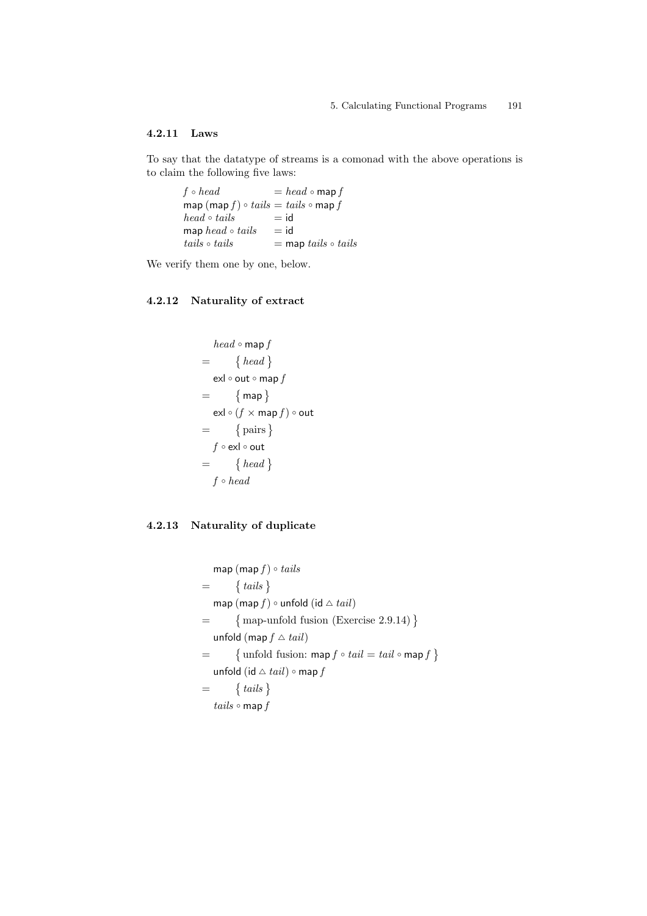### 4.2.11 Laws

To say that the datatype of streams is a comonad with the above operations is to claim the following five laws:

$$
\begin{array}{ll}
f \circ \mathit{head} & = \mathit{head} \circ \mathsf{map}\, f \\
\mathsf{map}\,(\mathsf{map}\, f) \circ \mathit{tails} & = \mathit{tails} \circ \mathsf{map}\, f \\
\mathit{head} \circ \mathit{tails} & = \mathsf{id} \\
\mathsf{map}\; \mathit{head} \circ \mathit{tails} & = \mathsf{id} \\
\mathit{tails} \circ \mathit{tails} & = \mathsf{map}\; \mathit{tails} \circ \mathit{tails}
\end{array}
$$

We verify them one by one, below.

### 4.2.12 Naturality of extract

$$
\begin{array}{ll}
& \mathit{head} \circ \mathsf{map}\, f \\
= & \quad \{\, \mathit{head} \,\} \\
& \mathsf{exl} \circ \mathsf{out} \circ \mathsf{map}\, f \\
= & \quad \{\, \mathsf{map} \,\} \\
& \mathsf{exl} \circ (f \times \mathsf{map}\, f) \circ \mathsf{out} \\
= & \quad \{\, \text{pairs} \,\} \\
& f \circ \mathsf{exl} \circ \mathsf{out} \\
= & \quad \{\, \mathit{head} \,\} \\
& f \circ \mathit{head}
\end{array}
$$

### 4.2.13 Naturality of duplicate

$$
\begin{array}{ll}
& \mathsf{map}\,(\mathsf{map}\, f) \circ \mathit{tails} \\
= & \quad \{\, \mathit{tails} \,\} \\
& \mathsf{map}\,(\mathsf{map}\, f) \circ \mathsf{unfold}\,(\mathsf{id} \vartriangle \mathit{tail}) \\
= & \quad \{\, \text{map-unfold fusion (Exercise 2.9.14)} \,\} \\
& \mathsf{unfold}\,(\mathsf{map}\, f \vartriangle \mathit{tail}) \\
= & \quad \{\, \text{unfold fusion: } \mathsf{map}\, f \circ \mathit{tail} = \mathit{tail} \circ \mathsf{map}\, f \,\} \\
& \mathsf{unfold}\,(\mathsf{id} \vartriangle \mathit{tail}) \circ \mathsf{map}\, f \\
= & \quad \{\, \mathit{tails} \,\} \\
& \mathit{tails} \circ \mathsf{map}\, f
\end{array}
$$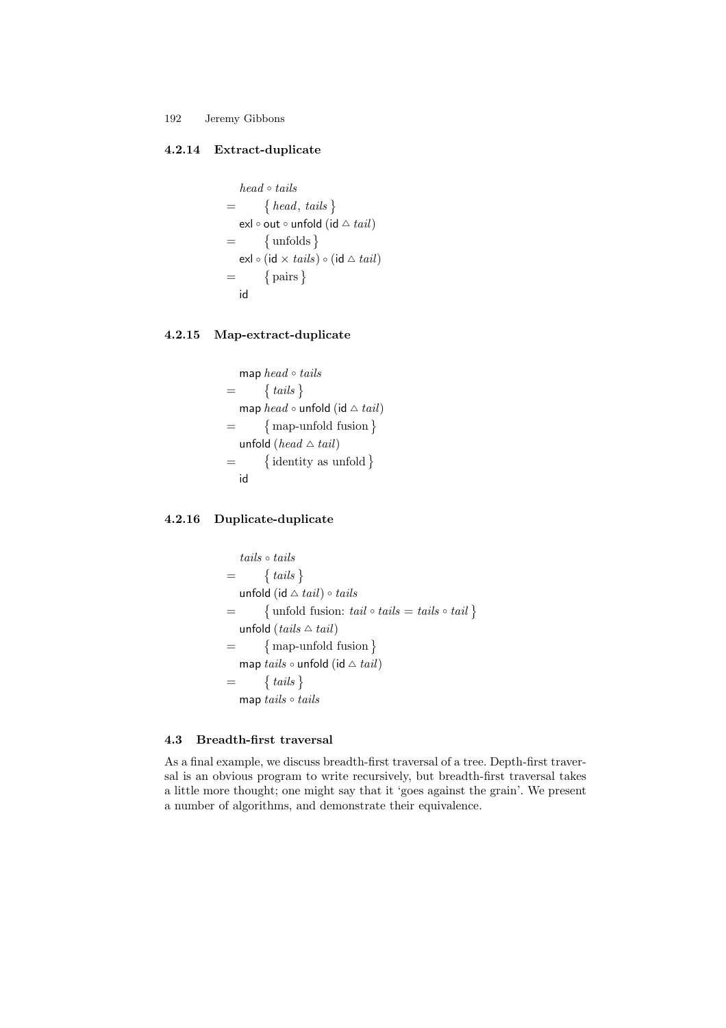#### 4.2.14 Extract-duplicate

$$
\begin{array}{ll}
& \mathit{head} \circ \mathit{tails} \\
= & \quad \{\, \mathit{head},\ \mathit{tails} \,\} \\
& \mathsf{exl} \circ \mathsf{out} \circ \mathsf{unfold}\ (\mathsf{id} \vartriangle \mathit{tail}) \\
= & \quad \{\, \text{unfolds} \,\} \\
& \mathsf{exl} \circ (\mathsf{id} \times \mathit{tails}) \circ (\mathsf{id} \vartriangle \mathit{tail}) \\
= & \quad \{\, \text{pairs} \,\} \\
& \mathsf{id}
\end{array}
$$

#### 4.2.15 Map-extract-duplicate

$$
\begin{array}{ll}
& \mathsf{map}\ \mathit{head} \circ \mathit{tails} \\
= & \quad \{\, \mathit{tails} \,\} \\
& \mathsf{map}\ \mathit{head} \circ \mathsf{unfold}\ (\mathsf{id} \vartriangle \mathit{tail}) \\
= & \quad \{\, \text{map-unfold fusion} \,\} \\
& \mathsf{unfold}\ (\mathit{head} \vartriangle \mathit{tail}) \\
= & \quad \{\, \text{identity as unfold} \,\} \\
& \mathsf{id}
\end{array}
$$

#### 4.2.16 Duplicate-duplicate

$$
\begin{array}{ll}
& \mathit{tails} \circ \mathit{tails} \\
= & \quad \{\, \mathit{tails} \,\} \\
& \mathsf{unfold}\ (\mathsf{id} \vartriangle \mathit{tail}) \circ \mathit{tails} \\
= & \quad \{\, \text{unfold fusion: } \mathit{tail} \circ \mathit{tails} = \mathit{tails} \circ \mathit{tail} \,\} \\
& \mathsf{unfold}\ (\mathit{tails} \vartriangle \mathit{tail}) \\
= & \quad \{\, \text{map-unfold fusion} \,\} \\
& \mathsf{map}\ \mathit{tails} \circ \mathsf{unfold}\ (\mathsf{id} \vartriangle \mathit{tail}) \\
= & \quad \{\, \mathit{tails} \,\} \\
& \mathsf{map}\ \mathit{tails} \circ \mathit{tails}
\end{array}
$$

### 4.3 Breadth-first traversal

As a final example, we discuss breadth-first traversal of a tree. Depth-first traversal is an obvious program to write recursively, but breadth-first traversal takes a little more thought; one might say that it 'goes against the grain'. We present a number of algorithms, and demonstrate their equivalence.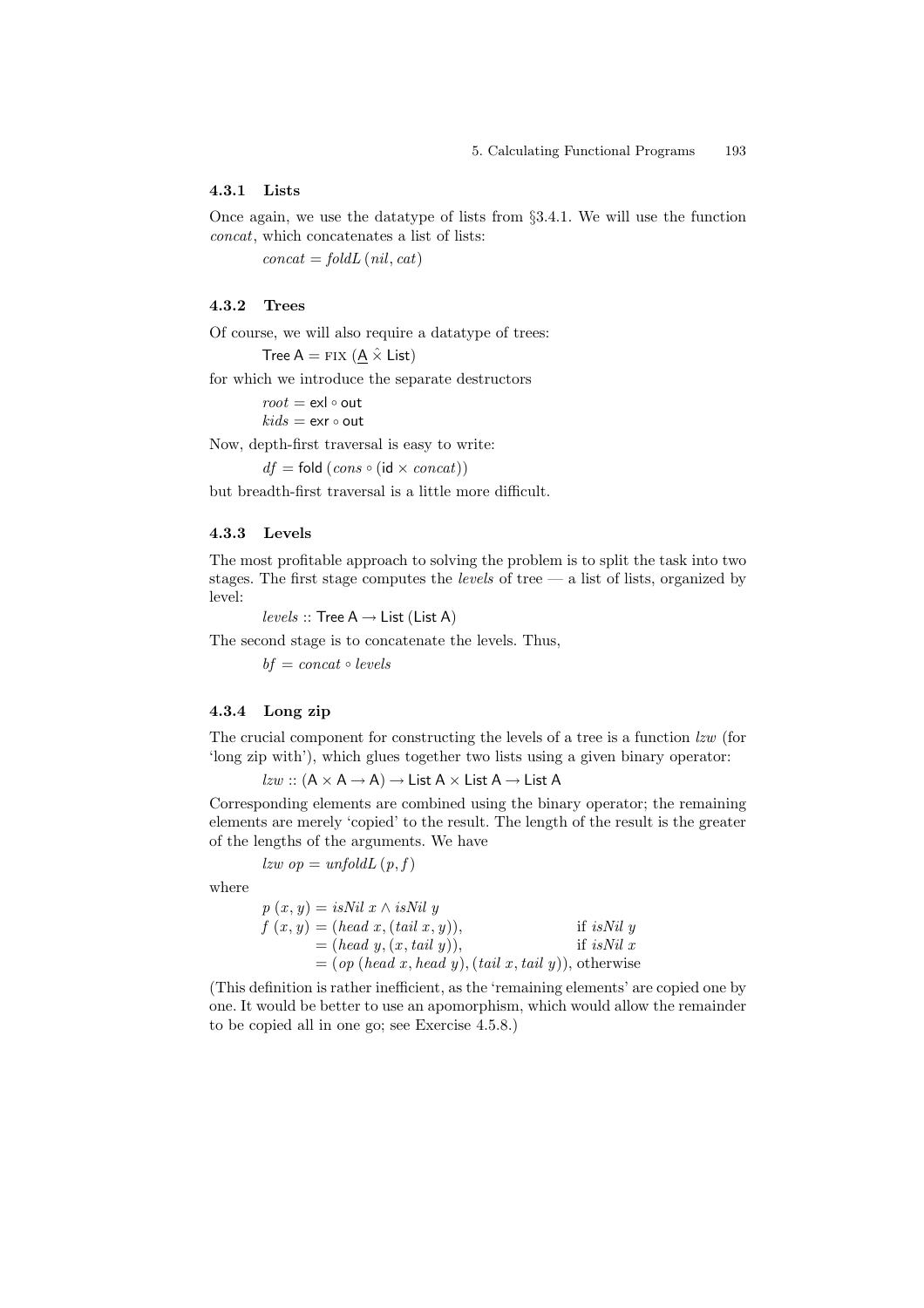### 4.3.1 Lists

Once again, we use the datatype of lists from §3.4.1. We will use the function *concat*, which concatenates a list of lists:

$$concat = foldL\ (nil, cat)$$

### 4.3.2 Trees

Of course, we will also require a datatype of trees:

$$\mathsf{Tree\ A} = \textsc{fix}\ (\underline{\mathsf{A}}\ \hat{\times}\ \mathsf{List})$$

for which we introduce the separate destructors

$$root = \mathsf{exl} \circ \mathsf{out}$$
$$kids = \mathsf{exr} \circ \mathsf{out}$$

Now, depth-first traversal is easy to write:

$$df = \mathsf{fold}\ (cons \circ (\mathsf{id} \times concat))$$

but breadth-first traversal is a little more difficult.

### 4.3.3 Levels

The most profitable approach to solving the problem is to split the task into two stages. The first stage computes the *levels* of tree — a list of lists, organized by level:

$$levels :: \mathsf{Tree\ A} \to \mathsf{List\ (List\ A)}$$

The second stage is to concatenate the levels. Thus,

$$bf = concat \circ levels$$

### 4.3.4 Long zip

The crucial component for constructing the levels of a tree is a function *lzw* (for 'long zip with'), which glues together two lists using a given binary operator:

$$lzw :: (\mathsf{A} \times \mathsf{A} \to \mathsf{A}) \to \mathsf{List\ A} \times \mathsf{List\ A} \to \mathsf{List\ A}$$

Corresponding elements are combined using the binary operator; the remaining elements are merely 'copied' to the result. The length of the result is the greater of the lengths of the arguments. We have

$$lzw\ op = unfoldL\ (p, f)$$

where

$$
\begin{aligned}
p\ (x, y) &= isNil\ x \wedge isNil\ y \\
f\ (x, y) &= (head\ x, (tail\ x, y)), && \text{if } isNil\ y \\
&= (head\ y, (x, tail\ y)), && \text{if } isNil\ x \\
&= (op\ (head\ x, head\ y), (tail\ x, tail\ y)), && \text{otherwise}
\end{aligned}
$$

(This definition is rather inefficient, as the 'remaining elements' are copied one by one. It would be better to use an apomorphism, which would allow the remainder to be copied all in one go; see Exercise 4.5.8.)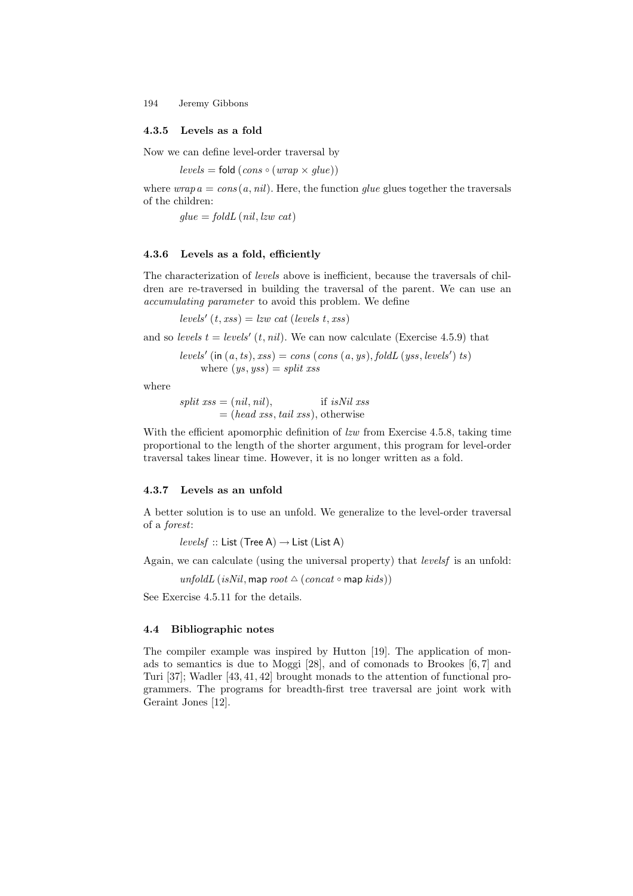### 4.3.5 Levels as a fold

Now we can define level-order traversal by

$$levels = \mathsf{fold}\ (cons \circ (wrap \times glue))$$

where $wrap\ a = cons\,(a, nil)$. Here, the function *glue* glues together the traversals of the children:

$$glue = foldL\ (nil, lzw\ cat)$$

### 4.3.6 Levels as a fold, efficiently

The characterization of *levels* above is inefficient, because the traversals of children are re-traversed in building the traversal of the parent. We can use an *accumulating parameter* to avoid this problem. We define

$$levels'\ (t, xss) = lzw\ cat\ (levels\ t, xss)$$

and so $levels\ t = levels'\ (t, nil)$. We can now calculate (Exercise 4.5.9) that

$$\begin{array}{l} levels'\ (\mathsf{in}\ (a, ts), xss) = cons\ (cons\ (a, ys), foldL\ (yss, levels')\ ts) \\ \qquad \text{where } (ys, yss) = split\ xss \end{array}$$

where

$$\begin{array}{ll} split\ xss = (nil, nil), & \text{if } isNil\ xss \\ \qquad\quad = (head\ xss, tail\ xss), & \text{otherwise} \end{array}$$

With the efficient apomorphic definition of *lzw* from Exercise 4.5.8, taking time proportional to the length of the shorter argument, this program for level-order traversal takes linear time. However, it is no longer written as a fold.

### 4.3.7 Levels as an unfold

A better solution is to use an unfold. We generalize to the level-order traversal of a *forest*:

$$levelsf :: \mathsf{List}\ (\mathsf{Tree}\ \mathsf{A}) \rightarrow \mathsf{List}\ (\mathsf{List}\ \mathsf{A})$$

Again, we can calculate (using the universal property) that *levelsf* is an unfold:

$$unfoldL\ (isNil, \mathsf{map}\ root \vartriangle (concat \circ \mathsf{map}\ kids))$$

See Exercise 4.5.11 for the details.

## 4.4 Bibliographic notes

The compiler example was inspired by Hutton [19]. The application of monads to semantics is due to Moggi [28], and of comonads to Brookes [6, 7] and Turi [37]; Wadler [43, 41, 42] brought monads to the attention of functional programmers. The programs for breadth-first tree traversal are joint work with Geraint Jones [12].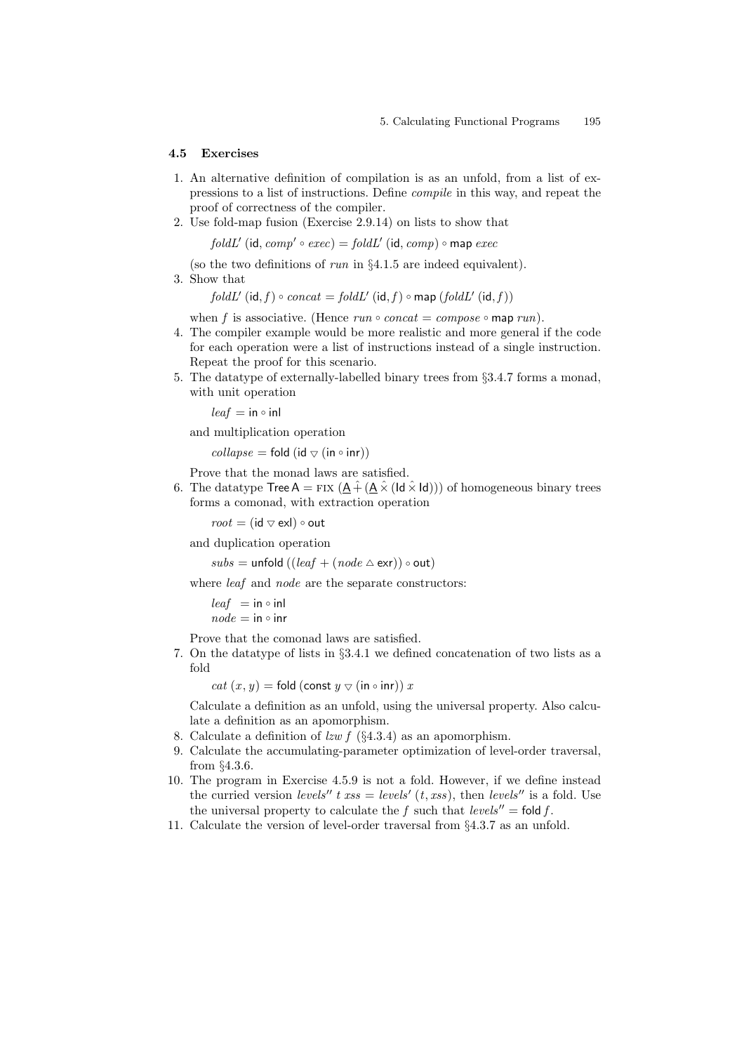### 4.5 Exercises

1. An alternative definition of compilation is as an unfold, from a list of expressions to a list of instructions. Define *compile* in this way, and repeat the proof of correctness of the compiler.
2. Use fold-map fusion (Exercise 2.9.14) on lists to show that

   $$\mathit{foldL}'\,(\mathsf{id}, \mathit{comp}' \circ \mathit{exec}) = \mathit{foldL}'\,(\mathsf{id}, \mathit{comp}) \circ \mathsf{map}\ \mathit{exec}$$

   (so the two definitions of *run* in §4.1.5 are indeed equivalent).
3. Show that

   $$\mathit{foldL}'\,(\mathsf{id}, f) \circ \mathit{concat} = \mathit{foldL}'\,(\mathsf{id}, f) \circ \mathsf{map}\,(\mathit{foldL}'\,(\mathsf{id}, f))$$

   when $f$ is associative. (Hence $\mathit{run} \circ \mathit{concat} = \mathit{compose} \circ \mathsf{map}\ \mathit{run}$).
4. The compiler example would be more realistic and more general if the code for each operation were a list of instructions instead of a single instruction. Repeat the proof for this scenario.
5. The datatype of externally-labelled binary trees from §3.4.7 forms a monad, with unit operation

   $$\mathit{leaf} = \mathsf{in} \circ \mathsf{inl}$$

   and multiplication operation

   $$\mathit{collapse} = \mathsf{fold}\,(\mathsf{id} \triangledown (\mathsf{in} \circ \mathsf{inr}))$$

   Prove that the monad laws are satisfied.
6. The datatype $\mathsf{Tree\,A} = \mathrm{FIX}\,(\underline{\mathsf{A}} \hat{+} (\underline{\mathsf{A}} \hat{\times} (\mathsf{Id} \hat{\times} \mathsf{Id})))$ of homogeneous binary trees forms a comonad, with extraction operation

   $$\mathit{root} = (\mathsf{id} \triangledown \mathsf{exl}) \circ \mathsf{out}$$

   and duplication operation

   $$\mathit{subs} = \mathsf{unfold}\,((\mathit{leaf} + (\mathit{node} \vartriangle \mathsf{exr})) \circ \mathsf{out})$$

   where *leaf* and *node* are the separate constructors:

   $$\begin{aligned} \mathit{leaf} &= \mathsf{in} \circ \mathsf{inl} \\ \mathit{node} &= \mathsf{in} \circ \mathsf{inr} \end{aligned}$$

   Prove that the comonad laws are satisfied.
7. On the datatype of lists in §3.4.1 we defined concatenation of two lists as a fold

   $$\mathit{cat}\,(x, y) = \mathsf{fold}\,(\mathsf{const}\ y \triangledown (\mathsf{in} \circ \mathsf{inr}))\ x$$

   Calculate a definition as an unfold, using the universal property. Also calculate a definition as an apomorphism.
8. Calculate a definition of $\mathit{lzw}\ f$ (§4.3.4) as an apomorphism.
9. Calculate the accumulating-parameter optimization of level-order traversal, from §4.3.6.
10. The program in Exercise 4.5.9 is not a fold. However, if we define instead the curried version $\mathit{levels}''\ t\ \mathit{xss} = \mathit{levels}'\,(t, \mathit{xss})$, then $\mathit{levels}''$ is a fold. Use the universal property to calculate the $f$ such that $\mathit{levels}'' = \mathsf{fold}\ f$.
11. Calculate the version of level-order traversal from §4.3.7 as an unfold.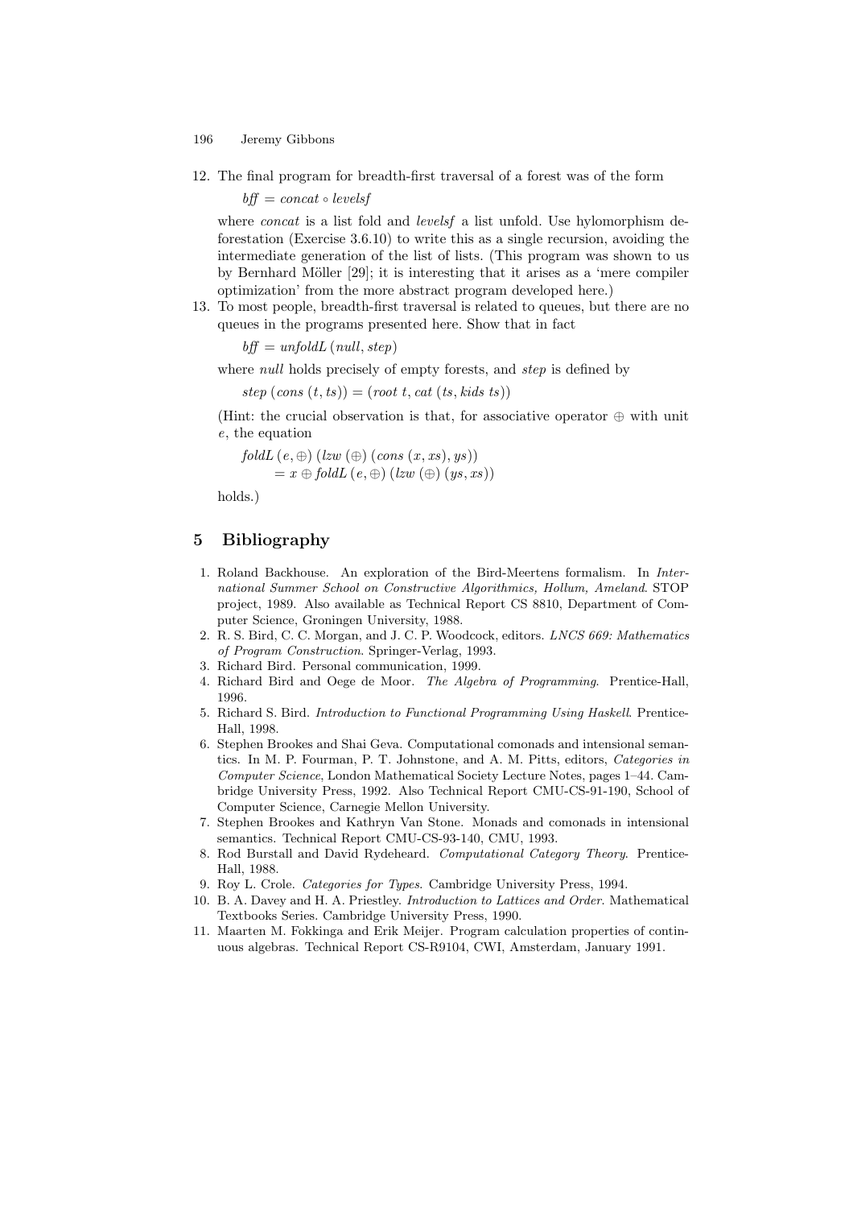12. The final program for breadth-first traversal of a forest was of the form

    $$bff = concat \circ levelsf$$

    where *concat* is a list fold and *levelsf* a list unfold. Use hylomorphism deforestation (Exercise 3.6.10) to write this as a single recursion, avoiding the intermediate generation of the list of lists. (This program was shown to us by Bernhard Möller [29]; it is interesting that it arises as a 'mere compiler optimization' from the more abstract program developed here.)

13. To most people, breadth-first traversal is related to queues, but there are no queues in the programs presented here. Show that in fact

    $$bff = unfoldL\,(null, step)$$

    where *null* holds precisely of empty forests, and *step* is defined by

    $$step\,(cons\,(t, ts)) = (root\ t, cat\,(ts, kids\ ts))$$

    (Hint: the crucial observation is that, for associative operator $\oplus$ with unit $e$, the equation

    $$\begin{aligned} & foldL\,(e, \oplus)\,(lzw\,(\oplus)\,(cons\,(x, xs), ys)) \\ & \quad = x \oplus foldL\,(e, \oplus)\,(lzw\,(\oplus)\,(ys, xs)) \end{aligned}$$

    holds.)

## 5 Bibliography

1. Roland Backhouse. An exploration of the Bird-Meertens formalism. In *International Summer School on Constructive Algorithmics, Hollum, Ameland*. STOP project, 1989. Also available as Technical Report CS 8810, Department of Computer Science, Groningen University, 1988.
2. R. S. Bird, C. C. Morgan, and J. C. P. Woodcock, editors. *LNCS 669: Mathematics of Program Construction*. Springer-Verlag, 1993.
3. Richard Bird. Personal communication, 1999.
4. Richard Bird and Oege de Moor. *The Algebra of Programming*. Prentice-Hall, 1996.
5. Richard S. Bird. *Introduction to Functional Programming Using Haskell*. Prentice-Hall, 1998.
6. Stephen Brookes and Shai Geva. Computational comonads and intensional semantics. In M. P. Fourman, P. T. Johnstone, and A. M. Pitts, editors, *Categories in Computer Science*, London Mathematical Society Lecture Notes, pages 1–44. Cambridge University Press, 1992. Also Technical Report CMU-CS-91-190, School of Computer Science, Carnegie Mellon University.
7. Stephen Brookes and Kathryn Van Stone. Monads and comonads in intensional semantics. Technical Report CMU-CS-93-140, CMU, 1993.
8. Rod Burstall and David Rydeheard. *Computational Category Theory*. Prentice-Hall, 1988.
9. Roy L. Crole. *Categories for Types*. Cambridge University Press, 1994.
10. B. A. Davey and H. A. Priestley. *Introduction to Lattices and Order*. Mathematical Textbooks Series. Cambridge University Press, 1990.
11. Maarten M. Fokkinga and Erik Meijer. Program calculation properties of continuous algebras. Technical Report CS-R9104, CWI, Amsterdam, January 1991.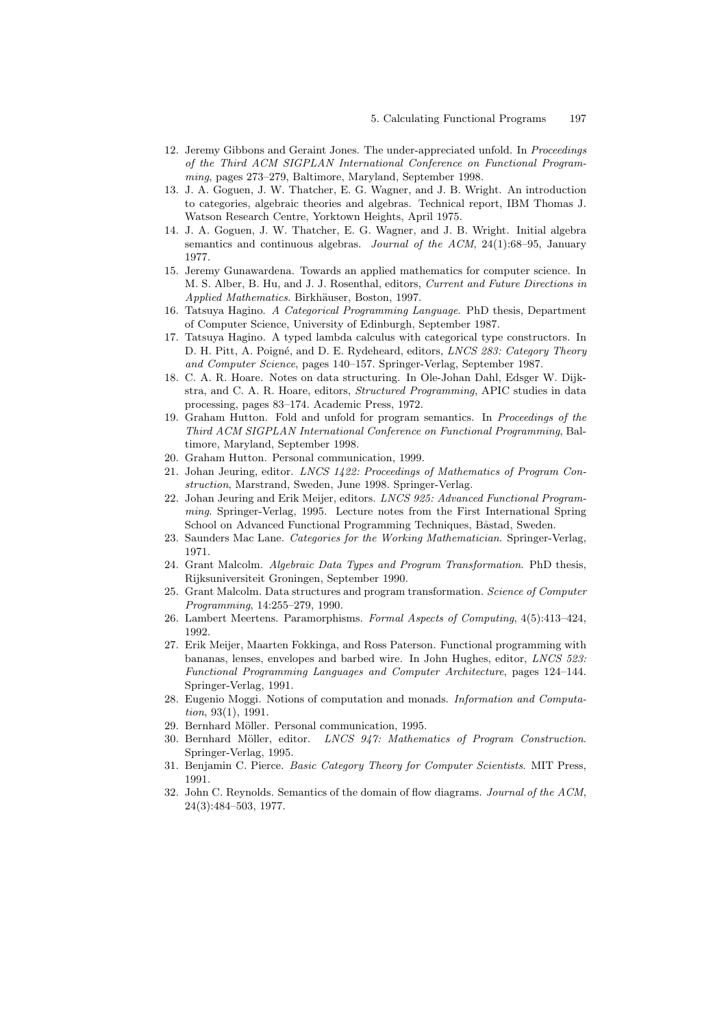12. Jeremy Gibbons and Geraint Jones. The under-appreciated unfold. In *Proceedings of the Third ACM SIGPLAN International Conference on Functional Programming*, pages 273–279, Baltimore, Maryland, September 1998.
13. J. A. Goguen, J. W. Thatcher, E. G. Wagner, and J. B. Wright. An introduction to categories, algebraic theories and algebras. Technical report, IBM Thomas J. Watson Research Centre, Yorktown Heights, April 1975.
14. J. A. Goguen, J. W. Thatcher, E. G. Wagner, and J. B. Wright. Initial algebra semantics and continuous algebras. *Journal of the ACM*, 24(1):68–95, January 1977.
15. Jeremy Gunawardena. Towards an applied mathematics for computer science. In M. S. Alber, B. Hu, and J. J. Rosenthal, editors, *Current and Future Directions in Applied Mathematics*. Birkhäuser, Boston, 1997.
16. Tatsuya Hagino. *A Categorical Programming Language*. PhD thesis, Department of Computer Science, University of Edinburgh, September 1987.
17. Tatsuya Hagino. A typed lambda calculus with categorical type constructors. In D. H. Pitt, A. Poigné, and D. E. Rydeheard, editors, *LNCS 283: Category Theory and Computer Science*, pages 140–157. Springer-Verlag, September 1987.
18. C. A. R. Hoare. Notes on data structuring. In Ole-Johan Dahl, Edsger W. Dijkstra, and C. A. R. Hoare, editors, *Structured Programming*, APIC studies in data processing, pages 83–174. Academic Press, 1972.
19. Graham Hutton. Fold and unfold for program semantics. In *Proceedings of the Third ACM SIGPLAN International Conference on Functional Programming*, Baltimore, Maryland, September 1998.
20. Graham Hutton. Personal communication, 1999.
21. Johan Jeuring, editor. *LNCS 1422: Proceedings of Mathematics of Program Construction*, Marstrand, Sweden, June 1998. Springer-Verlag.
22. Johan Jeuring and Erik Meijer, editors. *LNCS 925: Advanced Functional Programming*. Springer-Verlag, 1995. Lecture notes from the First International Spring School on Advanced Functional Programming Techniques, Båstad, Sweden.
23. Saunders Mac Lane. *Categories for the Working Mathematician*. Springer-Verlag, 1971.
24. Grant Malcolm. *Algebraic Data Types and Program Transformation*. PhD thesis, Rijksuniversiteit Groningen, September 1990.
25. Grant Malcolm. Data structures and program transformation. *Science of Computer Programming*, 14:255–279, 1990.
26. Lambert Meertens. Paramorphisms. *Formal Aspects of Computing*, 4(5):413–424, 1992.
27. Erik Meijer, Maarten Fokkinga, and Ross Paterson. Functional programming with bananas, lenses, envelopes and barbed wire. In John Hughes, editor, *LNCS 523: Functional Programming Languages and Computer Architecture*, pages 124–144. Springer-Verlag, 1991.
28. Eugenio Moggi. Notions of computation and monads. *Information and Computation*, 93(1), 1991.
29. Bernhard Möller. Personal communication, 1995.
30. Bernhard Möller, editor. *LNCS 947: Mathematics of Program Construction*. Springer-Verlag, 1995.
31. Benjamin C. Pierce. *Basic Category Theory for Computer Scientists*. MIT Press, 1991.
32. John C. Reynolds. Semantics of the domain of flow diagrams. *Journal of the ACM*, 24(3):484–503, 1977.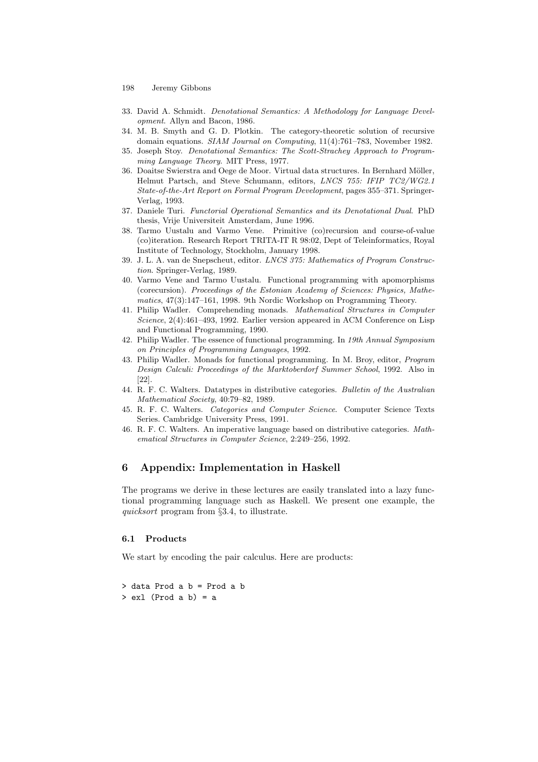33. David A. Schmidt. *Denotational Semantics: A Methodology for Language Development*. Allyn and Bacon, 1986.
34. M. B. Smyth and G. D. Plotkin. The category-theoretic solution of recursive domain equations. *SIAM Journal on Computing*, 11(4):761–783, November 1982.
35. Joseph Stoy. *Denotational Semantics: The Scott-Strachey Approach to Programming Language Theory*. MIT Press, 1977.
36. Doaitse Swierstra and Oege de Moor. Virtual data structures. In Bernhard Möller, Helmut Partsch, and Steve Schumann, editors, *LNCS 755: IFIP TC2/WG2.1 State-of-the-Art Report on Formal Program Development*, pages 355–371. Springer-Verlag, 1993.
37. Daniele Turi. *Functorial Operational Semantics and its Denotational Dual*. PhD thesis, Vrije Universiteit Amsterdam, June 1996.
38. Tarmo Uustalu and Varmo Vene. Primitive (co)recursion and course-of-value (co)iteration. Research Report TRITA-IT R 98:02, Dept of Teleinformatics, Royal Institute of Technology, Stockholm, January 1998.
39. J. L. A. van de Snepscheut, editor. *LNCS 375: Mathematics of Program Construction*. Springer-Verlag, 1989.
40. Varmo Vene and Tarmo Uustalu. Functional programming with apomorphisms (corecursion). *Proceedings of the Estonian Academy of Sciences: Physics, Mathematics*, 47(3):147–161, 1998. 9th Nordic Workshop on Programming Theory.
41. Philip Wadler. Comprehending monads. *Mathematical Structures in Computer Science*, 2(4):461–493, 1992. Earlier version appeared in ACM Conference on Lisp and Functional Programming, 1990.
42. Philip Wadler. The essence of functional programming. In *19th Annual Symposium on Principles of Programming Languages*, 1992.
43. Philip Wadler. Monads for functional programming. In M. Broy, editor, *Program Design Calculi: Proceedings of the Marktoberdorf Summer School*, 1992. Also in [22].
44. R. F. C. Walters. Datatypes in distributive categories. *Bulletin of the Australian Mathematical Society*, 40:79–82, 1989.
45. R. F. C. Walters. *Categories and Computer Science*. Computer Science Texts Series. Cambridge University Press, 1991.
46. R. F. C. Walters. An imperative language based on distributive categories. *Mathematical Structures in Computer Science*, 2:249–256, 1992.

## 6 Appendix: Implementation in Haskell

The programs we derive in these lectures are easily translated into a lazy functional programming language such as Haskell. We present one example, the *quicksort* program from §3.4, to illustrate.

### 6.1 Products

We start by encoding the pair calculus. Here are products:

```
> data Prod a b = Prod a b
> exl (Prod a b) = a
```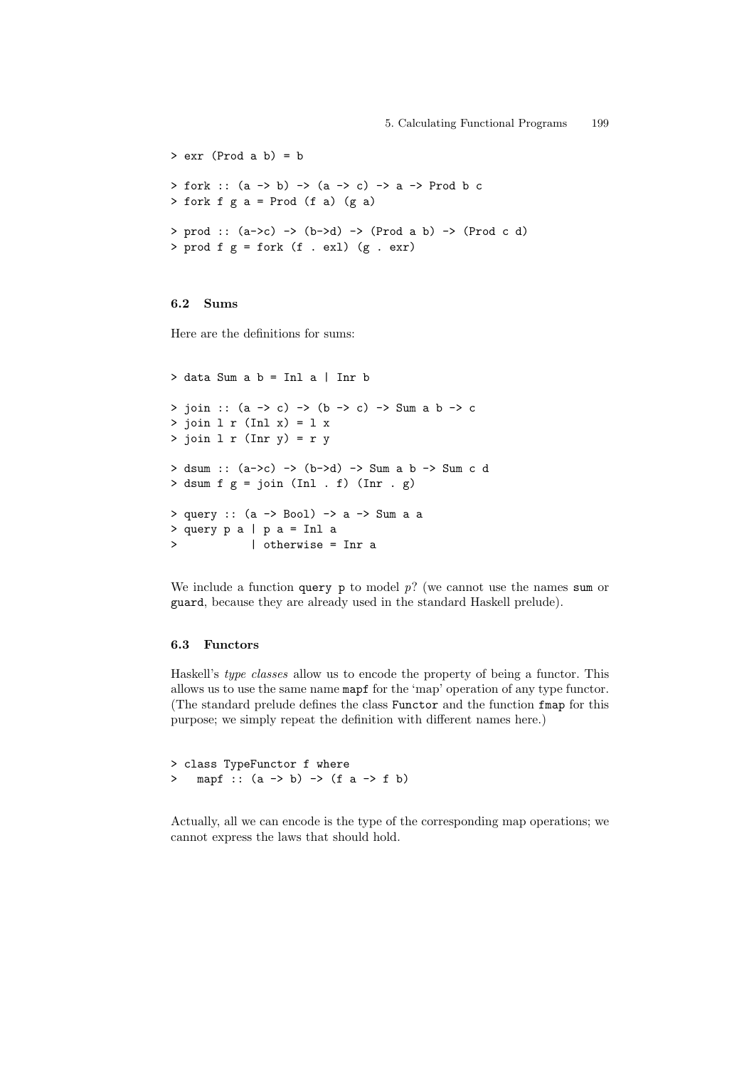```
> exr (Prod a b) = b

> fork :: (a -> b) -> (a -> c) -> a -> Prod b c
> fork f g a = Prod (f a) (g a)

> prod :: (a->c) -> (b->d) -> (Prod a b) -> (Prod c d)
> prod f g = fork (f . exl) (g . exr)
```

### 6.2 Sums

Here are the definitions for sums:

```
> data Sum a b = Inl a | Inr b

> join :: (a -> c) -> (b -> c) -> Sum a b -> c
> join l r (Inl x) = l x
> join l r (Inr y) = r y

> dsum :: (a->c) -> (b->d) -> Sum a b -> Sum c d
> dsum f g = join (Inl . f) (Inr . g)

> query :: (a -> Bool) -> a -> Sum a a
> query p a | p a = Inl a
>           | otherwise = Inr a
```

We include a function `query p` to model $p?$ (we cannot use the names `sum` or `guard`, because they are already used in the standard Haskell prelude).

### 6.3 Functors

Haskell's *type classes* allow us to encode the property of being a functor. This allows us to use the same name `mapf` for the 'map' operation of any type functor. (The standard prelude defines the class `Functor` and the function `fmap` for this purpose; we simply repeat the definition with different names here.)

```
> class TypeFunctor f where
>   mapf :: (a -> b) -> (f a -> f b)
```

Actually, all we can encode is the type of the corresponding map operations; we cannot express the laws that should hold.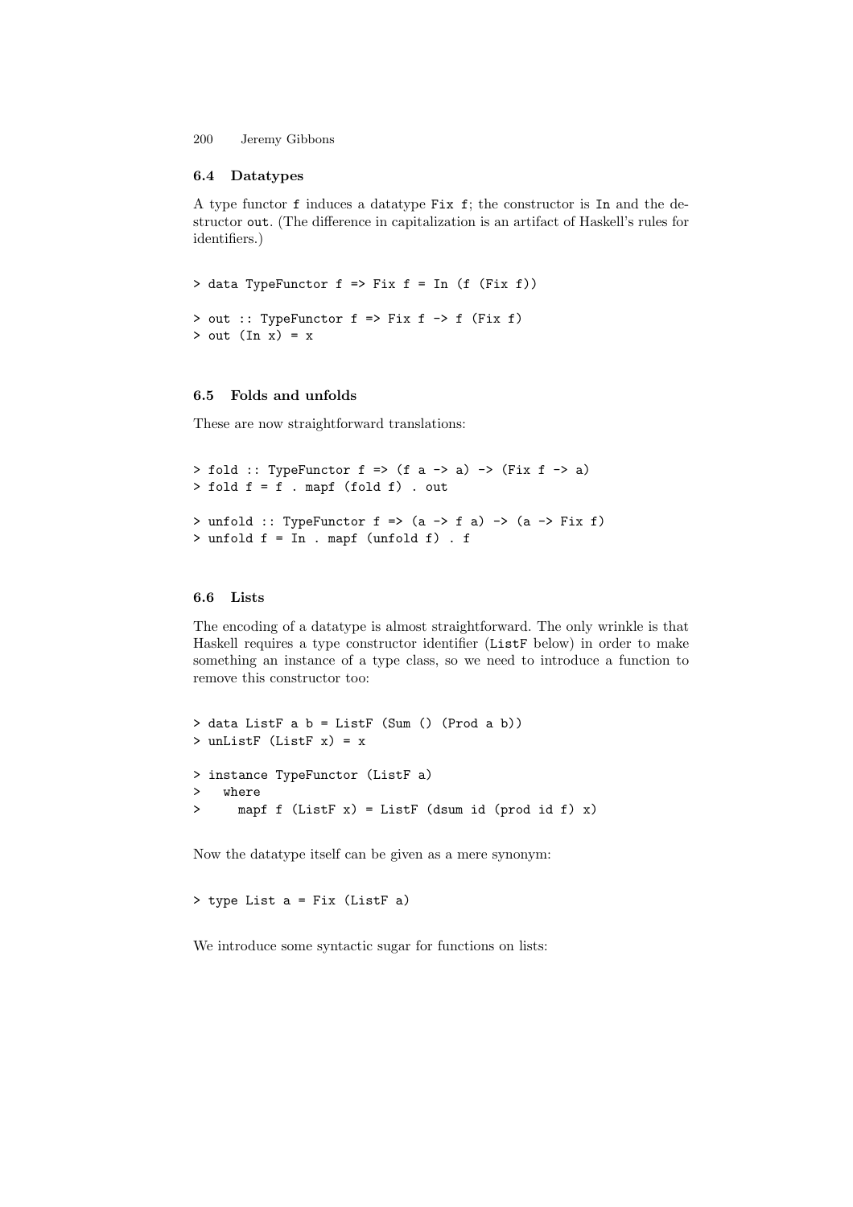### 6.4 Datatypes

A type functor `f` induces a datatype `Fix f`; the constructor is `In` and the destructor `out`. (The difference in capitalization is an artifact of Haskell's rules for identifiers.)

```
> data TypeFunctor f => Fix f = In (f (Fix f))

> out :: TypeFunctor f => Fix f -> f (Fix f)
> out (In x) = x
```

### 6.5 Folds and unfolds

These are now straightforward translations:

```
> fold :: TypeFunctor f => (f a -> a) -> (Fix f -> a)
> fold f = f . mapf (fold f) . out

> unfold :: TypeFunctor f => (a -> f a) -> (a -> Fix f)
> unfold f = In . mapf (unfold f) . f
```

### 6.6 Lists

The encoding of a datatype is almost straightforward. The only wrinkle is that Haskell requires a type constructor identifier (`ListF` below) in order to make something an instance of a type class, so we need to introduce a function to remove this constructor too:

```
> data ListF a b = ListF (Sum () (Prod a b))
> unListF (ListF x) = x

> instance TypeFunctor (ListF a)
>   where
>     mapf f (ListF x) = ListF (dsum id (prod id f) x)
```

Now the datatype itself can be given as a mere synonym:

```
> type List a = Fix (ListF a)
```

We introduce some syntactic sugar for functions on lists: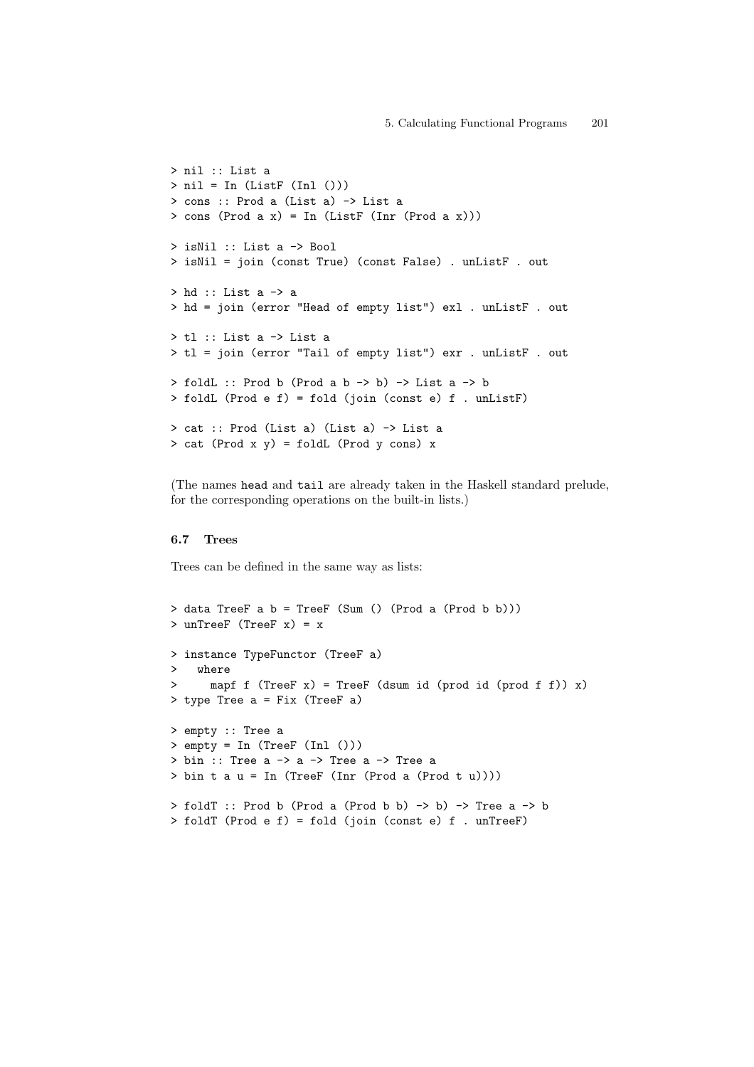```
> nil :: List a
> nil = In (ListF (Inl ()))
> cons :: Prod a (List a) -> List a
> cons (Prod a x) = In (ListF (Inr (Prod a x)))

> isNil :: List a -> Bool
> isNil = join (const True) (const False) . unListF . out

> hd :: List a -> a
> hd = join (error "Head of empty list") exl . unListF . out

> tl :: List a -> List a
> tl = join (error "Tail of empty list") exr . unListF . out

> foldL :: Prod b (Prod a b -> b) -> List a -> b
> foldL (Prod e f) = fold (join (const e) f . unListF)

> cat :: Prod (List a) (List a) -> List a
> cat (Prod x y) = foldL (Prod y cons) x
```

(The names `head` and `tail` are already taken in the Haskell standard prelude, for the corresponding operations on the built-in lists.)

### 6.7 Trees

Trees can be defined in the same way as lists:

```
> data TreeF a b = TreeF (Sum () (Prod a (Prod b b)))
> unTreeF (TreeF x) = x

> instance TypeFunctor (TreeF a)
>   where
>     mapf f (TreeF x) = TreeF (dsum id (prod id (prod f f)) x)
> type Tree a = Fix (TreeF a)

> empty :: Tree a
> empty = In (TreeF (Inl ()))
> bin :: Tree a -> a -> Tree a -> Tree a
> bin t a u = In (TreeF (Inr (Prod a (Prod t u))))

> foldT :: Prod b (Prod a (Prod b b) -> b) -> Tree a -> b
> foldT (Prod e f) = fold (join (const e) f . unTreeF)
```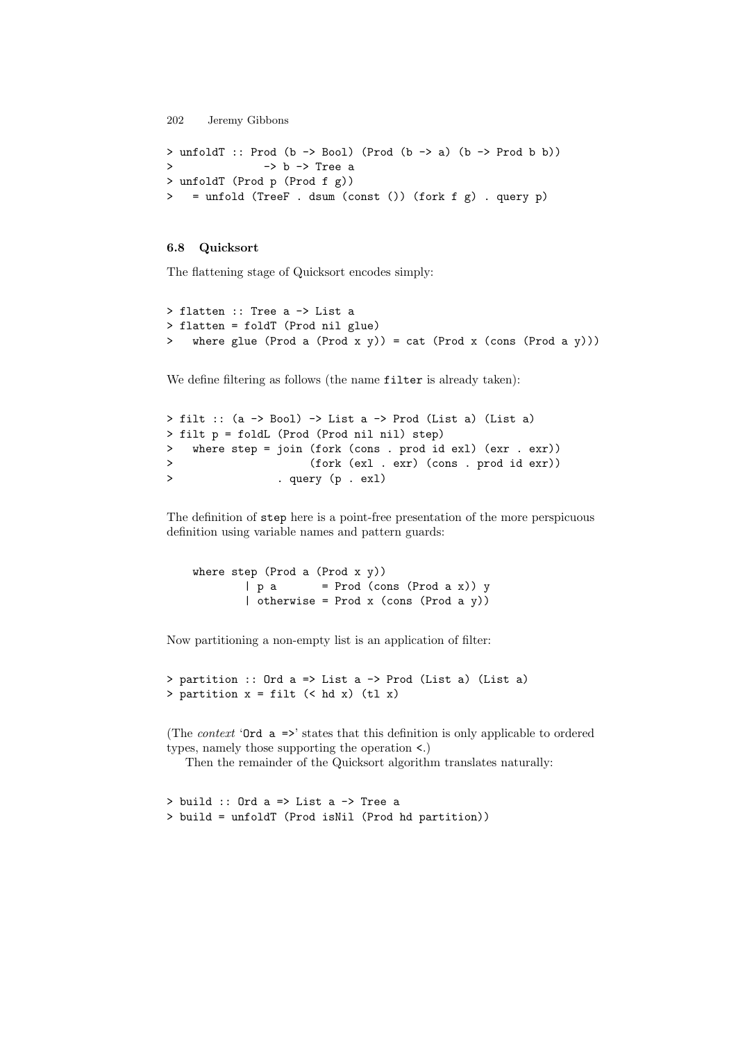```
> unfoldT :: Prod (b -> Bool) (Prod (b -> a) (b -> Prod b b))
>             -> b -> Tree a
> unfoldT (Prod p (Prod f g))
>   = unfold (TreeF . dsum (const ()) (fork f g) . query p)
```

### 6.8 Quicksort

The flattening stage of Quicksort encodes simply:

```
> flatten :: Tree a -> List a
> flatten = foldT (Prod nil glue)
>   where glue (Prod a (Prod x y)) = cat (Prod x (cons (Prod a y)))
```

We define filtering as follows (the name `filter` is already taken):

```
> filt :: (a -> Bool) -> List a -> Prod (List a) (List a)
> filt p = foldL (Prod (Prod nil nil) step)
>   where step = join (fork (cons . prod id exl) (exr . exr))
>                     (fork (exl . exr) (cons . prod id exr))
>                . query (p . exl)
```

The definition of `step` here is a point-free presentation of the more perspicuous definition using variable names and pattern guards:

```
    where step (Prod a (Prod x y))
            | p a       = Prod (cons (Prod a x)) y
            | otherwise = Prod x (cons (Prod a y))
```

Now partitioning a non-empty list is an application of filter:

```
> partition :: Ord a => List a -> Prod (List a) (List a)
> partition x = filt (< hd x) (tl x)
```

(The *context* '`Ord a =>`' states that this definition is only applicable to ordered types, namely those supporting the operation `<`.)

Then the remainder of the Quicksort algorithm translates naturally:

```
> build :: Ord a => List a -> Tree a
> build = unfoldT (Prod isNil (Prod hd partition))
```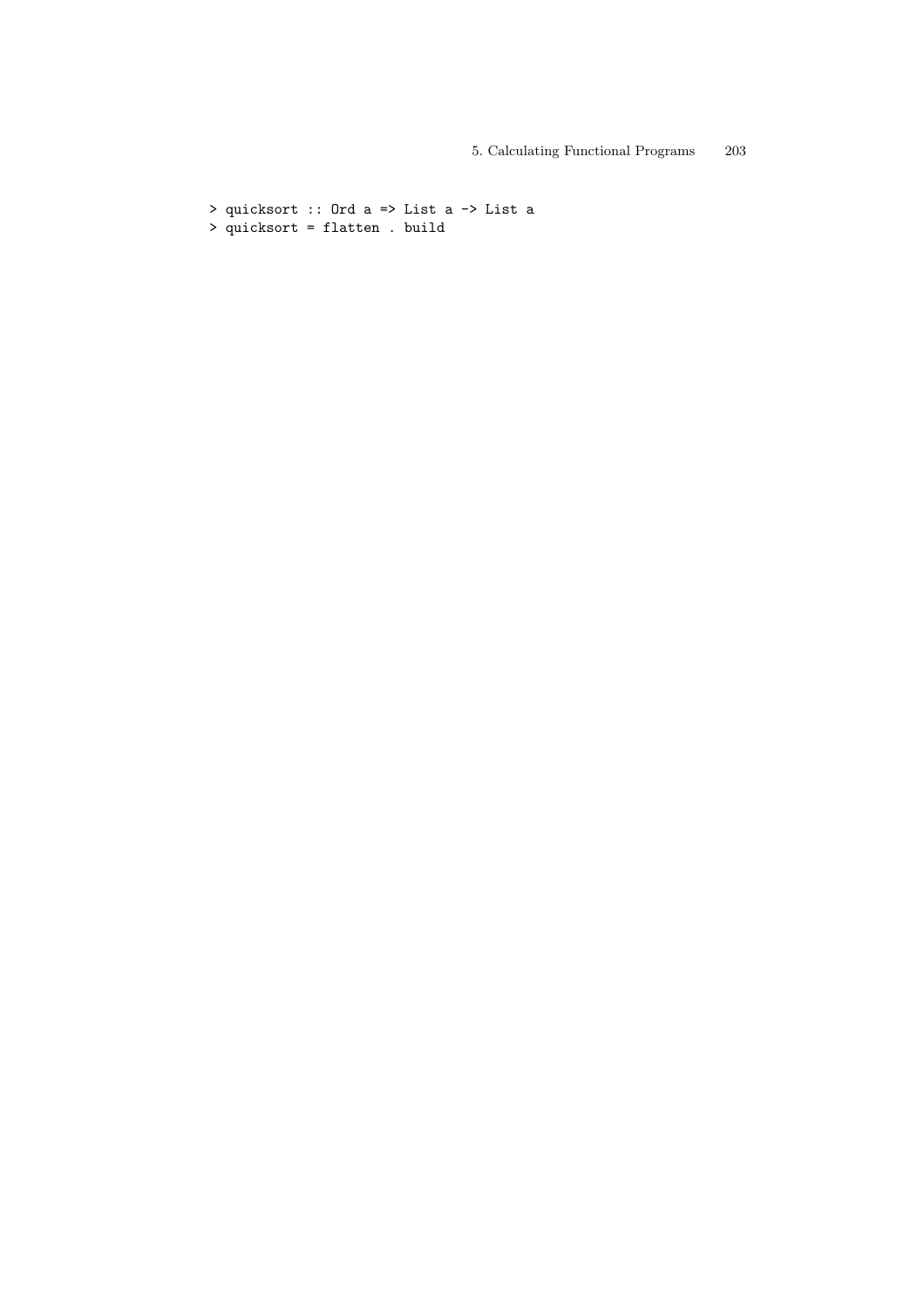```
> quicksort :: Ord a => List a -> List a
> quicksort = flatten . build
```